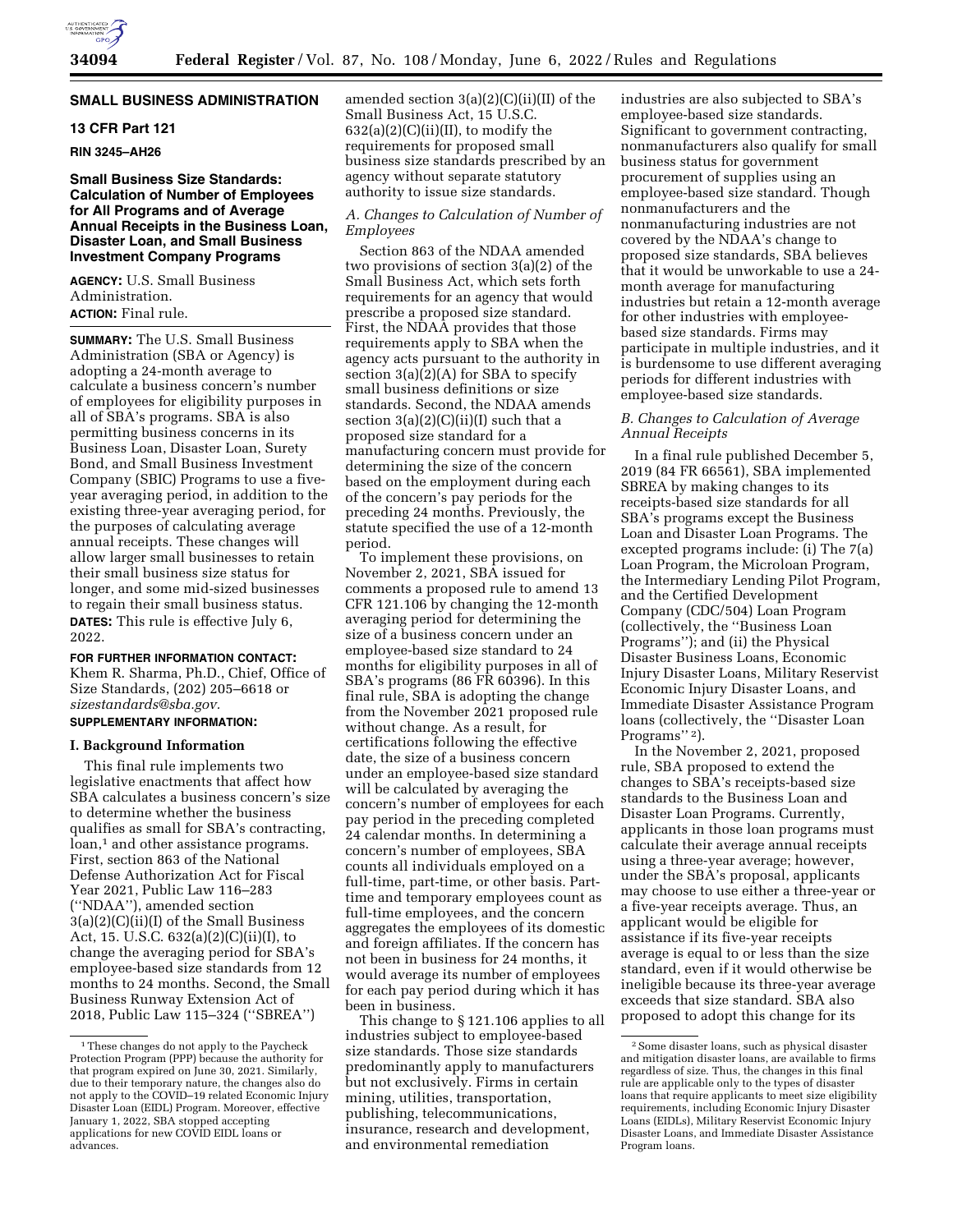# SMALL BUSINESS ADMINISTRATION

## 13 CFR Part 121

**RIN 3245–AH26**

## Small Business Size Standards: Calculation of Number of Employees for All Programs and of Average Annual Receipts in the Business Loan, Disaster Loan, and Small Business Investment Company Programs

**AGENCY:** U.S. Small Business Administration.

**ACTION:** Final rule.

**SUMMARY:** The U.S. Small Business Administration (SBA or Agency) is adopting a 24-month average to calculate a business concern's number of employees for eligibility purposes in all of SBA's programs. SBA is also permitting business concerns in its Business Loan, Disaster Loan, Surety Bond, and Small Business Investment Company (SBIC) Programs to use a five-year averaging period, in addition to the existing three-year averaging period, for the purposes of calculating average annual receipts. These changes will allow larger small businesses to retain their small business size status for longer, and some mid-sized businesses to regain their small business status.

**DATES:** This rule is effective July 6, 2022.

**FOR FURTHER INFORMATION CONTACT:** Khem R. Sharma, Ph.D., Chief, Office of Size Standards, (202) 205–6618 or *sizestandards@sba.gov*.

**SUPPLEMENTARY INFORMATION:**

### I. Background Information

This final rule implements two legislative enactments that affect how SBA calculates a business concern's size to determine whether the business qualifies as small for SBA's contracting, loan,[1] and other assistance programs. First, section 863 of the National Defense Authorization Act for Fiscal Year 2021, Public Law 116–283 (''NDAA''), amended section 3(a)(2)(C)(ii)(I) of the Small Business Act, 15. U.S.C. 632(a)(2)(C)(ii)(I), to change the averaging period for SBA's employee-based size standards from 12 months to 24 months. Second, the Small Business Runway Extension Act of 2018, Public Law 115–324 (''SBREA'') amended section 3(a)(2)(C)(ii)(II) of the Small Business Act, 15 U.S.C. 632(a)(2)(C)(ii)(II), to modify the requirements for proposed small business size standards prescribed by an agency without separate statutory authority to issue size standards.

#### *A. Changes to Calculation of Number of Employees*

Section 863 of the NDAA amended two provisions of section 3(a)(2) of the Small Business Act, which sets forth requirements for an agency that would prescribe a proposed size standard. First, the NDAA provides that those requirements apply to SBA when the agency acts pursuant to the authority in section 3(a)(2)(A) for SBA to specify small business definitions or size standards. Second, the NDAA amends section 3(a)(2)(C)(ii)(I) such that a proposed size standard for a manufacturing concern must provide for determining the size of the concern based on the employment during each of the concern's pay periods for the preceding 24 months. Previously, the statute specified the use of a 12-month period.

To implement these provisions, on November 2, 2021, SBA issued for comments a proposed rule to amend 13 CFR 121.106 by changing the 12-month averaging period for determining the size of a business concern under an employee-based size standard to 24 months for eligibility purposes in all of SBA's programs (86 FR 60396). In this final rule, SBA is adopting the change from the November 2021 proposed rule without change. As a result, for certifications following the effective date, the size of a business concern under an employee-based size standard will be calculated by averaging the concern's number of employees for each pay period in the preceding completed 24 calendar months. In determining a concern's number of employees, SBA counts all individuals employed on a full-time, part-time, or other basis. Part-time and temporary employees count as full-time employees, and the concern aggregates the employees of its domestic and foreign affiliates. If the concern has not been in business for 24 months, it would average its number of employees for each pay period during which it has been in business.

This change to § 121.106 applies to all industries subject to employee-based size standards. Those size standards predominantly apply to manufacturers but not exclusively. Firms in certain mining, utilities, transportation, publishing, telecommunications, insurance, research and development, and environmental remediation industries are also subjected to SBA's employee-based size standards. Significant to government contracting, nonmanufacturers also qualify for small business status for government procurement of supplies using an employee-based size standard. Though nonmanufacturers and the nonmanufacturing industries are not covered by the NDAA's change to proposed size standards, SBA believes that it would be unworkable to use a 24-month average for manufacturing industries but retain a 12-month average for other industries with employee-based size standards. Firms may participate in multiple industries, and it is burdensome to use different averaging periods for different industries with employee-based size standards.

#### *B. Changes to Calculation of Average Annual Receipts*

In a final rule published December 5, 2019 (84 FR 66561), SBA implemented SBREA by making changes to its receipts-based size standards for all SBA's programs except the Business Loan and Disaster Loan Programs. The excepted programs include: (i) The 7(a) Loan Program, the Microloan Program, the Intermediary Lending Pilot Program, and the Certified Development Company (CDC/504) Loan Program (collectively, the ''Business Loan Programs''); and (ii) the Physical Disaster Business Loans, Economic Injury Disaster Loans, Military Reservist Economic Injury Disaster Loans, and Immediate Disaster Assistance Program loans (collectively, the ''Disaster Loan Programs'' [2]).

In the November 2, 2021, proposed rule, SBA proposed to extend the changes to SBA's receipts-based size standards to the Business Loan and Disaster Loan Programs. Currently, applicants in those loan programs must calculate their average annual receipts using a three-year average; however, under the SBA's proposal, applicants may choose to use either a three-year or a five-year receipts average. Thus, an applicant would be eligible for assistance if its five-year receipts average is equal to or less than the size standard, even if it would otherwise be ineligible because its three-year average exceeds that size standard. SBA also proposed to adopt this change for its

---

[1] These changes do not apply to the Paycheck Protection Program (PPP) because the authority for that program expired on June 30, 2021. Similarly, due to their temporary nature, the changes also do not apply to the COVID–19 related Economic Injury Disaster Loan (EIDL) Program. Moreover, effective January 1, 2022, SBA stopped accepting applications for new COVID EIDL loans or advances.

[2] Some disaster loans, such as physical disaster and mitigation disaster loans, are available to firms regardless of size. Thus, the changes in this final rule are applicable only to the types of disaster loans that require applicants to meet size eligibility requirements, including Economic Injury Disaster Loans (EIDLs), Military Reservist Economic Injury Disaster Loans, and Immediate Disaster Assistance Program loans.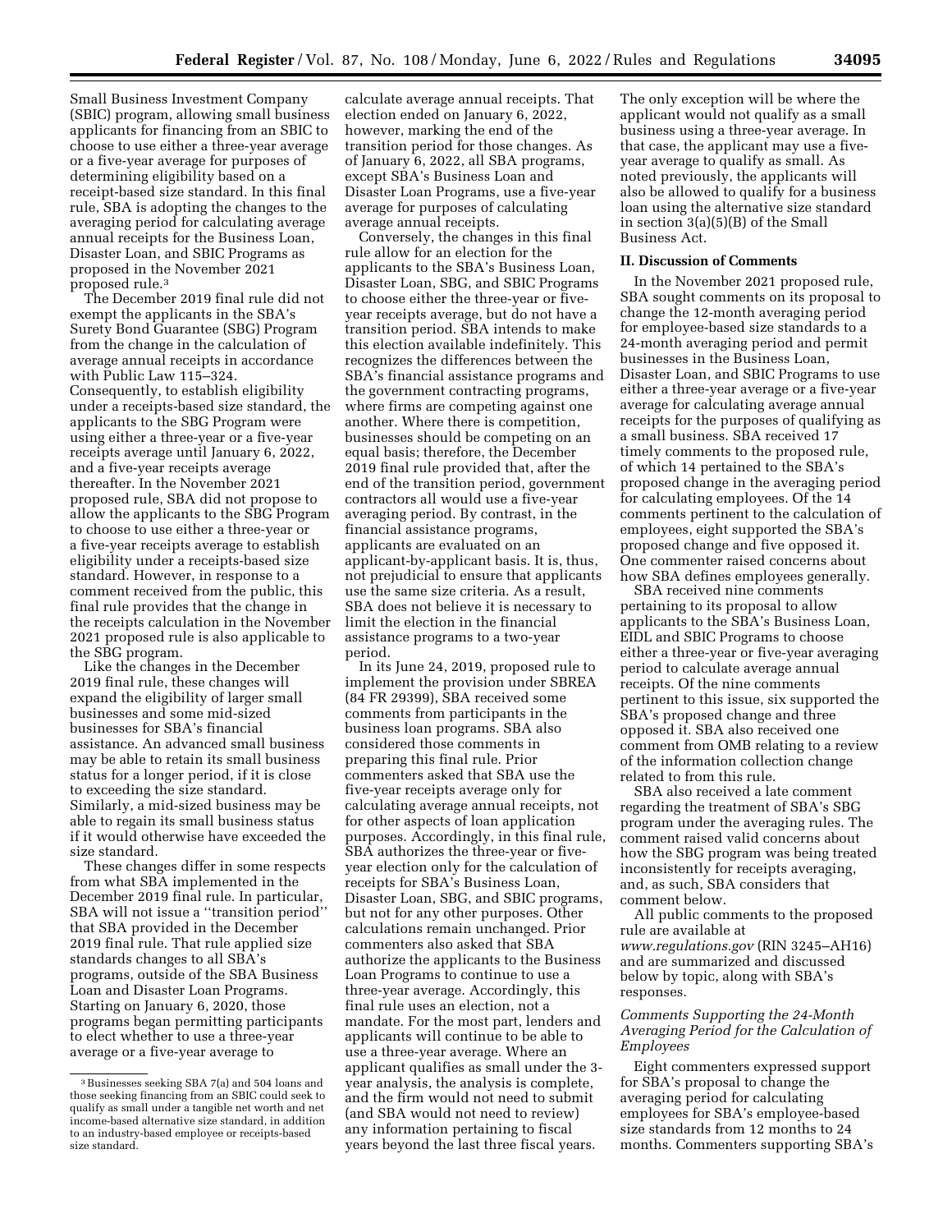Small Business Investment Company (SBIC) program, allowing small business applicants for financing from an SBIC to choose to use either a three-year average or a five-year average for purposes of determining eligibility based on a receipt-based size standard. In this final rule, SBA is adopting the changes to the averaging period for calculating average annual receipts for the Business Loan, Disaster Loan, and SBIC Programs as proposed in the November 2021 proposed rule.[3]

The December 2019 final rule did not exempt the applicants in the SBA's Surety Bond Guarantee (SBG) Program from the change in the calculation of average annual receipts in accordance with Public Law 115–324. Consequently, to establish eligibility under a receipts-based size standard, the applicants to the SBG Program were using either a three-year or a five-year receipts average until January 6, 2022, and a five-year receipts average thereafter. In the November 2021 proposed rule, SBA did not propose to allow the applicants to the SBG Program to choose to use either a three-year or a five-year receipts average to establish eligibility under a receipts-based size standard. However, in response to a comment received from the public, this final rule provides that the change in the receipts calculation in the November 2021 proposed rule is also applicable to the SBG program.

Like the changes in the December 2019 final rule, these changes will expand the eligibility of larger small businesses and some mid-sized businesses for SBA's financial assistance. An advanced small business may be able to retain its small business status for a longer period, if it is close to exceeding the size standard. Similarly, a mid-sized business may be able to regain its small business status if it would otherwise have exceeded the size standard.

These changes differ in some respects from what SBA implemented in the December 2019 final rule. In particular, SBA will not issue a "transition period" that SBA provided in the December 2019 final rule. That rule applied size standards changes to all SBA's programs, outside of the SBA Business Loan and Disaster Loan Programs. Starting on January 6, 2020, those programs began permitting participants to elect whether to use a three-year average or a five-year average to calculate average annual receipts. That election ended on January 6, 2022, however, marking the end of the transition period for those changes. As of January 6, 2022, all SBA programs, except SBA's Business Loan and Disaster Loan Programs, use a five-year average for purposes of calculating average annual receipts.

Conversely, the changes in this final rule allow for an election for the applicants to the SBA's Business Loan, Disaster Loan, SBG, and SBIC Programs to choose either the three-year or five-year receipts average, but do not have a transition period. SBA intends to make this election available indefinitely. This recognizes the differences between the SBA's financial assistance programs and the government contracting programs, where firms are competing against one another. Where there is competition, businesses should be competing on an equal basis; therefore, the December 2019 final rule provided that, after the end of the transition period, government contractors all would use a five-year averaging period. By contrast, in the financial assistance programs, applicants are evaluated on an applicant-by-applicant basis. It is, thus, not prejudicial to ensure that applicants use the same size criteria. As a result, SBA does not believe it is necessary to limit the election in the financial assistance programs to a two-year period.

In its June 24, 2019, proposed rule to implement the provision under SBREA (84 FR 29399), SBA received some comments from participants in the business loan programs. SBA also considered those comments in preparing this final rule. Prior commenters asked that SBA use the five-year receipts average only for calculating average annual receipts, not for other aspects of loan application purposes. Accordingly, in this final rule, SBA authorizes the three-year or five-year election only for the calculation of receipts for SBA's Business Loan, Disaster Loan, SBG, and SBIC programs, but not for any other purposes. Other calculations remain unchanged. Prior commenters also asked that SBA authorize the applicants to the Business Loan Programs to continue to use a three-year average. Accordingly, this final rule uses an election, not a mandate. For the most part, lenders and applicants will continue to be able to use a three-year average. Where an applicant qualifies as small under the 3-year analysis, the analysis is complete, and the firm would not need to submit (and SBA would not need to review) any information pertaining to fiscal years beyond the last three fiscal years. The only exception will be where the applicant would not qualify as a small business using a three-year average. In that case, the applicant may use a five-year average to qualify as small. As noted previously, the applicants will also be allowed to qualify for a business loan using the alternative size standard in section 3(a)(5)(B) of the Small Business Act.

## II. Discussion of Comments

In the November 2021 proposed rule, SBA sought comments on its proposal to change the 12-month averaging period for employee-based size standards to a 24-month averaging period and permit businesses in the Business Loan, Disaster Loan, and SBIC Programs to use either a three-year average or a five-year average for calculating average annual receipts for the purposes of qualifying as a small business. SBA received 17 timely comments to the proposed rule, of which 14 pertained to the SBA's proposed change in the averaging period for calculating employees. Of the 14 comments pertinent to the calculation of employees, eight supported the SBA's proposed change and five opposed it. One commenter raised concerns about how SBA defines employees generally.

SBA received nine comments pertaining to its proposal to allow applicants to the SBA's Business Loan, EIDL and SBIC Programs to choose either a three-year or five-year averaging period to calculate average annual receipts. Of the nine comments pertinent to this issue, six supported the SBA's proposed change and three opposed it. SBA also received one comment from OMB relating to a review of the information collection change related to from this rule.

SBA also received a late comment regarding the treatment of SBA's SBG program under the averaging rules. The comment raised valid concerns about how the SBG program was being treated inconsistently for receipts averaging, and, as such, SBA considers that comment below.

All public comments to the proposed rule are available at *www.regulations.gov* (RIN 3245–AH16) and are summarized and discussed below by topic, along with SBA's responses.

### *Comments Supporting the 24-Month Averaging Period for the Calculation of Employees*

Eight commenters expressed support for SBA's proposal to change the averaging period for calculating employees for SBA's employee-based size standards from 12 months to 24 months. Commenters supporting SBA's

[3] Businesses seeking SBA 7(a) and 504 loans and those seeking financing from an SBIC could seek to qualify as small under a tangible net worth and net income-based alternative size standard, in addition to an industry-based employee or receipts-based size standard.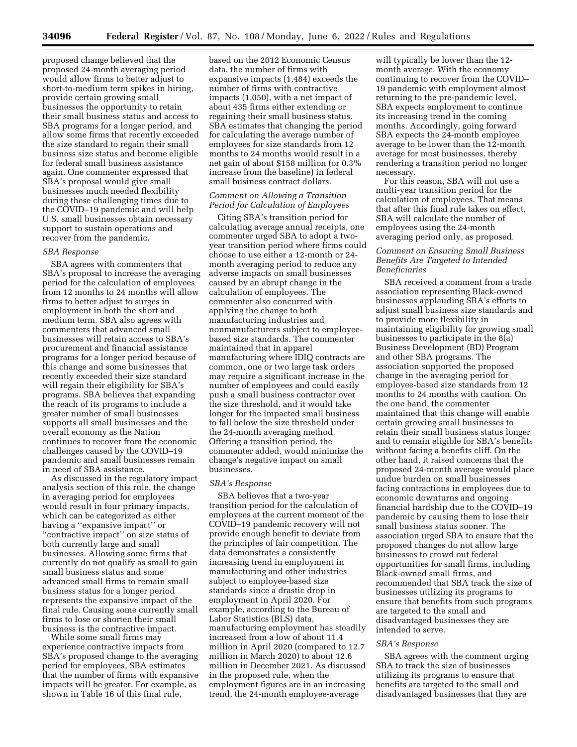proposed change believed that the proposed 24-month averaging period would allow firms to better adjust to short-to-medium term spikes in hiring, provide certain growing small businesses the opportunity to retain their small business status and access to SBA programs for a longer period, and allow some firms that recently exceeded the size standard to regain their small business size status and become eligible for federal small business assistance again. One commenter expressed that SBA's proposal would give small businesses much needed flexibility during these challenging times due to the COVID–19 pandemic and will help U.S. small businesses obtain necessary support to sustain operations and recover from the pandemic.

*SBA Response*

SBA agrees with commenters that SBA's proposal to increase the averaging period for the calculation of employees from 12 months to 24 months will allow firms to better adjust to surges in employment in both the short and medium term. SBA also agrees with commenters that advanced small businesses will retain access to SBA's procurement and financial assistance programs for a longer period because of this change and some businesses that recently exceeded their size standard will regain their eligibility for SBA's programs. SBA believes that expanding the reach of its programs to include a greater number of small businesses supports all small businesses and the overall economy as the Nation continues to recover from the economic challenges caused by the COVID–19 pandemic and small businesses remain in need of SBA assistance.

As discussed in the regulatory impact analysis section of this rule, the change in averaging period for employees would result in four primary impacts, which can be categorized as either having a "expansive impact" or "contractive impact" on size status of both currently large and small businesses. Allowing some firms that currently do not qualify as small to gain small business status and some advanced small firms to remain small business status for a longer period represents the expansive impact of the final rule. Causing some currently small firms to lose or shorten their small business is the contractive impact.

While some small firms may experience contractive impacts from SBA's proposed change to the averaging period for employees, SBA estimates that the number of firms with expansive impacts will be greater. For example, as shown in Table 16 of this final rule, based on the 2012 Economic Census data, the number of firms with expansive impacts (1,484) exceeds the number of firms with contractive impacts (1,050), with a net impact of about 435 firms either extending or regaining their small business status. SBA estimates that changing the period for calculating the average number of employees for size standards from 12 months to 24 months would result in a net gain of about $158 million (or 0.3% increase from the baseline) in federal small business contract dollars.

*Comment on Allowing a Transition Period for Calculation of Employees*

Citing SBA's transition period for calculating average annual receipts, one commenter urged SBA to adopt a two-year transition period where firms could choose to use either a 12-month or 24-month averaging period to reduce any adverse impacts on small businesses caused by an abrupt change in the calculation of employees. The commenter also concurred with applying the change to both manufacturing industries and nonmanufacturers subject to employee-based size standards. The commenter maintained that in apparel manufacturing where IDIQ contracts are common, one or two large task orders may require a significant increase in the number of employees and could easily push a small business contractor over the size threshold, and it would take longer for the impacted small business to fall below the size threshold under the 24-month averaging method. Offering a transition period, the commenter added, would minimize the change's negative impact on small businesses.

*SBA's Response*

SBA believes that a two-year transition period for the calculation of employees at the current moment of the COVID–19 pandemic recovery will not provide enough benefit to deviate from the principles of fair competition. The data demonstrates a consistently increasing trend in employment in manufacturing and other industries subject to employee-based size standards since a drastic drop in employment in April 2020. For example, according to the Bureau of Labor Statistics (BLS) data, manufacturing employment has steadily increased from a low of about 11.4 million in April 2020 (compared to 12.7 million in March 2020) to about 12.6 million in December 2021. As discussed in the proposed rule, when the employment figures are in an increasing trend, the 24-month employee-average will typically be lower than the 12-month average. With the economy continuing to recover from the COVID–19 pandemic with employment almost returning to the pre-pandemic level, SBA expects employment to continue its increasing trend in the coming months. Accordingly, going forward SBA expects the 24-month employee average to be lower than the 12-month average for most businesses, thereby rendering a transition period no longer necessary.

For this reason, SBA will not use a multi-year transition period for the calculation of employees. That means that after this final rule takes on effect, SBA will calculate the number of employees using the 24-month averaging period only, as proposed.

*Comment on Ensuring Small Business Benefits Are Targeted to Intended Beneficiaries*

SBA received a comment from a trade association representing Black-owned businesses applauding SBA's efforts to adjust small business size standards and to provide more flexibility in maintaining eligibility for growing small businesses to participate in the 8(a) Business Development (BD) Program and other SBA programs. The association supported the proposed change in the averaging period for employee-based size standards from 12 months to 24 months with caution. On the one hand, the commenter maintained that this change will enable certain growing small businesses to retain their small business status longer and to remain eligible for SBA's benefits without facing a benefits cliff. On the other hand, it raised concerns that the proposed 24-month average would place undue burden on small businesses facing contractions in employees due to economic downturns and ongoing financial hardship due to the COVID–19 pandemic by causing them to lose their small business status sooner. The association urged SBA to ensure that the proposed changes do not allow large businesses to crowd out federal opportunities for small firms, including Black-owned small firms, and recommended that SBA track the size of businesses utilizing its programs to ensure that benefits from such programs are targeted to the small and disadvantaged businesses they are intended to serve.

*SBA's Response*

SBA agrees with the comment urging SBA to track the size of businesses utilizing its programs to ensure that benefits are targeted to the small and disadvantaged businesses that they are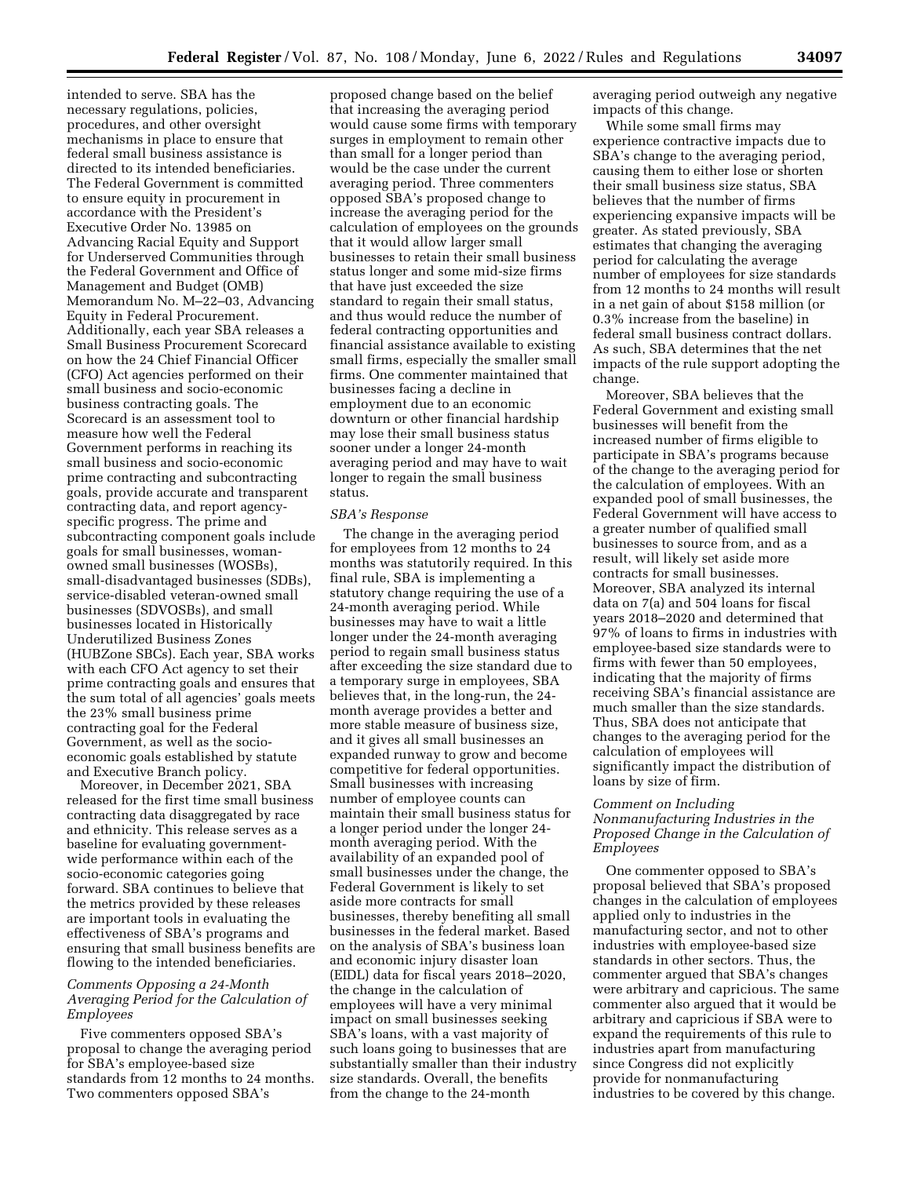intended to serve. SBA has the necessary regulations, policies, procedures, and other oversight mechanisms in place to ensure that federal small business assistance is directed to its intended beneficiaries. The Federal Government is committed to ensure equity in procurement in accordance with the President's Executive Order No. 13985 on Advancing Racial Equity and Support for Underserved Communities through the Federal Government and Office of Management and Budget (OMB) Memorandum No. M–22–03, Advancing Equity in Federal Procurement. Additionally, each year SBA releases a Small Business Procurement Scorecard on how the 24 Chief Financial Officer (CFO) Act agencies performed on their small business and socio-economic business contracting goals. The Scorecard is an assessment tool to measure how well the Federal Government performs in reaching its small business and socio-economic prime contracting and subcontracting goals, provide accurate and transparent contracting data, and report agency-specific progress. The prime and subcontracting component goals include goals for small businesses, woman-owned small businesses (WOSBs), small-disadvantaged businesses (SDBs), service-disabled veteran-owned small businesses (SDVOSBs), and small businesses located in Historically Underutilized Business Zones (HUBZone SBCs). Each year, SBA works with each CFO Act agency to set their prime contracting goals and ensures that the sum total of all agencies' goals meets the 23% small business prime contracting goal for the Federal Government, as well as the socio-economic goals established by statute and Executive Branch policy.

Moreover, in December 2021, SBA released for the first time small business contracting data disaggregated by race and ethnicity. This release serves as a baseline for evaluating government-wide performance within each of the socio-economic categories going forward. SBA continues to believe that the metrics provided by these releases are important tools in evaluating the effectiveness of SBA's programs and ensuring that small business benefits are flowing to the intended beneficiaries.

*Comments Opposing a 24-Month Averaging Period for the Calculation of Employees*

Five commenters opposed SBA's proposal to change the averaging period for SBA's employee-based size standards from 12 months to 24 months. Two commenters opposed SBA's proposed change based on the belief that increasing the averaging period would cause some firms with temporary surges in employment to remain other than small for a longer period than would be the case under the current averaging period. Three commenters opposed SBA's proposed change to increase the averaging period for the calculation of employees on the grounds that it would allow larger small businesses to retain their small business status longer and some mid-size firms that have just exceeded the size standard to regain their small status, and thus would reduce the number of federal contracting opportunities and financial assistance available to existing small firms, especially the smaller small firms. One commenter maintained that businesses facing a decline in employment due to an economic downturn or other financial hardship may lose their small business status sooner under a longer 24-month averaging period and may have to wait longer to regain the small business status.

*SBA's Response*

The change in the averaging period for employees from 12 months to 24 months was statutorily required. In this final rule, SBA is implementing a statutory change requiring the use of a 24-month averaging period. While businesses may have to wait a little longer under the 24-month averaging period to regain small business status after exceeding the size standard due to a temporary surge in employees, SBA believes that, in the long-run, the 24-month average provides a better and more stable measure of business size, and it gives all small businesses an expanded runway to grow and become competitive for federal opportunities. Small businesses with increasing number of employee counts can maintain their small business status for a longer period under the longer 24-month averaging period. With the availability of an expanded pool of small businesses under the change, the Federal Government is likely to set aside more contracts for small businesses, thereby benefiting all small businesses in the federal market. Based on the analysis of SBA's business loan and economic injury disaster loan (EIDL) data for fiscal years 2018–2020, the change in the calculation of employees will have a very minimal impact on small businesses seeking SBA's loans, with a vast majority of such loans going to businesses that are substantially smaller than their industry size standards. Overall, the benefits from the change to the 24-month averaging period outweigh any negative impacts of this change.

While some small firms may experience contractive impacts due to SBA's change to the averaging period, causing them to either lose or shorten their small business size status, SBA believes that the number of firms experiencing expansive impacts will be greater. As stated previously, SBA estimates that changing the averaging period for calculating the average number of employees for size standards from 12 months to 24 months will result in a net gain of about $158 million (or 0.3% increase from the baseline) in federal small business contract dollars. As such, SBA determines that the net impacts of the rule support adopting the change.

Moreover, SBA believes that the Federal Government and existing small businesses will benefit from the increased number of firms eligible to participate in SBA's programs because of the change to the averaging period for the calculation of employees. With an expanded pool of small businesses, the Federal Government will have access to a greater number of qualified small businesses to source from, and as a result, will likely set aside more contracts for small businesses. Moreover, SBA analyzed its internal data on 7(a) and 504 loans for fiscal years 2018–2020 and determined that 97% of loans to firms in industries with employee-based size standards were to firms with fewer than 50 employees, indicating that the majority of firms receiving SBA's financial assistance are much smaller than the size standards. Thus, SBA does not anticipate that changes to the averaging period for the calculation of employees will significantly impact the distribution of loans by size of firm.

*Comment on Including Nonmanufacturing Industries in the Proposed Change in the Calculation of Employees*

One commenter opposed to SBA's proposal believed that SBA's proposed changes in the calculation of employees applied only to industries in the manufacturing sector, and not to other industries with employee-based size standards in other sectors. Thus, the commenter argued that SBA's changes were arbitrary and capricious. The same commenter also argued that it would be arbitrary and capricious if SBA were to expand the requirements of this rule to industries apart from manufacturing since Congress did not explicitly provide for nonmanufacturing industries to be covered by this change.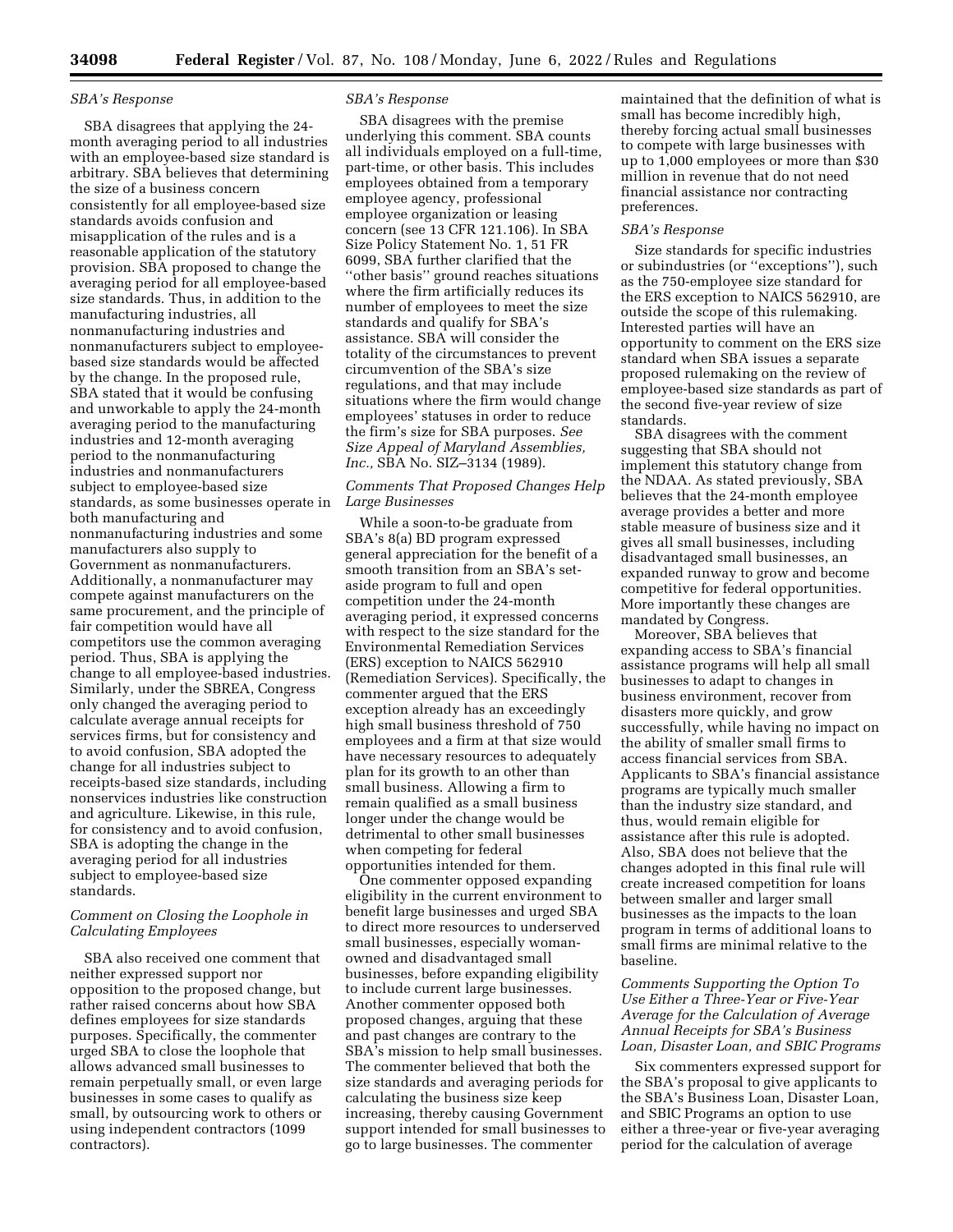*SBA's Response*

SBA disagrees that applying the 24-month averaging period to all industries with an employee-based size standard is arbitrary. SBA believes that determining the size of a business concern consistently for all employee-based size standards avoids confusion and misapplication of the rules and is a reasonable application of the statutory provision. SBA proposed to change the averaging period for all employee-based size standards. Thus, in addition to the manufacturing industries, all nonmanufacturing industries and nonmanufacturers subject to employee-based size standards would be affected by the change. In the proposed rule, SBA stated that it would be confusing and unworkable to apply the 24-month averaging period to the manufacturing industries and 12-month averaging period to the nonmanufacturing industries and nonmanufacturers subject to employee-based size standards, as some businesses operate in both manufacturing and nonmanufacturing industries and some manufacturers also supply to Government as nonmanufacturers. Additionally, a nonmanufacturer may compete against manufacturers on the same procurement, and the principle of fair competition would have all competitors use the common averaging period. Thus, SBA is applying the change to all employee-based industries. Similarly, under the SBREA, Congress only changed the averaging period to calculate average annual receipts for services firms, but for consistency and to avoid confusion, SBA adopted the change for all industries subject to receipts-based size standards, including nonservices industries like construction and agriculture. Likewise, in this rule, for consistency and to avoid confusion, SBA is adopting the change in the averaging period for all industries subject to employee-based size standards.

*Comment on Closing the Loophole in Calculating Employees*

SBA also received one comment that neither expressed support nor opposition to the proposed change, but rather raised concerns about how SBA defines employees for size standards purposes. Specifically, the commenter urged SBA to close the loophole that allows advanced small businesses to remain perpetually small, or even large businesses in some cases to qualify as small, by outsourcing work to others or using independent contractors (1099 contractors).

*SBA's Response*

SBA disagrees with the premise underlying this comment. SBA counts all individuals employed on a full-time, part-time, or other basis. This includes employees obtained from a temporary employee agency, professional employee organization or leasing concern (see 13 CFR 121.106). In SBA Size Policy Statement No. 1, 51 FR 6099, SBA further clarified that the "other basis" ground reaches situations where the firm artificially reduces its number of employees to meet the size standards and qualify for SBA's assistance. SBA will consider the totality of the circumstances to prevent circumvention of the SBA's size regulations, and that may include situations where the firm would change employees' statuses in order to reduce the firm's size for SBA purposes. *See Size Appeal of Maryland Assemblies, Inc.,* SBA No. SIZ–3134 (1989).

*Comments That Proposed Changes Help Large Businesses*

While a soon-to-be graduate from SBA's 8(a) BD program expressed general appreciation for the benefit of a smooth transition from an SBA's set-aside program to full and open competition under the 24-month averaging period, it expressed concerns with respect to the size standard for the Environmental Remediation Services (ERS) exception to NAICS 562910 (Remediation Services). Specifically, the commenter argued that the ERS exception already has an exceedingly high small business threshold of 750 employees and a firm at that size would have necessary resources to adequately plan for its growth to an other than small business. Allowing a firm to remain qualified as a small business longer under the change would be detrimental to other small businesses when competing for federal opportunities intended for them.

One commenter opposed expanding eligibility in the current environment to benefit large businesses and urged SBA to direct more resources to underserved small businesses, especially woman-owned and disadvantaged small businesses, before expanding eligibility to include current large businesses. Another commenter opposed both proposed changes, arguing that these and past changes are contrary to the SBA's mission to help small businesses. The commenter believed that both the size standards and averaging periods for calculating the business size keep increasing, thereby causing Government support intended for small businesses to go to large businesses. The commenter maintained that the definition of what is small has become incredibly high, thereby forcing actual small businesses to compete with large businesses with up to 1,000 employees or more than $30 million in revenue that do not need financial assistance nor contracting preferences.

*SBA's Response*

Size standards for specific industries or subindustries (or "exceptions"), such as the 750-employee size standard for the ERS exception to NAICS 562910, are outside the scope of this rulemaking. Interested parties will have an opportunity to comment on the ERS size standard when SBA issues a separate proposed rulemaking on the review of employee-based size standards as part of the second five-year review of size standards.

SBA disagrees with the comment suggesting that SBA should not implement this statutory change from the NDAA. As stated previously, SBA believes that the 24-month employee average provides a better and more stable measure of business size and it gives all small businesses, including disadvantaged small businesses, an expanded runway to grow and become competitive for federal opportunities. More importantly these changes are mandated by Congress.

Moreover, SBA believes that expanding access to SBA's financial assistance programs will help all small businesses to adapt to changes in business environment, recover from disasters more quickly, and grow successfully, while having no impact on the ability of smaller small firms to access financial services from SBA. Applicants to SBA's financial assistance programs are typically much smaller than the industry size standard, and thus, would remain eligible for assistance after this rule is adopted. Also, SBA does not believe that the changes adopted in this final rule will create increased competition for loans between smaller and larger small businesses as the impacts to the loan program in terms of additional loans to small firms are minimal relative to the baseline.

*Comments Supporting the Option To Use Either a Three-Year or Five-Year Average for the Calculation of Average Annual Receipts for SBA's Business Loan, Disaster Loan, and SBIC Programs*

Six commenters expressed support for the SBA's proposal to give applicants to the SBA's Business Loan, Disaster Loan, and SBIC Programs an option to use either a three-year or five-year averaging period for the calculation of average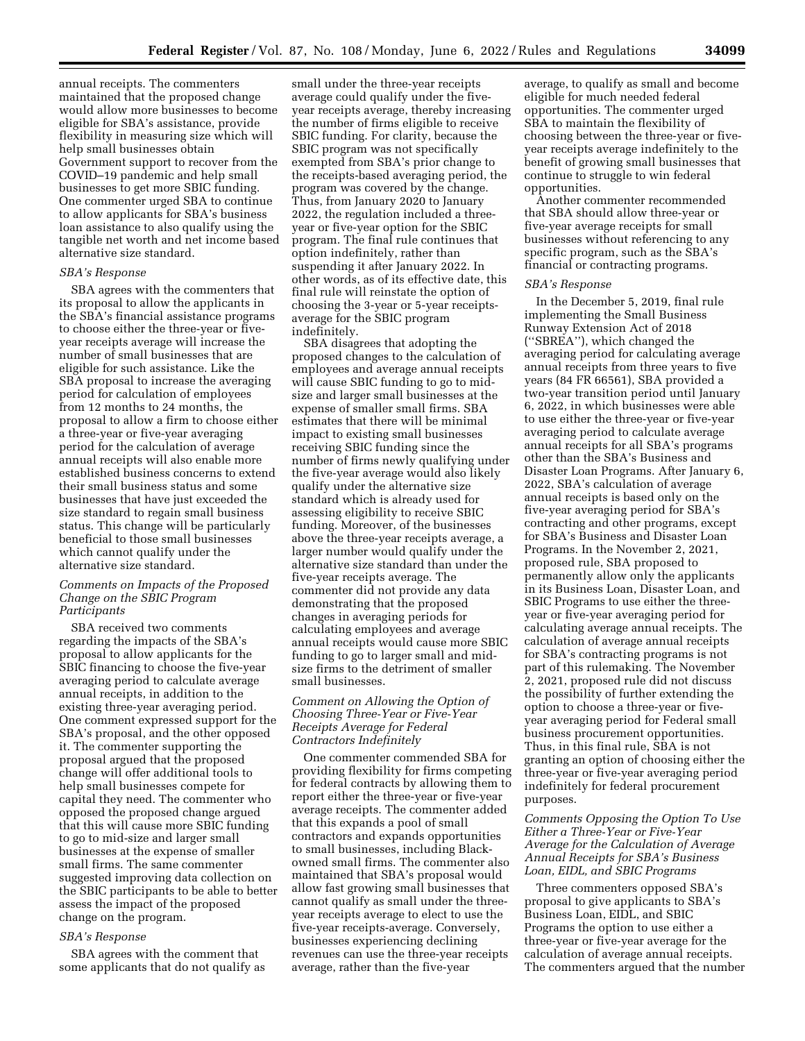annual receipts. The commenters maintained that the proposed change would allow more businesses to become eligible for SBA's assistance, provide flexibility in measuring size which will help small businesses obtain Government support to recover from the COVID–19 pandemic and help small businesses to get more SBIC funding. One commenter urged SBA to continue to allow applicants for SBA's business loan assistance to also qualify using the tangible net worth and net income based alternative size standard.

*SBA's Response*

SBA agrees with the commenters that its proposal to allow the applicants in the SBA's financial assistance programs to choose either the three-year or five-year receipts average will increase the number of small businesses that are eligible for such assistance. Like the SBA proposal to increase the averaging period for calculation of employees from 12 months to 24 months, the proposal to allow a firm to choose either a three-year or five-year averaging period for the calculation of average annual receipts will also enable more established business concerns to extend their small business status and some businesses that have just exceeded the size standard to regain small business status. This change will be particularly beneficial to those small businesses which cannot qualify under the alternative size standard.

*Comments on Impacts of the Proposed Change on the SBIC Program Participants*

SBA received two comments regarding the impacts of the SBA's proposal to allow applicants for the SBIC financing to choose the five-year averaging period to calculate average annual receipts, in addition to the existing three-year averaging period. One comment expressed support for the SBA's proposal, and the other opposed it. The commenter supporting the proposal argued that the proposed change will offer additional tools to help small businesses compete for capital they need. The commenter who opposed the proposed change argued that this will cause more SBIC funding to go to mid-size and larger small businesses at the expense of smaller small firms. The same commenter suggested improving data collection on the SBIC participants to be able to better assess the impact of the proposed change on the program.

*SBA's Response*

SBA agrees with the comment that some applicants that do not qualify as small under the three-year receipts average could qualify under the five-year receipts average, thereby increasing the number of firms eligible to receive SBIC funding. For clarity, because the SBIC program was not specifically exempted from SBA's prior change to the receipts-based averaging period, the program was covered by the change. Thus, from January 2020 to January 2022, the regulation included a three-year or five-year option for the SBIC program. The final rule continues that option indefinitely, rather than suspending it after January 2022. In other words, as of its effective date, this final rule will reinstate the option of choosing the 3-year or 5-year receipts-average for the SBIC program indefinitely.

SBA disagrees that adopting the proposed changes to the calculation of employees and average annual receipts will cause SBIC funding to go to mid-size and larger small businesses at the expense of smaller small firms. SBA estimates that there will be minimal impact to existing small businesses receiving SBIC funding since the number of firms newly qualifying under the five-year average would also likely qualify under the alternative size standard which is already used for assessing eligibility to receive SBIC funding. Moreover, of the businesses above the three-year receipts average, a larger number would qualify under the alternative size standard than under the five-year receipts average. The commenter did not provide any data demonstrating that the proposed changes in averaging periods for calculating employees and average annual receipts would cause more SBIC funding to go to larger small and mid-size firms to the detriment of smaller small businesses.

*Comment on Allowing the Option of Choosing Three-Year or Five-Year Receipts Average for Federal Contractors Indefinitely*

One commenter commended SBA for providing flexibility for firms competing for federal contracts by allowing them to report either the three-year or five-year average receipts. The commenter added that this expands a pool of small contractors and expands opportunities to small businesses, including Black-owned small firms. The commenter also maintained that SBA's proposal would allow fast growing small businesses that cannot qualify as small under the three-year receipts average to elect to use the five-year receipts-average. Conversely, businesses experiencing declining revenues can use the three-year receipts average, rather than the five-year average, to qualify as small and become eligible for much needed federal opportunities. The commenter urged SBA to maintain the flexibility of choosing between the three-year or five-year receipts average indefinitely to the benefit of growing small businesses that continue to struggle to win federal opportunities.

Another commenter recommended that SBA should allow three-year or five-year average receipts for small businesses without referencing to any specific program, such as the SBA's financial or contracting programs.

*SBA's Response*

In the December 5, 2019, final rule implementing the Small Business Runway Extension Act of 2018 (''SBREA''), which changed the averaging period for calculating average annual receipts from three years to five years (84 FR 66561), SBA provided a two-year transition period until January 6, 2022, in which businesses were able to use either the three-year or five-year averaging period to calculate average annual receipts for all SBA's programs other than the SBA's Business and Disaster Loan Programs. After January 6, 2022, SBA's calculation of average annual receipts is based only on the five-year averaging period for SBA's contracting and other programs, except for SBA's Business and Disaster Loan Programs. In the November 2, 2021, proposed rule, SBA proposed to permanently allow only the applicants in its Business Loan, Disaster Loan, and SBIC Programs to use either the three-year or five-year averaging period for calculating average annual receipts. The calculation of average annual receipts for SBA's contracting programs is not part of this rulemaking. The November 2, 2021, proposed rule did not discuss the possibility of further extending the option to choose a three-year or five-year averaging period for Federal small business procurement opportunities. Thus, in this final rule, SBA is not granting an option of choosing either the three-year or five-year averaging period indefinitely for federal procurement purposes.

*Comments Opposing the Option To Use Either a Three-Year or Five-Year Average for the Calculation of Average Annual Receipts for SBA's Business Loan, EIDL, and SBIC Programs*

Three commenters opposed SBA's proposal to give applicants to SBA's Business Loan, EIDL, and SBIC Programs the option to use either a three-year or five-year average for the calculation of average annual receipts. The commenters argued that the number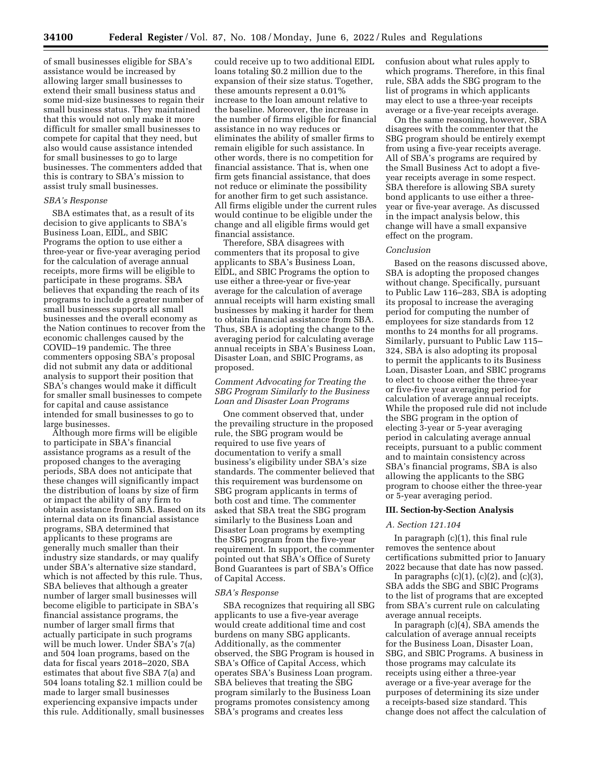of small businesses eligible for SBA's assistance would be increased by allowing larger small businesses to extend their small business status and some mid-size businesses to regain their small business status. They maintained that this would not only make it more difficult for smaller small businesses to compete for capital that they need, but also would cause assistance intended for small businesses to go to large businesses. The commenters added that this is contrary to SBA's mission to assist truly small businesses.

*SBA's Response*

SBA estimates that, as a result of its decision to give applicants to SBA's Business Loan, EIDL, and SBIC Programs the option to use either a three-year or five-year averaging period for the calculation of average annual receipts, more firms will be eligible to participate in these programs. SBA believes that expanding the reach of its programs to include a greater number of small businesses supports all small businesses and the overall economy as the Nation continues to recover from the economic challenges caused by the COVID–19 pandemic. The three commenters opposing SBA's proposal did not submit any data or additional analysis to support their position that SBA's changes would make it difficult for smaller small businesses to compete for capital and cause assistance intended for small businesses to go to large businesses.

Although more firms will be eligible to participate in SBA's financial assistance programs as a result of the proposed changes to the averaging periods, SBA does not anticipate that these changes will significantly impact the distribution of loans by size of firm or impact the ability of any firm to obtain assistance from SBA. Based on its internal data on its financial assistance programs, SBA determined that applicants to these programs are generally much smaller than their industry size standards, or may qualify under SBA's alternative size standard, which is not affected by this rule. Thus, SBA believes that although a greater number of larger small businesses will become eligible to participate in SBA's financial assistance programs, the number of larger small firms that actually participate in such programs will be much lower. Under SBA's 7(a) and 504 loan programs, based on the data for fiscal years 2018–2020, SBA estimates that about five SBA 7(a) and 504 loans totaling $2.1 million could be made to larger small businesses experiencing expansive impacts under this rule. Additionally, small businesses could receive up to two additional EIDL loans totaling $0.2 million due to the expansion of their size status. Together, these amounts represent a 0.01% increase to the loan amount relative to the baseline. Moreover, the increase in the number of firms eligible for financial assistance in no way reduces or eliminates the ability of smaller firms to remain eligible for such assistance. In other words, there is no competition for financial assistance. That is, when one firm gets financial assistance, that does not reduce or eliminate the possibility for another firm to get such assistance. All firms eligible under the current rules would continue to be eligible under the change and all eligible firms would get financial assistance.

Therefore, SBA disagrees with commenters that its proposal to give applicants to SBA's Business Loan, EIDL, and SBIC Programs the option to use either a three-year or five-year average for the calculation of average annual receipts will harm existing small businesses by making it harder for them to obtain financial assistance from SBA. Thus, SBA is adopting the change to the averaging period for calculating average annual receipts in SBA's Business Loan, Disaster Loan, and SBIC Programs, as proposed.

*Comment Advocating for Treating the SBG Program Similarly to the Business Loan and Disaster Loan Programs*

One comment observed that, under the prevailing structure in the proposed rule, the SBG program would be required to use five years of documentation to verify a small business's eligibility under SBA's size standards. The commenter believed that this requirement was burdensome on SBG program applicants in terms of both cost and time. The commenter asked that SBA treat the SBG program similarly to the Business Loan and Disaster Loan programs by exempting the SBG program from the five-year requirement. In support, the commenter pointed out that SBA's Office of Surety Bond Guarantees is part of SBA's Office of Capital Access.

*SBA's Response*

SBA recognizes that requiring all SBG applicants to use a five-year average would create additional time and cost burdens on many SBG applicants. Additionally, as the commenter observed, the SBG Program is housed in SBA's Office of Capital Access, which operates SBA's Business Loan program. SBA believes that treating the SBG program similarly to the Business Loan programs promotes consistency among SBA's programs and creates less confusion about what rules apply to which programs. Therefore, in this final rule, SBA adds the SBG program to the list of programs in which applicants may elect to use a three-year receipts average or a five-year receipts average.

On the same reasoning, however, SBA disagrees with the commenter that the SBG program should be entirely exempt from using a five-year receipts average. All of SBA's programs are required by the Small Business Act to adopt a five-year receipts average in some respect. SBA therefore is allowing SBA surety bond applicants to use either a three-year or five-year average. As discussed in the impact analysis below, this change will have a small expansive effect on the program.

*Conclusion*

Based on the reasons discussed above, SBA is adopting the proposed changes without change. Specifically, pursuant to Public Law 116–283, SBA is adopting its proposal to increase the averaging period for computing the number of employees for size standards from 12 months to 24 months for all programs. Similarly, pursuant to Public Law 115–324, SBA is also adopting its proposal to permit the applicants to its Business Loan, Disaster Loan, and SBIC programs to elect to choose either the three-year or five-five year averaging period for calculation of average annual receipts. While the proposed rule did not include the SBG program in the option of electing 3-year or 5-year averaging period in calculating average annual receipts, pursuant to a public comment and to maintain consistency across SBA's financial programs, SBA is also allowing the applicants to the SBG program to choose either the three-year or 5-year averaging period.

## III. Section-by-Section Analysis

*A. Section 121.104*

In paragraph (c)(1), this final rule removes the sentence about certifications submitted prior to January 2022 because that date has now passed.

In paragraphs (c)(1), (c)(2), and (c)(3), SBA adds the SBG and SBIC Programs to the list of programs that are excepted from SBA's current rule on calculating average annual receipts.

In paragraph (c)(4), SBA amends the calculation of average annual receipts for the Business Loan, Disaster Loan, SBG, and SBIC Programs. A business in those programs may calculate its receipts using either a three-year average or a five-year average for the purposes of determining its size under a receipts-based size standard. This change does not affect the calculation of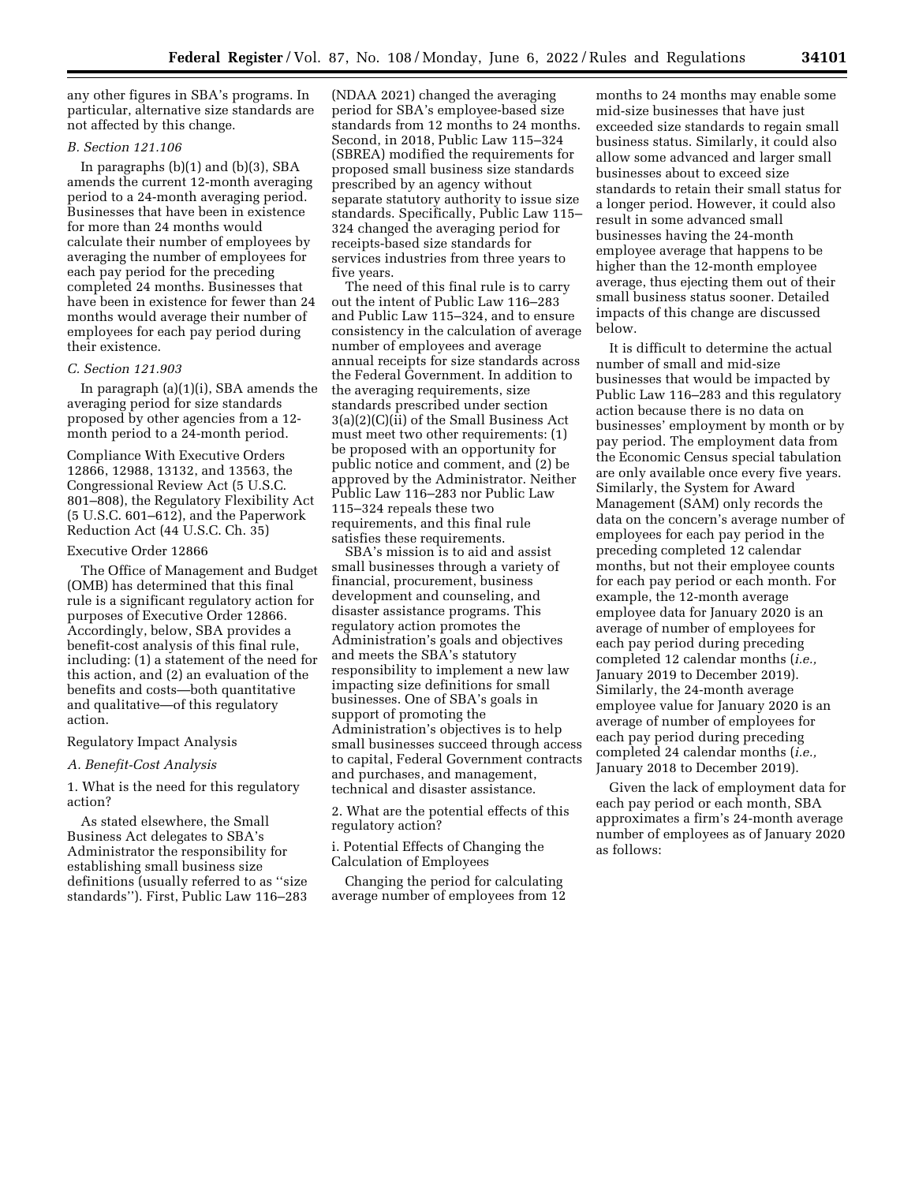any other figures in SBA's programs. In particular, alternative size standards are not affected by this change.

### B. Section 121.106

In paragraphs (b)(1) and (b)(3), SBA amends the current 12-month averaging period to a 24-month averaging period. Businesses that have been in existence for more than 24 months would calculate their number of employees by averaging the number of employees for each pay period for the preceding completed 24 months. Businesses that have been in existence for fewer than 24 months would average their number of employees for each pay period during their existence.

### C. Section 121.903

In paragraph (a)(1)(i), SBA amends the averaging period for size standards proposed by other agencies from a 12-month period to a 24-month period.

## Compliance With Executive Orders 12866, 12988, 13132, and 13563, the Congressional Review Act (5 U.S.C. 801–808), the Regulatory Flexibility Act (5 U.S.C. 601–612), and the Paperwork Reduction Act (44 U.S.C. Ch. 35)

### Executive Order 12866

The Office of Management and Budget (OMB) has determined that this final rule is a significant regulatory action for purposes of Executive Order 12866. Accordingly, below, SBA provides a benefit-cost analysis of this final rule, including: (1) a statement of the need for this action, and (2) an evaluation of the benefits and costs—both quantitative and qualitative—of this regulatory action.

### Regulatory Impact Analysis

#### A. Benefit-Cost Analysis

1. What is the need for this regulatory action?

As stated elsewhere, the Small Business Act delegates to SBA's Administrator the responsibility for establishing small business size definitions (usually referred to as ''size standards''). First, Public Law 116–283 (NDAA 2021) changed the averaging period for SBA's employee-based size standards from 12 months to 24 months. Second, in 2018, Public Law 115–324 (SBREA) modified the requirements for proposed small business size standards prescribed by an agency without separate statutory authority to issue size standards. Specifically, Public Law 115–324 changed the averaging period for receipts-based size standards for services industries from three years to five years.

The need of this final rule is to carry out the intent of Public Law 116–283 and Public Law 115–324, and to ensure consistency in the calculation of average number of employees and average annual receipts for size standards across the Federal Government. In addition to the averaging requirements, size standards prescribed under section 3(a)(2)(C)(ii) of the Small Business Act must meet two other requirements: (1) be proposed with an opportunity for public notice and comment, and (2) be approved by the Administrator. Neither Public Law 116–283 nor Public Law 115–324 repeals these two requirements, and this final rule satisfies these requirements.

SBA's mission is to aid and assist small businesses through a variety of financial, procurement, business development and counseling, and disaster assistance programs. This regulatory action promotes the Administration's goals and objectives and meets the SBA's statutory responsibility to implement a new law impacting size definitions for small businesses. One of SBA's goals in support of promoting the Administration's objectives is to help small businesses succeed through access to capital, Federal Government contracts and purchases, and management, technical and disaster assistance.

2. What are the potential effects of this regulatory action?

i. Potential Effects of Changing the Calculation of Employees

Changing the period for calculating average number of employees from 12 months to 24 months may enable some mid-size businesses that have just exceeded size standards to regain small business status. Similarly, it could also allow some advanced and larger small businesses about to exceed size standards to retain their small status for a longer period. However, it could also result in some advanced small businesses having the 24-month employee average that happens to be higher than the 12-month employee average, thus ejecting them out of their small business status sooner. Detailed impacts of this change are discussed below.

It is difficult to determine the actual number of small and mid-size businesses that would be impacted by Public Law 116–283 and this regulatory action because there is no data on businesses' employment by month or by pay period. The employment data from the Economic Census special tabulation are only available once every five years. Similarly, the System for Award Management (SAM) only records the data on the concern's average number of employees for each pay period in the preceding completed 12 calendar months, but not their employee counts for each pay period or each month. For example, the 12-month average employee data for January 2020 is an average of number of employees for each pay period during preceding completed 12 calendar months (*i.e.,* January 2019 to December 2019). Similarly, the 24-month average employee value for January 2020 is an average of number of employees for each pay period during preceding completed 24 calendar months (*i.e.,* January 2018 to December 2019).

Given the lack of employment data for each pay period or each month, SBA approximates a firm's 24-month average number of employees as of January 2020 as follows: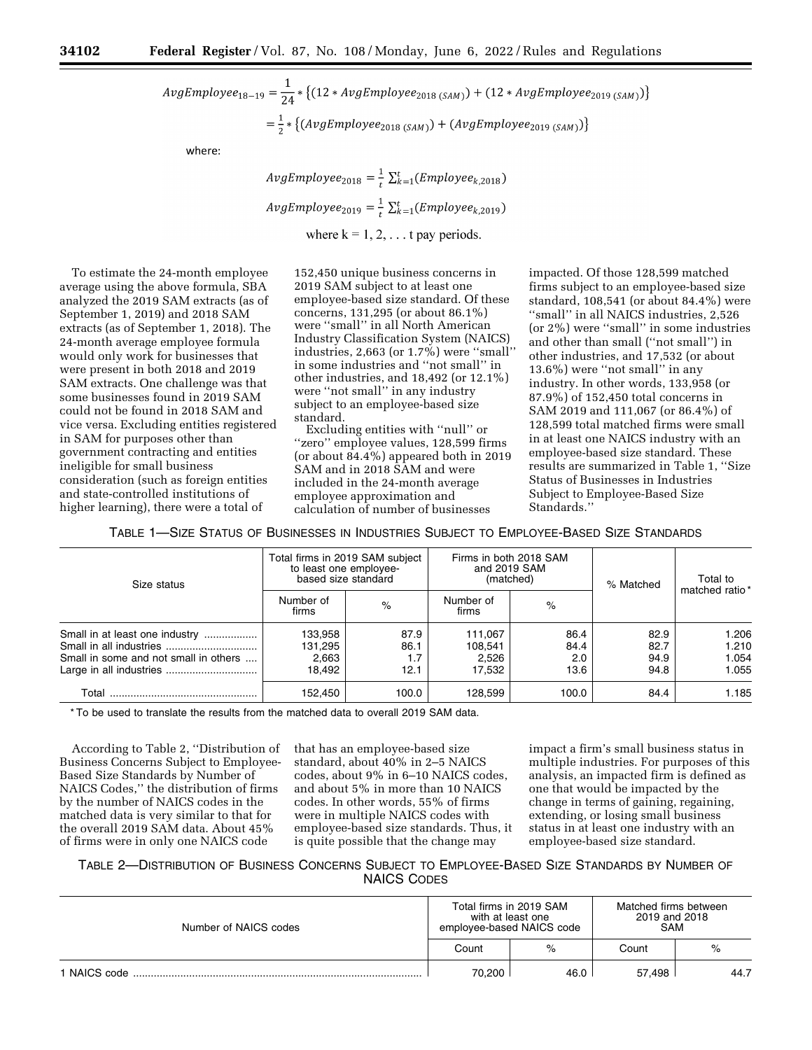$$AvgEmployee_{18-19} = \frac{1}{24} * \{(12 * AvgEmployee_{2018\,(SAM)}) + (12 * AvgEmployee_{2019\,(SAM)})\}$$

$$= \frac{1}{2} * \{(AvgEmployee_{2018\,(SAM)}) + (AvgEmployee_{2019\,(SAM)})\}$$

where:

$$AvgEmployee_{2018} = \frac{1}{t} \sum_{k=1}^{t} (Employee_{k,2018})$$

$$AvgEmployee_{2019} = \frac{1}{t} \sum_{k=1}^{t} (Employee_{k,2019})$$

where k = 1, 2, . . . t pay periods.

To estimate the 24-month employee average using the above formula, SBA analyzed the 2019 SAM extracts (as of September 1, 2019) and 2018 SAM extracts (as of September 1, 2018). The 24-month average employee formula would only work for businesses that were present in both 2018 and 2019 SAM extracts. One challenge was that some businesses found in 2019 SAM could not be found in 2018 SAM and vice versa. Excluding entities registered in SAM for purposes other than government contracting and entities ineligible for small business consideration (such as foreign entities and state-controlled institutions of higher learning), there were a total of 152,450 unique business concerns in 2019 SAM subject to at least one employee-based size standard. Of these concerns, 131,295 (or about 86.1%) were ''small'' in all North American Industry Classification System (NAICS) industries, 2,663 (or 1.7%) were ''small'' in some industries and ''not small'' in other industries, and 18,492 (or 12.1%) were ''not small'' in any industry subject to an employee-based size standard.

Excluding entities with ''null'' or ''zero'' employee values, 128,599 firms (or about 84.4%) appeared both in 2019 SAM and in 2018 SAM and were included in the 24-month average employee approximation and calculation of number of businesses impacted. Of those 128,599 matched firms subject to an employee-based size standard, 108,541 (or about 84.4%) were ''small'' in all NAICS industries, 2,526 (or 2%) were ''small'' in some industries and other than small (''not small'') in other industries, and 17,532 (or about 13.6%) were ''not small'' in any industry. In other words, 133,958 (or 87.9%) of 152,450 total concerns in SAM 2019 and 111,067 (or 86.4%) of 128,599 total matched firms were small in at least one NAICS industry with an employee-based size standard. These results are summarized in Table 1, ''Size Status of Businesses in Industries Subject to Employee-Based Size Standards.''

TABLE 1—SIZE STATUS OF BUSINESSES IN INDUSTRIES SUBJECT TO EMPLOYEE-BASED SIZE STANDARDS

| Size status | Total firms in 2019 SAM subject to least one employee-based size standard | | Firms in both 2018 SAM and 2019 SAM (matched) | | % Matched | Total to matched ratio* |
|---|---|---|---|---|---|---|
| | Number of firms | % | Number of firms | % | | |
| Small in at least one industry | 133,958 | 87.9 | 111,067 | 86.4 | 82.9 | 1.206 |
| Small in all industries | 131,295 | 86.1 | 108,541 | 84.4 | 82.7 | 1.210 |
| Small in some and not small in others | 2,663 | 1.7 | 2,526 | 2.0 | 94.9 | 1.054 |
| Large in all industries | 18,492 | 12.1 | 17,532 | 13.6 | 94.8 | 1.055 |
| Total | 152,450 | 100.0 | 128,599 | 100.0 | 84.4 | 1.185 |

\* To be used to translate the results from the matched data to overall 2019 SAM data.

According to Table 2, ''Distribution of Business Concerns Subject to Employee-Based Size Standards by Number of NAICS Codes,'' the distribution of firms by the number of NAICS codes in the matched data is very similar to that for the overall 2019 SAM data. About 45% of firms were in only one NAICS code that has an employee-based size standard, about 40% in 2–5 NAICS codes, about 9% in 6–10 NAICS codes, and about 5% in more than 10 NAICS codes. In other words, 55% of firms were in multiple NAICS codes with employee-based size standards. Thus, it is quite possible that the change may impact a firm's small business status in multiple industries. For purposes of this analysis, an impacted firm is defined as one that would be impacted by the change in terms of gaining, regaining, extending, or losing small business status in at least one industry with an employee-based size standard.

TABLE 2—DISTRIBUTION OF BUSINESS CONCERNS SUBJECT TO EMPLOYEE-BASED SIZE STANDARDS BY NUMBER OF NAICS CODES

| Number of NAICS codes | Total firms in 2019 SAM with at least one employee-based NAICS code | | Matched firms between 2019 and 2018 SAM | |
|---|---|---|---|---|
| | Count | % | Count | % |
| 1 NAICS code | 70,200 | 46.0 | 57,498 | 44.7 |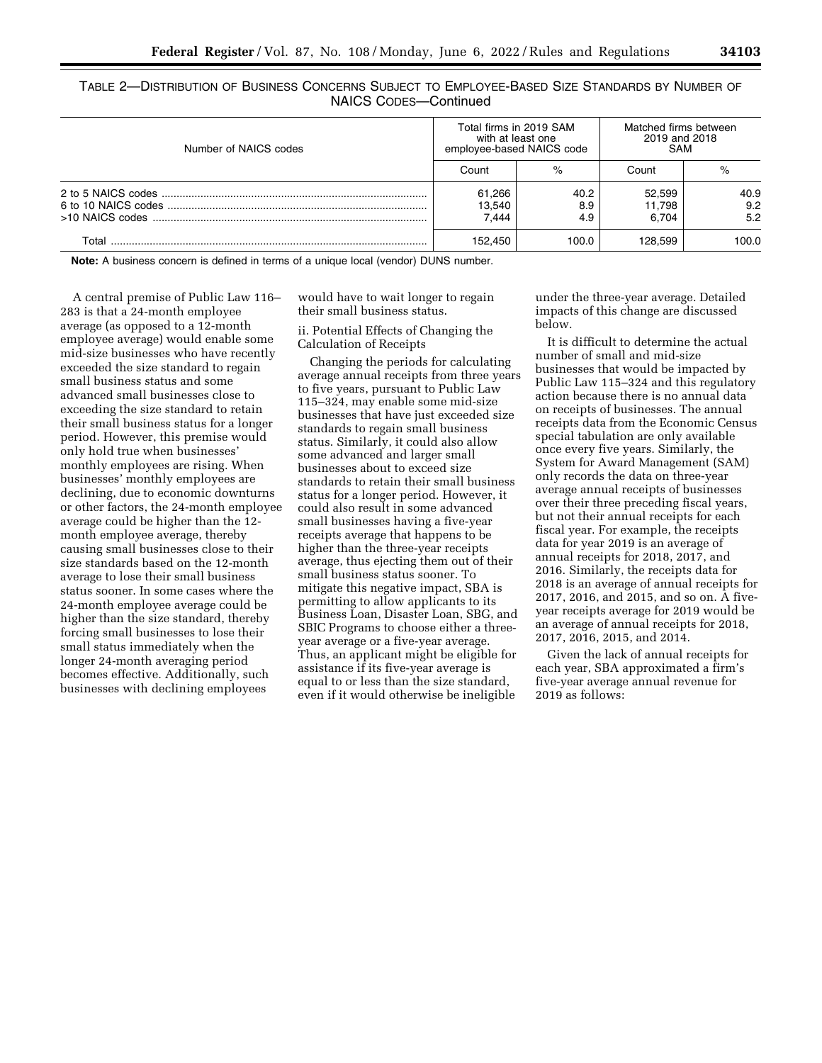TABLE 2—DISTRIBUTION OF BUSINESS CONCERNS SUBJECT TO EMPLOYEE-BASED SIZE STANDARDS BY NUMBER OF NAICS CODES—Continued

| Number of NAICS codes | Total firms in 2019 SAM with at least one employee-based NAICS code | | Matched firms between 2019 and 2018 SAM | |
|---|---|---|---|---|
| | Count | % | Count | % |
| 2 to 5 NAICS codes | 61,266 | 40.2 | 52,599 | 40.9 |
| 6 to 10 NAICS codes | 13,540 | 8.9 | 11,798 | 9.2 |
| >10 NAICS codes | 7,444 | 4.9 | 6,704 | 5.2 |
| Total | 152,450 | 100.0 | 128,599 | 100.0 |

**Note:** A business concern is defined in terms of a unique local (vendor) DUNS number.

A central premise of Public Law 116–283 is that a 24-month employee average (as opposed to a 12-month employee average) would enable some mid-size businesses who have recently exceeded the size standard to regain small business status and some advanced small businesses close to exceeding the size standard to retain their small business status for a longer period. However, this premise would only hold true when businesses' monthly employees are rising. When businesses' monthly employees are declining, due to economic downturns or other factors, the 24-month employee average could be higher than the 12-month employee average, thereby causing small businesses close to their size standards based on the 12-month average to lose their small business status sooner. In some cases where the 24-month employee average could be higher than the size standard, forcing small businesses to lose their small status immediately when the longer 24-month averaging period becomes effective. Additionally, such businesses with declining employees would have to wait longer to regain their small business status.

ii. Potential Effects of Changing the Calculation of Receipts

Changing the periods for calculating average annual receipts from three years to five years, pursuant to Public Law 115–324, may enable some mid-size businesses that have just exceeded size standards to regain small business status. Similarly, it could also allow some advanced and larger small businesses about to exceed size standards to retain their small business status for a longer period. However, it could also result in some advanced small businesses having a five-year receipts average that happens to be higher than the three-year receipts average, thus ejecting them out of their small business status sooner. To mitigate this negative impact, SBA is permitting to allow applicants to its Business Loan, Disaster Loan, SBG, and SBIC Programs to choose either a three-year average or a five-year average. Thus, an applicant might be eligible for assistance if its five-year average is equal to or less than the size standard, even if it would otherwise be ineligible under the three-year average. Detailed impacts of this change are discussed below.

It is difficult to determine the actual number of small and mid-size businesses that would be impacted by Public Law 115–324 and this regulatory action because there is no annual data on receipts of businesses. The annual receipts data from the Economic Census special tabulation are only available once every five years. Similarly, the System for Award Management (SAM) only records the data on three-year average annual receipts of businesses over their three preceding fiscal years, but not their annual receipts for each fiscal year. For example, the receipts data for year 2019 is an average of annual receipts for 2018, 2017, and 2016. Similarly, the receipts data for 2018 is an average of annual receipts for 2017, 2016, and 2015, and so on. A five-year receipts average for 2019 would be an average of annual receipts for 2018, 2017, 2016, 2015, and 2014.

Given the lack of annual receipts for each year, SBA approximated a firm's five-year average annual revenue for 2019 as follows: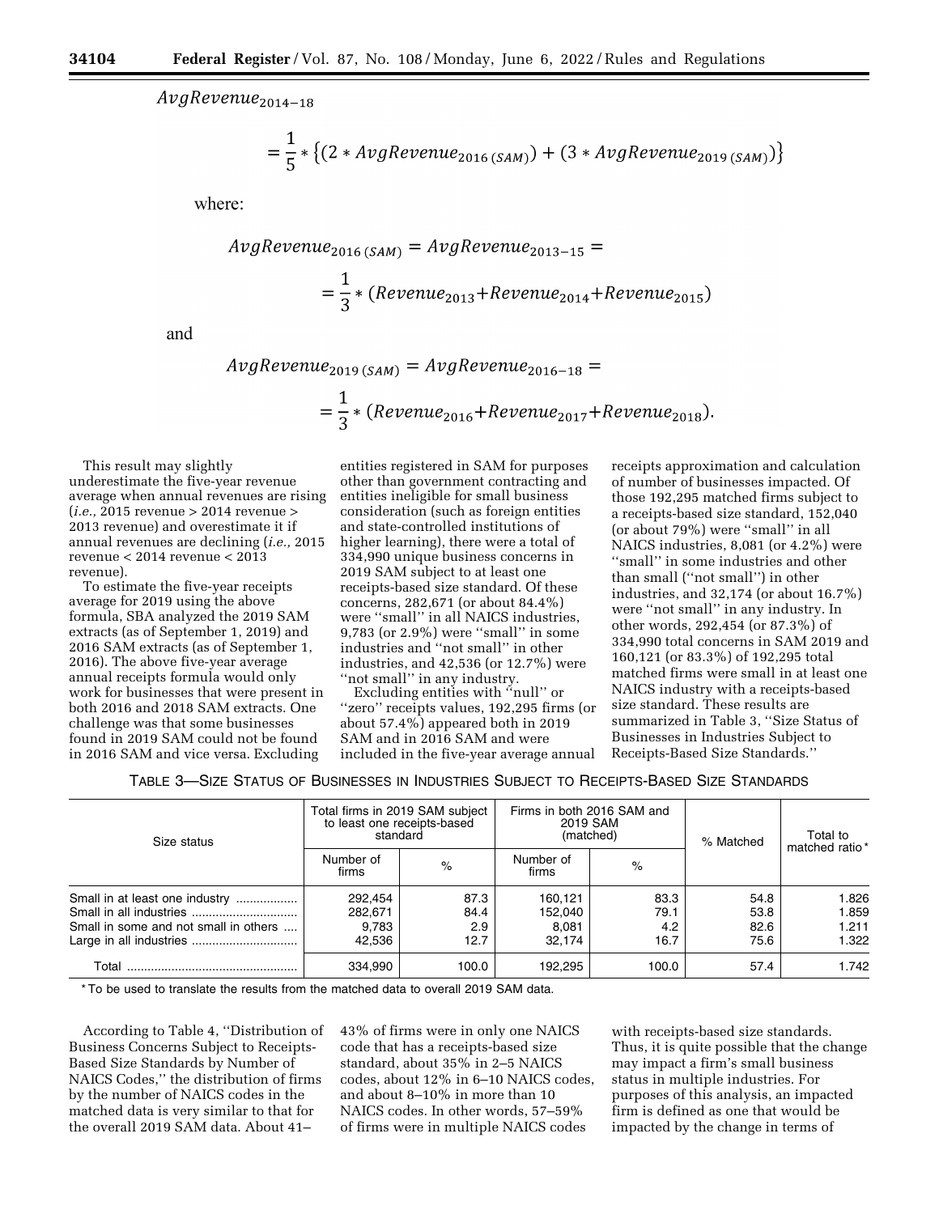$$AvgRevenue_{2014-18}$$

$$= \frac{1}{5} * \{(2 * AvgRevenue_{2016\,(SAM)}) + (3 * AvgRevenue_{2019\,(SAM)})\}$$

where:

$$AvgRevenue_{2016\,(SAM)} = AvgRevenue_{2013-15} =$$

$$= \frac{1}{3} * (Revenue_{2013} + Revenue_{2014} + Revenue_{2015})$$

and

$$AvgRevenue_{2019\,(SAM)} = AvgRevenue_{2016-18} =$$

$$= \frac{1}{3} * (Revenue_{2016} + Revenue_{2017} + Revenue_{2018}).$$

This result may slightly underestimate the five-year revenue average when annual revenues are rising (*i.e.,* 2015 revenue > 2014 revenue > 2013 revenue) and overestimate it if annual revenues are declining (*i.e.,* 2015 revenue < 2014 revenue < 2013 revenue).

To estimate the five-year receipts average for 2019 using the above formula, SBA analyzed the 2019 SAM extracts (as of September 1, 2019) and 2016 SAM extracts (as of September 1, 2016). The above five-year average annual receipts formula would only work for businesses that were present in both 2016 and 2018 SAM extracts. One challenge was that some businesses found in 2019 SAM could not be found in 2016 SAM and vice versa. Excluding entities registered in SAM for purposes other than government contracting and entities ineligible for small business consideration (such as foreign entities and state-controlled institutions of higher learning), there were a total of 334,990 unique business concerns in 2019 SAM subject to at least one receipts-based size standard. Of these concerns, 282,671 (or about 84.4%) were "small" in all NAICS industries, 9,783 (or 2.9%) were "small" in some industries and "not small" in other industries, and 42,536 (or 12.7%) were "not small" in any industry.

Excluding entities with "null" or "zero" receipts values, 192,295 firms (or about 57.4%) appeared both in 2019 SAM and in 2016 SAM and were included in the five-year average annual receipts approximation and calculation of number of businesses impacted. Of those 192,295 matched firms subject to a receipts-based size standard, 152,040 (or about 79%) were "small" in all NAICS industries, 8,081 (or 4.2%) were "small" in some industries and other than small ("not small") in other industries, and 32,174 (or about 16.7%) were "not small" in any industry. In other words, 292,454 (or 87.3%) of 334,990 total concerns in SAM 2019 and 160,121 (or 83.3%) of 192,295 total matched firms were small in at least one NAICS industry with a receipts-based size standard. These results are summarized in Table 3, "Size Status of Businesses in Industries Subject to Receipts-Based Size Standards."

TABLE 3—SIZE STATUS OF BUSINESSES IN INDUSTRIES SUBJECT TO RECEIPTS-BASED SIZE STANDARDS

| Size status | Total firms in 2019 SAM subject to least one receipts-based standard | | Firms in both 2016 SAM and 2019 SAM (matched) | | % Matched | Total to matched ratio* |
|---|---|---|---|---|---|---|
| | Number of firms | % | Number of firms | % | | |
| Small in at least one industry | 292,454 | 87.3 | 160,121 | 83.3 | 54.8 | 1.826 |
| Small in all industries | 282,671 | 84.4 | 152,040 | 79.1 | 53.8 | 1.859 |
| Small in some and not small in others | 9,783 | 2.9 | 8,081 | 4.2 | 82.6 | 1.211 |
| Large in all industries | 42,536 | 12.7 | 32,174 | 16.7 | 75.6 | 1.322 |
| Total | 334,990 | 100.0 | 192,295 | 100.0 | 57.4 | 1.742 |

* To be used to translate the results from the matched data to overall 2019 SAM data.

According to Table 4, "Distribution of Business Concerns Subject to Receipts-Based Size Standards by Number of NAICS Codes," the distribution of firms by the number of NAICS codes in the matched data is very similar to that for the overall 2019 SAM data. About 41–43% of firms were in only one NAICS code that has a receipts-based size standard, about 35% in 2–5 NAICS codes, about 12% in 6–10 NAICS codes, and about 8–10% in more than 10 NAICS codes. In other words, 57–59% of firms were in multiple NAICS codes with receipts-based size standards. Thus, it is quite possible that the change may impact a firm's small business status in multiple industries. For purposes of this analysis, an impacted firm is defined as one that would be impacted by the change in terms of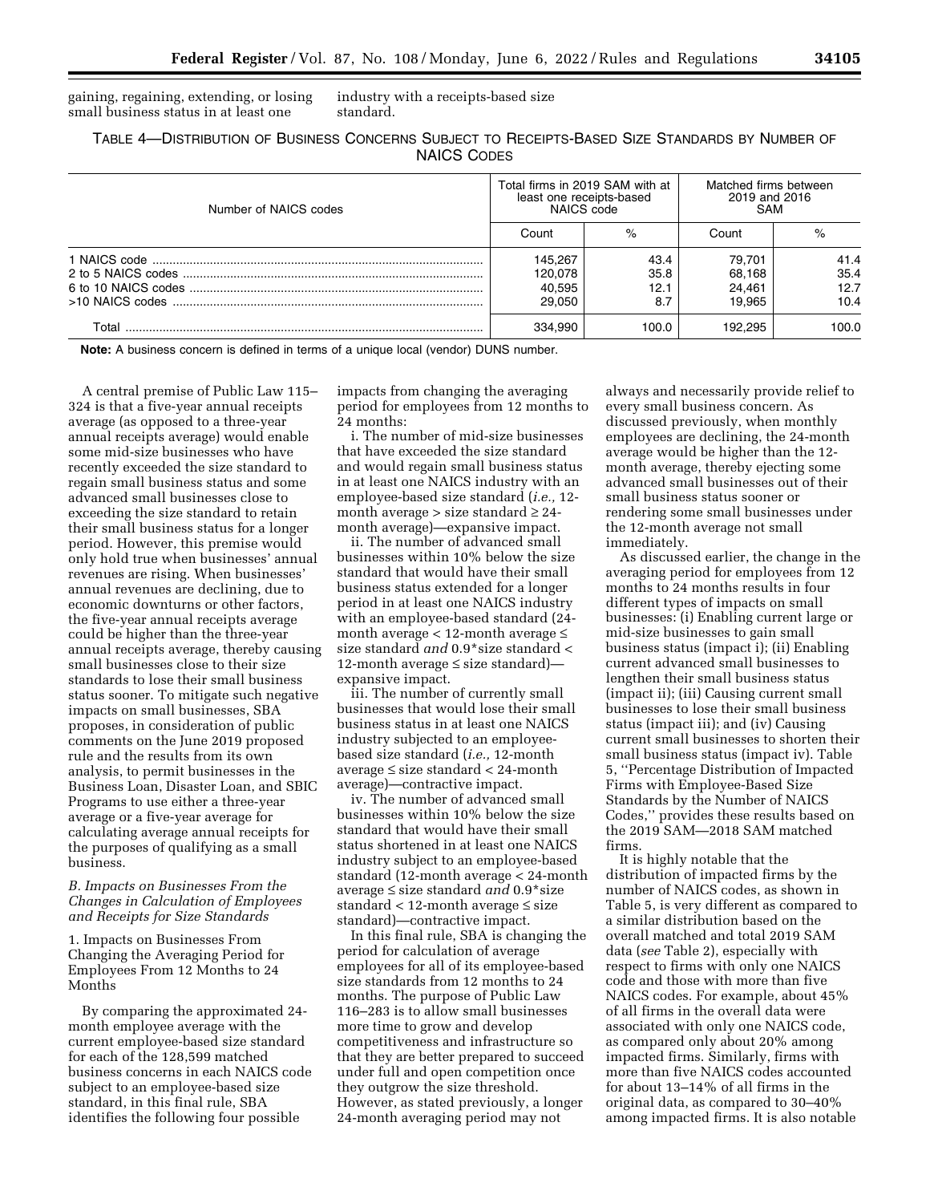gaining, regaining, extending, or losing small business status in at least one industry with a receipts-based size standard.

TABLE 4—DISTRIBUTION OF BUSINESS CONCERNS SUBJECT TO RECEIPTS-BASED SIZE STANDARDS BY NUMBER OF NAICS CODES

| Number of NAICS codes | Total firms in 2019 SAM with at least one receipts-based NAICS code | | Matched firms between 2019 and 2016 SAM | |
|---|---|---|---|---|
| | Count | % | Count | % |
| 1 NAICS code | 145,267 | 43.4 | 79,701 | 41.4 |
| 2 to 5 NAICS codes | 120,078 | 35.8 | 68,168 | 35.4 |
| 6 to 10 NAICS codes | 40,595 | 12.1 | 24,461 | 12.7 |
| >10 NAICS codes | 29,050 | 8.7 | 19,965 | 10.4 |
| Total | 334,990 | 100.0 | 192,295 | 100.0 |

**Note:** A business concern is defined in terms of a unique local (vendor) DUNS number.

A central premise of Public Law 115–324 is that a five-year annual receipts average (as opposed to a three-year annual receipts average) would enable some mid-size businesses who have recently exceeded the size standard to regain small business status and some advanced small businesses close to exceeding the size standard to retain their small business status for a longer period. However, this premise would only hold true when businesses' annual revenues are rising. When businesses' annual revenues are declining, due to economic downturns or other factors, the five-year annual receipts average could be higher than the three-year annual receipts average, thereby causing small businesses close to their size standards to lose their small business status sooner. To mitigate such negative impacts on small businesses, SBA proposes, in consideration of public comments on the June 2019 proposed rule and the results from its own analysis, to permit businesses in the Business Loan, Disaster Loan, and SBIC Programs to use either a three-year average or a five-year average for calculating average annual receipts for the purposes of qualifying as a small business.

*B. Impacts on Businesses From the Changes in Calculation of Employees and Receipts for Size Standards*

1. Impacts on Businesses From Changing the Averaging Period for Employees From 12 Months to 24 Months

By comparing the approximated 24-month employee average with the current employee-based size standard for each of the 128,599 matched business concerns in each NAICS code subject to an employee-based size standard, in this final rule, SBA identifies the following four possible impacts from changing the averaging period for employees from 12 months to 24 months:

i. The number of mid-size businesses that have exceeded the size standard and would regain small business status in at least one NAICS industry with an employee-based size standard (*i.e.,* 12-month average > size standard ≥ 24-month average)—expansive impact.

ii. The number of advanced small businesses within 10% below the size standard that would have their small business status extended for a longer period in at least one NAICS industry with an employee-based standard (24-month average < 12-month average ≤ size standard *and* 0.9*size standard < 12-month average ≤ size standard)—expansive impact.

iii. The number of currently small businesses that would lose their small business status in at least one NAICS industry subjected to an employee-based size standard (*i.e.,* 12-month average ≤ size standard < 24-month average)—contractive impact.

iv. The number of advanced small businesses within 10% below the size standard that would have their small status shortened in at least one NAICS industry subject to an employee-based standard (12-month average < 24-month average ≤ size standard *and* 0.9*size standard < 12-month average ≤ size standard)—contractive impact.

In this final rule, SBA is changing the period for calculation of average employees for all of its employee-based size standards from 12 months to 24 months. The purpose of Public Law 116–283 is to allow small businesses more time to grow and develop competitiveness and infrastructure so that they are better prepared to succeed under full and open competition once they outgrow the size threshold. However, as stated previously, a longer 24-month averaging period may not always and necessarily provide relief to every small business concern. As discussed previously, when monthly employees are declining, the 24-month average would be higher than the 12-month average, thereby ejecting some advanced small businesses out of their small business status sooner or rendering some small businesses under the 12-month average not small immediately.

As discussed earlier, the change in the averaging period for employees from 12 months to 24 months results in four different types of impacts on small businesses: (i) Enabling current large or mid-size businesses to gain small business status (impact i); (ii) Enabling current advanced small businesses to lengthen their small business status (impact ii); (iii) Causing current small businesses to lose their small business status (impact iii); and (iv) Causing current small businesses to shorten their small business status (impact iv). Table 5, ''Percentage Distribution of Impacted Firms with Employee-Based Size Standards by the Number of NAICS Codes,'' provides these results based on the 2019 SAM—2018 SAM matched firms.

It is highly notable that the distribution of impacted firms by the number of NAICS codes, as shown in Table 5, is very different as compared to a similar distribution based on the overall matched and total 2019 SAM data (*see* Table 2), especially with respect to firms with only one NAICS code and those with more than five NAICS codes. For example, about 45% of all firms in the overall data were associated with only one NAICS code, as compared only about 20% among impacted firms. Similarly, firms with more than five NAICS codes accounted for about 13–14% of all firms in the original data, as compared to 30–40% among impacted firms. It is also notable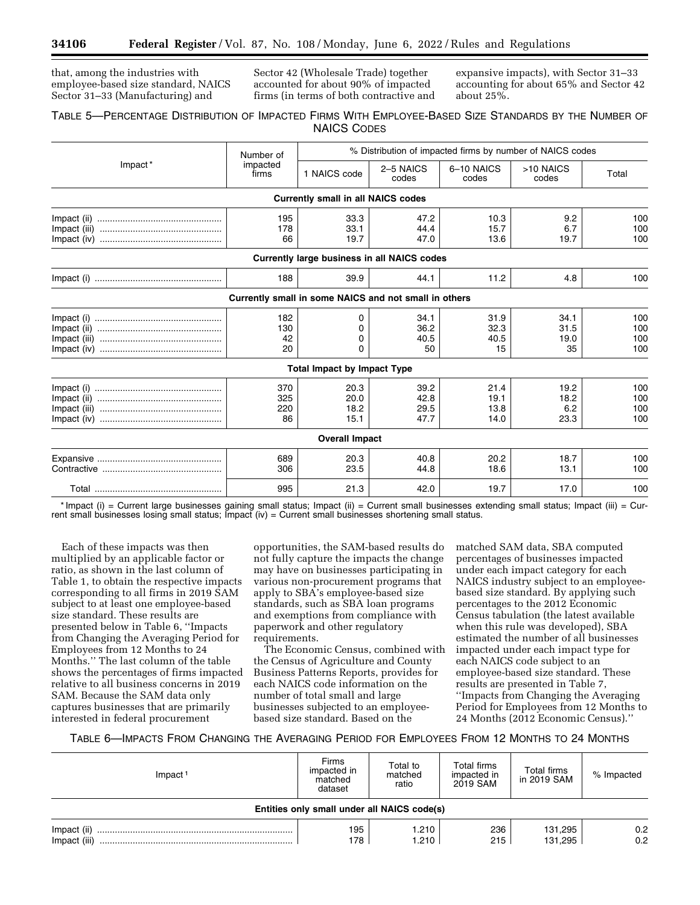that, among the industries with employee-based size standard, NAICS Sector 31–33 (Manufacturing) and Sector 42 (Wholesale Trade) together accounted for about 90% of impacted firms (in terms of both contractive and expansive impacts), with Sector 31–33 accounting for about 65% and Sector 42 about 25%.

TABLE 5—PERCENTAGE DISTRIBUTION OF IMPACTED FIRMS WITH EMPLOYEE-BASED SIZE STANDARDS BY THE NUMBER OF NAICS CODES

| Impact* | Number of impacted firms | % Distribution of impacted firms by number of NAICS codes | | | | |
|---|---|---|---|---|---|---|
| | | 1 NAICS code | 2–5 NAICS codes | 6–10 NAICS codes | >10 NAICS codes | Total |
| **Currently small in all NAICS codes** | | | | | | |
| Impact (ii) | 195 | 33.3 | 47.2 | 10.3 | 9.2 | 100 |
| Impact (iii) | 178 | 33.1 | 44.4 | 15.7 | 6.7 | 100 |
| Impact (iv) | 66 | 19.7 | 47.0 | 13.6 | 19.7 | 100 |
| **Currently large business in all NAICS codes** | | | | | | |
| Impact (i) | 188 | 39.9 | 44.1 | 11.2 | 4.8 | 100 |
| **Currently small in some NAICS and not small in others** | | | | | | |
| Impact (i) | 182 | 0 | 34.1 | 31.9 | 34.1 | 100 |
| Impact (ii) | 130 | 0 | 36.2 | 32.3 | 31.5 | 100 |
| Impact (iii) | 42 | 0 | 40.5 | 40.5 | 19.0 | 100 |
| Impact (iv) | 20 | 0 | 50 | 15 | 35 | 100 |
| **Total Impact by Impact Type** | | | | | | |
| Impact (i) | 370 | 20.3 | 39.2 | 21.4 | 19.2 | 100 |
| Impact (ii) | 325 | 20.0 | 42.8 | 19.1 | 18.2 | 100 |
| Impact (iii) | 220 | 18.2 | 29.5 | 13.8 | 6.2 | 100 |
| Impact (iv) | 86 | 15.1 | 47.7 | 14.0 | 23.3 | 100 |
| **Overall Impact** | | | | | | |
| Expansive | 689 | 20.3 | 40.8 | 20.2 | 18.7 | 100 |
| Contractive | 306 | 23.5 | 44.8 | 18.6 | 13.1 | 100 |
| Total | 995 | 21.3 | 42.0 | 19.7 | 17.0 | 100 |

\* Impact (i) = Current large businesses gaining small status; Impact (ii) = Current small businesses extending small status; Impact (iii) = Current small businesses losing small status; Impact (iv) = Current small businesses shortening small status.

Each of these impacts was then multiplied by an applicable factor or ratio, as shown in the last column of Table 1, to obtain the respective impacts corresponding to all firms in 2019 SAM subject to at least one employee-based size standard. These results are presented below in Table 6, ''Impacts from Changing the Averaging Period for Employees from 12 Months to 24 Months.'' The last column of the table shows the percentages of firms impacted relative to all business concerns in 2019 SAM. Because the SAM data only captures businesses that are primarily interested in federal procurement opportunities, the SAM-based results do not fully capture the impacts the change may have on businesses participating in various non-procurement programs that apply to SBA's employee-based size standards, such as SBA loan programs and exemptions from compliance with paperwork and other regulatory requirements.

The Economic Census, combined with the Census of Agriculture and County Business Patterns Reports, provides for each NAICS code information on the number of total small and large businesses subjected to an employee-based size standard. Based on the matched SAM data, SBA computed percentages of businesses impacted under each impact category for each NAICS industry subject to an employee-based size standard. By applying such percentages to the 2012 Economic Census tabulation (the latest available when this rule was developed), SBA estimated the number of all businesses impacted under each impact type for each NAICS code subject to an employee-based size standard. These results are presented in Table 7, ''Impacts from Changing the Averaging Period for Employees from 12 Months to 24 Months (2012 Economic Census).''

TABLE 6—IMPACTS FROM CHANGING THE AVERAGING PERIOD FOR EMPLOYEES FROM 12 MONTHS TO 24 MONTHS

| Impact[1] | Firms impacted in matched dataset | Total to matched ratio | Total firms impacted in 2019 SAM | Total firms in 2019 SAM | % Impacted |
|---|---|---|---|---|---|
| **Entities only small under all NAICS code(s)** | | | | | |
| Impact (ii) | 195 | 1.210 | 236 | 131,295 | 0.2 |
| Impact (iii) | 178 | 1.210 | 215 | 131,295 | 0.2 |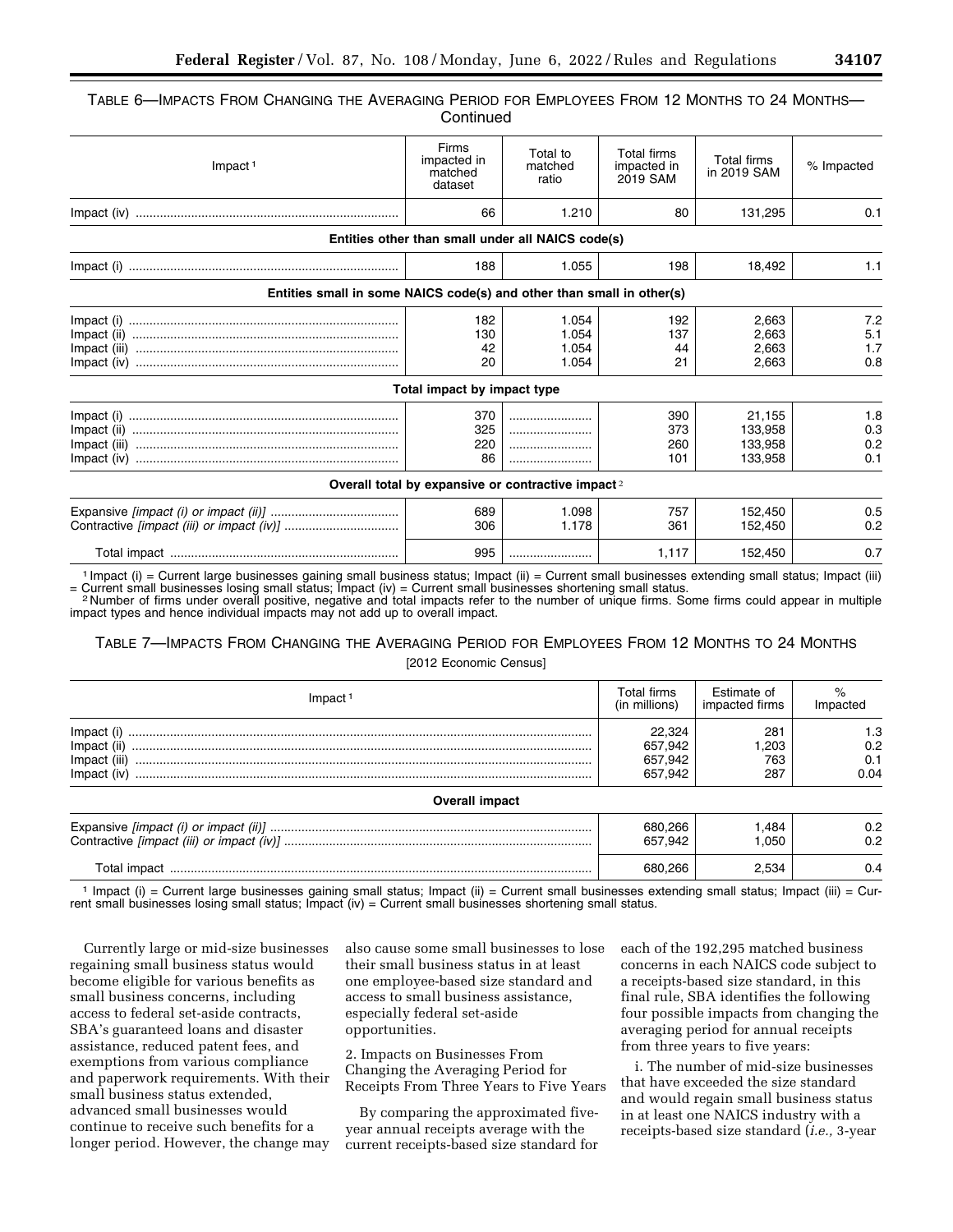TABLE 6—IMPACTS FROM CHANGING THE AVERAGING PERIOD FOR EMPLOYEES FROM 12 MONTHS TO 24 MONTHS—Continued

| Impact [1] | Firms impacted in matched dataset | Total to matched ratio | Total firms impacted in 2019 SAM | Total firms in 2019 SAM | % Impacted |
|---|---|---|---|---|---|
| Impact (iv) | 66 | 1.210 | 80 | 131,295 | 0.1 |
| **Entities other than small under all NAICS code(s)** | | | | | |
| Impact (i) | 188 | 1.055 | 198 | 18,492 | 1.1 |
| **Entities small in some NAICS code(s) and other than small in other(s)** | | | | | |
| Impact (i) | 182 | 1.054 | 192 | 2,663 | 7.2 |
| Impact (ii) | 130 | 1.054 | 137 | 2,663 | 5.1 |
| Impact (iii) | 42 | 1.054 | 44 | 2,663 | 1.7 |
| Impact (iv) | 20 | 1.054 | 21 | 2,663 | 0.8 |
| **Total impact by impact type** | | | | | |
| Impact (i) | 370 | | 390 | 21,155 | 1.8 |
| Impact (ii) | 325 | | 373 | 133,958 | 0.3 |
| Impact (iii) | 220 | | 260 | 133,958 | 0.2 |
| Impact (iv) | 86 | | 101 | 133,958 | 0.1 |
| **Overall total by expansive or contractive impact [2]** | | | | | |
| Expansive *[impact (i) or impact (ii)]* | 689 | 1.098 | 757 | 152,450 | 0.5 |
| Contractive *[impact (iii) or impact (iv)]* | 306 | 1.178 | 361 | 152,450 | 0.2 |
| Total impact | 995 | | 1,117 | 152,450 | 0.7 |

[1] Impact (i) = Current large businesses gaining small business status; Impact (ii) = Current small businesses extending small status; Impact (iii) = Current small businesses losing small status; Impact (iv) = Current small businesses shortening small status.

[2] Number of firms under overall positive, negative and total impacts refer to the number of unique firms. Some firms could appear in multiple impact types and hence individual impacts may not add up to overall impact.

TABLE 7—IMPACTS FROM CHANGING THE AVERAGING PERIOD FOR EMPLOYEES FROM 12 MONTHS TO 24 MONTHS

[2012 Economic Census]

| Impact [1] | Total firms (in millions) | Estimate of impacted firms | % Impacted |
|---|---|---|---|
| Impact (i) | 22,324 | 281 | 1.3 |
| Impact (ii) | 657,942 | 1,203 | 0.2 |
| Impact (iii) | 657,942 | 763 | 0.1 |
| Impact (iv) | 657,942 | 287 | 0.04 |
| **Overall impact** | | | |
| Expansive *[impact (i) or impact (ii)]* | 680,266 | 1,484 | 0.2 |
| Contractive *[impact (iii) or impact (iv)]* | 657,942 | 1,050 | 0.2 |
| Total impact | 680,266 | 2,534 | 0.4 |

[1] Impact (i) = Current large businesses gaining small status; Impact (ii) = Current small businesses extending small status; Impact (iii) = Current small businesses losing small status; Impact (iv) = Current small businesses shortening small status.

Currently large or mid-size businesses regaining small business status would become eligible for various benefits as small business concerns, including access to federal set-aside contracts, SBA's guaranteed loans and disaster assistance, reduced patent fees, and exemptions from various compliance and paperwork requirements. With their small business status extended, advanced small businesses would continue to receive such benefits for a longer period. However, the change may also cause some small businesses to lose their small business status in at least one employee-based size standard and access to small business assistance, especially federal set-aside opportunities.

2. Impacts on Businesses From Changing the Averaging Period for Receipts From Three Years to Five Years

By comparing the approximated five-year annual receipts average with the current receipts-based size standard for each of the 192,295 matched business concerns in each NAICS code subject to a receipts-based size standard, in this final rule, SBA identifies the following four possible impacts from changing the averaging period for annual receipts from three years to five years:

i. The number of mid-size businesses that have exceeded the size standard and would regain small business status in at least one NAICS industry with a receipts-based size standard (*i.e.,* 3-year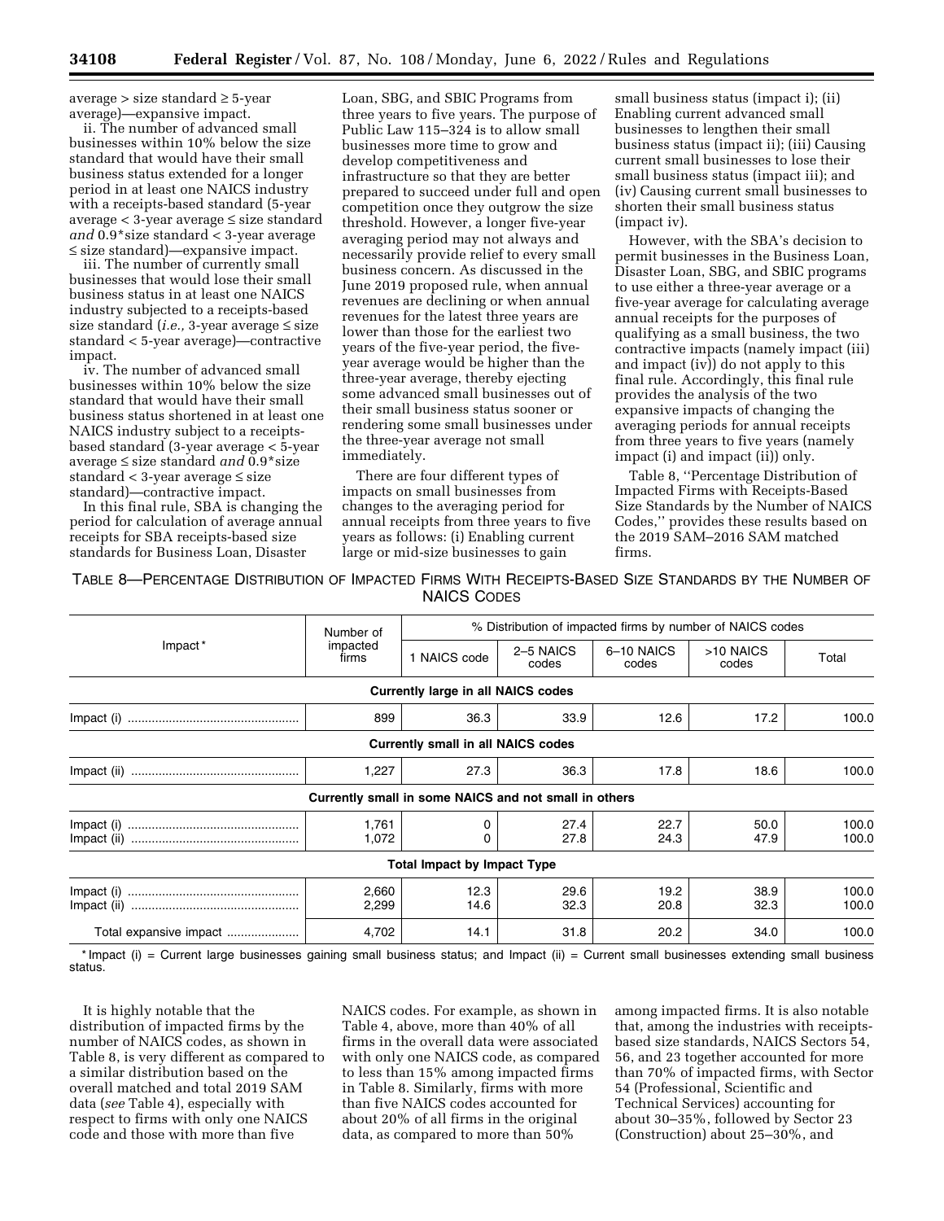average > size standard ≥ 5-year average)—expansive impact.

ii. The number of advanced small businesses within 10% below the size standard that would have their small business status extended for a longer period in at least one NAICS industry with a receipts-based standard (5-year average < 3-year average ≤ size standard *and* 0.9*size standard < 3-year average ≤ size standard)—expansive impact.

iii. The number of currently small businesses that would lose their small business status in at least one NAICS industry subjected to a receipts-based size standard (*i.e.,* 3-year average ≤ size standard < 5-year average)—contractive impact.

iv. The number of advanced small businesses within 10% below the size standard that would have their small business status shortened in at least one NAICS industry subject to a receipts-based standard (3-year average < 5-year average ≤ size standard *and* 0.9*size standard < 3-year average ≤ size standard)—contractive impact.

In this final rule, SBA is changing the period for calculation of average annual receipts for SBA receipts-based size standards for Business Loan, Disaster Loan, SBG, and SBIC Programs from three years to five years. The purpose of Public Law 115–324 is to allow small businesses more time to grow and develop competitiveness and infrastructure so that they are better prepared to succeed under full and open competition once they outgrow the size threshold. However, a longer five-year averaging period may not always and necessarily provide relief to every small business concern. As discussed in the June 2019 proposed rule, when annual revenues are declining or when annual revenues for the latest three years are lower than those for the earliest two years of the five-year period, the five-year average would be higher than the three-year average, thereby ejecting some advanced small businesses out of their small business status sooner or rendering some small businesses under the three-year average not small immediately.

There are four different types of impacts on small businesses from changes to the averaging period for annual receipts from three years to five years as follows: (i) Enabling current large or mid-size businesses to gain small business status (impact i); (ii) Enabling current advanced small businesses to lengthen their small business status (impact ii); (iii) Causing current small businesses to lose their small business status (impact iii); and (iv) Causing current small businesses to shorten their small business status (impact iv).

However, with the SBA's decision to permit businesses in the Business Loan, Disaster Loan, SBG, and SBIC programs to use either a three-year average or a five-year average for calculating average annual receipts for the purposes of qualifying as a small business, the two contractive impacts (namely impact (iii) and impact (iv)) do not apply to this final rule. Accordingly, this final rule provides the analysis of the two expansive impacts of changing the averaging periods for annual receipts from three years to five years (namely impact (i) and impact (ii)) only.

Table 8, ''Percentage Distribution of Impacted Firms with Receipts-Based Size Standards by the Number of NAICS Codes,'' provides these results based on the 2019 SAM–2016 SAM matched firms.

TABLE 8—PERCENTAGE DISTRIBUTION OF IMPACTED FIRMS WITH RECEIPTS-BASED SIZE STANDARDS BY THE NUMBER OF NAICS CODES

| Impact* | Number of impacted firms | % Distribution of impacted firms by number of NAICS codes | | | | |
|---|---|---|---|---|---|---|
| | | 1 NAICS code | 2–5 NAICS codes | 6–10 NAICS codes | >10 NAICS codes | Total |
| **Currently large in all NAICS codes** | | | | | | |
| Impact (i) | 899 | 36.3 | 33.9 | 12.6 | 17.2 | 100.0 |
| **Currently small in all NAICS codes** | | | | | | |
| Impact (ii) | 1,227 | 27.3 | 36.3 | 17.8 | 18.6 | 100.0 |
| **Currently small in some NAICS and not small in others** | | | | | | |
| Impact (i) | 1,761 | 0 | 27.4 | 22.7 | 50.0 | 100.0 |
| Impact (ii) | 1,072 | 0 | 27.8 | 24.3 | 47.9 | 100.0 |
| **Total Impact by Impact Type** | | | | | | |
| Impact (i) | 2,660 | 12.3 | 29.6 | 19.2 | 38.9 | 100.0 |
| Impact (ii) | 2,299 | 14.6 | 32.3 | 20.8 | 32.3 | 100.0 |
| Total expansive impact | 4,702 | 14.1 | 31.8 | 20.2 | 34.0 | 100.0 |

* Impact (i) = Current large businesses gaining small business status; and Impact (ii) = Current small businesses extending small business status.

It is highly notable that the distribution of impacted firms by the number of NAICS codes, as shown in Table 8, is very different as compared to a similar distribution based on the overall matched and total 2019 SAM data (*see* Table 4), especially with respect to firms with only one NAICS code and those with more than five NAICS codes. For example, as shown in Table 4, above, more than 40% of all firms in the overall data were associated with only one NAICS code, as compared to less than 15% among impacted firms in Table 8. Similarly, firms with more than five NAICS codes accounted for about 20% of all firms in the original data, as compared to more than 50% among impacted firms. It is also notable that, among the industries with receipts-based size standards, NAICS Sectors 54, 56, and 23 together accounted for more than 70% of impacted firms, with Sector 54 (Professional, Scientific and Technical Services) accounting for about 30–35%, followed by Sector 23 (Construction) about 25–30%, and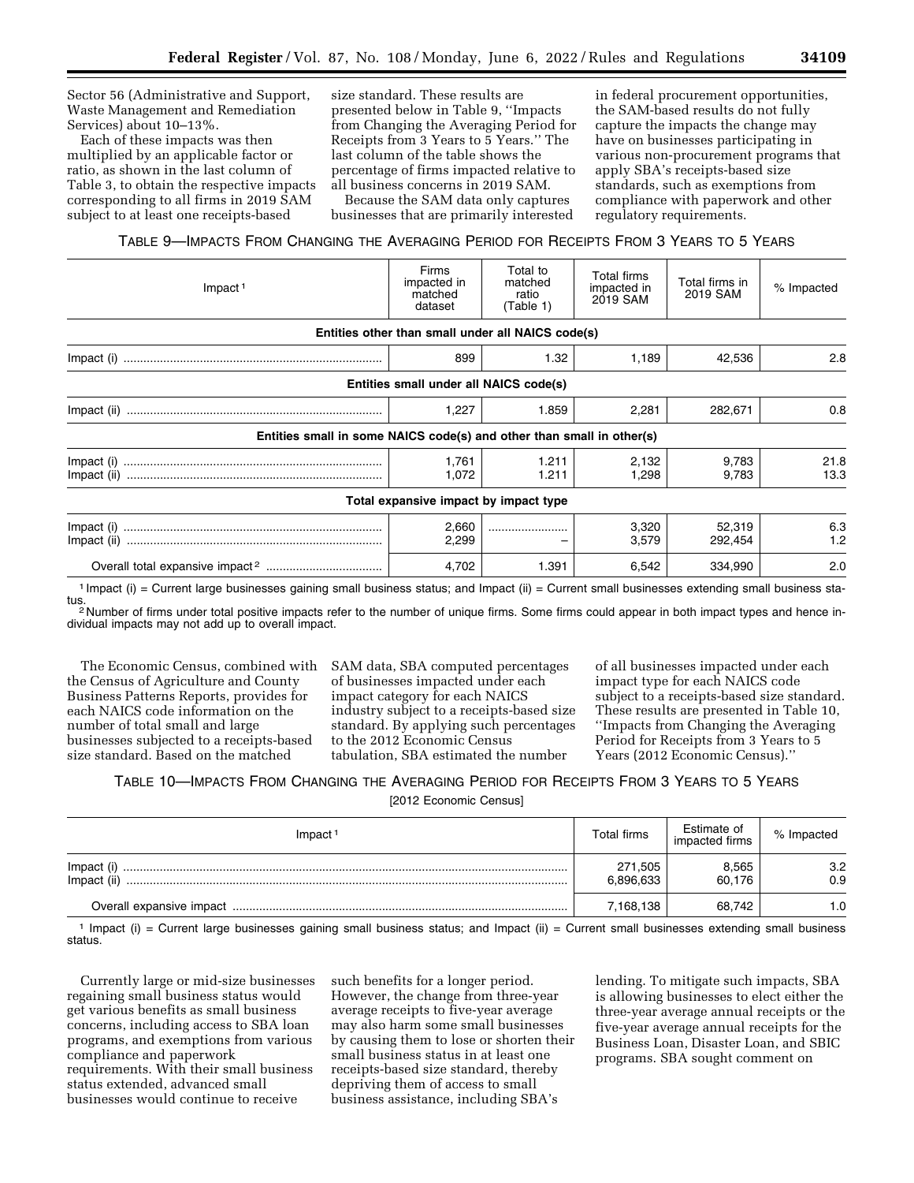Sector 56 (Administrative and Support, Waste Management and Remediation Services) about 10–13%.

Each of these impacts was then multiplied by an applicable factor or ratio, as shown in the last column of Table 3, to obtain the respective impacts corresponding to all firms in 2019 SAM subject to at least one receipts-based size standard. These results are presented below in Table 9, ''Impacts from Changing the Averaging Period for Receipts from 3 Years to 5 Years.'' The last column of the table shows the percentage of firms impacted relative to all business concerns in 2019 SAM.

Because the SAM data only captures businesses that are primarily interested in federal procurement opportunities, the SAM-based results do not fully capture the impacts the change may have on businesses participating in various non-procurement programs that apply SBA's receipts-based size standards, such as exemptions from compliance with paperwork and other regulatory requirements.

TABLE 9—IMPACTS FROM CHANGING THE AVERAGING PERIOD FOR RECEIPTS FROM 3 YEARS TO 5 YEARS

| Impact [1] | Firms impacted in matched dataset | Total to matched ratio (Table 1) | Total firms impacted in 2019 SAM | Total firms in 2019 SAM | % Impacted |
|---|---|---|---|---|---|
| **Entities other than small under all NAICS code(s)** | | | | | |
| Impact (i) | 899 | 1.32 | 1,189 | 42,536 | 2.8 |
| **Entities small under all NAICS code(s)** | | | | | |
| Impact (ii) | 1,227 | 1.859 | 2,281 | 282,671 | 0.8 |
| **Entities small in some NAICS code(s) and other than small in other(s)** | | | | | |
| Impact (i) | 1,761 | 1.211 | 2,132 | 9,783 | 21.8 |
| Impact (ii) | 1,072 | 1.211 | 1,298 | 9,783 | 13.3 |
| **Total expansive impact by impact type** | | | | | |
| Impact (i) | 2,660 | | 3,320 | 52,319 | 6.3 |
| Impact (ii) | 2,299 | – | 3,579 | 292,454 | 1.2 |
| Overall total expansive impact [2] | 4,702 | 1.391 | 6,542 | 334,990 | 2.0 |

[1] Impact (i) = Current large businesses gaining small business status; and Impact (ii) = Current small businesses extending small business status.
[2] Number of firms under total positive impacts refer to the number of unique firms. Some firms could appear in both impact types and hence individual impacts may not add up to overall impact.

The Economic Census, combined with the Census of Agriculture and County Business Patterns Reports, provides for each NAICS code information on the number of total small and large businesses subjected to a receipts-based size standard. Based on the matched SAM data, SBA computed percentages of businesses impacted under each impact category for each NAICS industry subject to a receipts-based size standard. By applying such percentages to the 2012 Economic Census tabulation, SBA estimated the number of all businesses impacted under each impact type for each NAICS code subject to a receipts-based size standard. These results are presented in Table 10, ''Impacts from Changing the Averaging Period for Receipts from 3 Years to 5 Years (2012 Economic Census).''

TABLE 10—IMPACTS FROM CHANGING THE AVERAGING PERIOD FOR RECEIPTS FROM 3 YEARS TO 5 YEARS

[2012 Economic Census]

| Impact [1] | Total firms | Estimate of impacted firms | % Impacted |
|---|---|---|---|
| Impact (i) | 271,505 | 8,565 | 3.2 |
| Impact (ii) | 6,896,633 | 60,176 | 0.9 |
| Overall expansive impact | 7,168,138 | 68,742 | 1.0 |

[1] Impact (i) = Current large businesses gaining small business status; and Impact (ii) = Current small businesses extending small business status.

Currently large or mid-size businesses regaining small business status would get various benefits as small business concerns, including access to SBA loan programs, and exemptions from various compliance and paperwork requirements. With their small business status extended, advanced small businesses would continue to receive such benefits for a longer period. However, the change from three-year average receipts to five-year average may also harm some small businesses by causing them to lose or shorten their small business status in at least one receipts-based size standard, thereby depriving them of access to small business assistance, including SBA's lending. To mitigate such impacts, SBA is allowing businesses to elect either the three-year average annual receipts or the five-year average annual receipts for the Business Loan, Disaster Loan, and SBIC programs. SBA sought comment on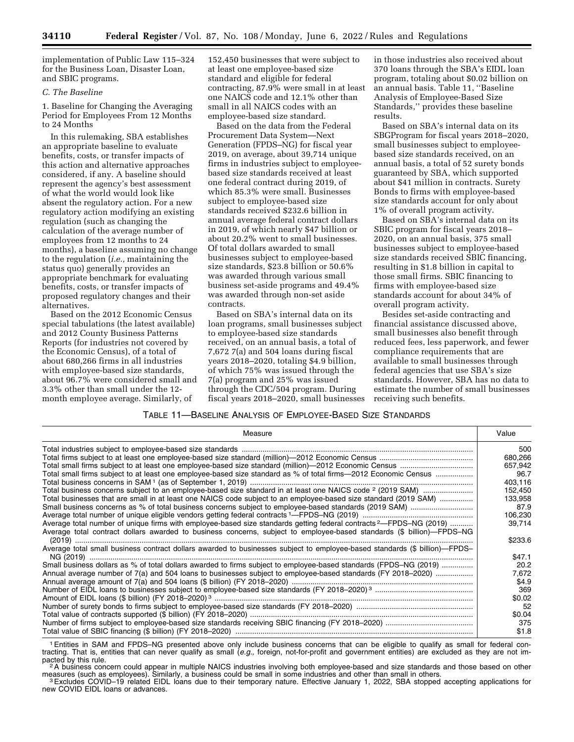implementation of Public Law 115–324 for the Business Loan, Disaster Loan, and SBIC programs.

*C. The Baseline*

1. Baseline for Changing the Averaging Period for Employees From 12 Months to 24 Months

In this rulemaking, SBA establishes an appropriate baseline to evaluate benefits, costs, or transfer impacts of this action and alternative approaches considered, if any. A baseline should represent the agency's best assessment of what the world would look like absent the regulatory action. For a new regulatory action modifying an existing regulation (such as changing the calculation of the average number of employees from 12 months to 24 months), a baseline assuming no change to the regulation (*i.e.,* maintaining the status quo) generally provides an appropriate benchmark for evaluating benefits, costs, or transfer impacts of proposed regulatory changes and their alternatives.

Based on the 2012 Economic Census special tabulations (the latest available) and 2012 County Business Patterns Reports (for industries not covered by the Economic Census), of a total of about 680,266 firms in all industries with employee-based size standards, about 96.7% were considered small and 3.3% other than small under the 12-month employee average. Similarly, of 152,450 businesses that were subject to at least one employee-based size standard and eligible for federal contracting, 87.9% were small in at least one NAICS code and 12.1% other than small in all NAICS codes with an employee-based size standard.

Based on the data from the Federal Procurement Data System—Next Generation (FPDS–NG) for fiscal year 2019, on average, about 39,714 unique firms in industries subject to employee-based size standards received at least one federal contract during 2019, of which 85.3% were small. Businesses subject to employee-based size standards received $232.6 billion in annual average federal contract dollars in 2019, of which nearly $47 billion or about 20.2% went to small businesses. Of total dollars awarded to small businesses subject to employee-based size standards, $23.8 billion or 50.6% was awarded through various small business set-aside programs and 49.4% was awarded through non-set aside contracts.

Based on SBA's internal data on its loan programs, small businesses subject to employee-based size standards received, on an annual basis, a total of 7,672 7(a) and 504 loans during fiscal years 2018–2020, totaling $4.9 billion, of which 75% was issued through the 7(a) program and 25% was issued through the CDC/504 program. During fiscal years 2018–2020, small businesses in those industries also received about 370 loans through the SBA's EIDL loan program, totaling about $0.02 billion on an annual basis. Table 11, "Baseline Analysis of Employee-Based Size Standards," provides these baseline results.

Based on SBA's internal data on its SBGProgram for fiscal years 2018–2020, small businesses subject to employee-based size standards received, on an annual basis, a total of 52 surety bonds guaranteed by SBA, which supported about $41 million in contracts. Surety Bonds to firms with employee-based size standards account for only about 1% of overall program activity.

Based on SBA's internal data on its SBIC program for fiscal years 2018–2020, on an annual basis, 375 small businesses subject to employee-based size standards received SBIC financing, resulting in $1.8 billion in capital to those small firms. SBIC financing to firms with employee-based size standards account for about 34% of overall program activity.

Besides set-aside contracting and financial assistance discussed above, small businesses also benefit through reduced fees, less paperwork, and fewer compliance requirements that are available to small businesses through federal agencies that use SBA's size standards. However, SBA has no data to estimate the number of small businesses receiving such benefits.

TABLE 11—BASELINE ANALYSIS OF EMPLOYEE-BASED SIZE STANDARDS

| Measure | Value |
|---|---|
| Total industries subject to employee-based size standards | 500 |
| Total firms subject to at least one employee-based size standard (million)—2012 Economic Census | 680,266 |
| Total small firms subject to at least one employee-based size standard (million)—2012 Economic Census | 657,942 |
| Total small firms subject to at least one employee-based size standard as % of total firms—2012 Economic Census | 96.7 |
| Total business concerns in SAM [1] (as of September 1, 2019) | 403,116 |
| Total business concerns subject to an employee-based size standard in at least one NAICS code [2] (2019 SAM) | 152,450 |
| Total businesses that are small in at least one NAICS code subject to an employee-based size standard (2019 SAM) | 133,958 |
| Small business concerns as % of total business concerns subject to employee-based standards (2019 SAM) | 87.9 |
| Average total number of unique eligible vendors getting federal contracts [1]—FPDS–NG (2019) | 106,230 |
| Average total number of unique firms with employee-based size standards getting federal contracts [2]—FPDS–NG (2019) | 39,714 |
| Average total contract dollars awarded to business concerns, subject to employee-based standards ($ billion)—FPDS–NG (2019) | $233.6 |
| Average total small business contract dollars awarded to businesses subject to employee-based size standards ($ billion)—FPDS–NG (2019) | $47.1 |
| Small business dollars as % of total dollars awarded to firms subject to employee-based standards (FPDS–NG (2019) | 20.2 |
| Annual average number of 7(a) and 504 loans to businesses subject to employee-based size standards (FY 2018–2020) | 7,672 |
| Annual average amount of 7(a) and 504 loans ($ billion) (FY 2018–2020) | $4.9 |
| Number of EIDL loans to businesses subject to employee-based size standards (FY 2018–2020) [3] | 369 |
| Amount of EIDL loans ($ billion) (FY 2018–2020) [3] | $0.02 |
| Number of surety bonds to firms subject to employee-based size standards (FY 2018–2020) | 52 |
| Total value of contracts supported ($ billion) (FY 2018–2020) | $0.04 |
| Number of firms subject to employee-based size standards receiving SBIC financing (FY 2018–2020) | 375 |
| Total value of SBIC financing ($ billion) (FY 2018–2020) | $1.8 |

[1] Entities in SAM and FPDS–NG presented above only include business concerns that can be eligible to qualify as small for federal contracting. That is, entities that can never qualify as small (*e.g.,* foreign, not-for-profit and government entities) are excluded as they are not impacted by this rule.

[2] A business concern could appear in multiple NAICS industries involving both employee-based and size standards and those based on other measures (such as employees). Similarly, a business could be small in some industries and other than small in others.

[3] Excludes COVID–19 related EIDL loans due to their temporary nature. Effective January 1, 2022, SBA stopped accepting applications for new COVID EIDL loans or advances.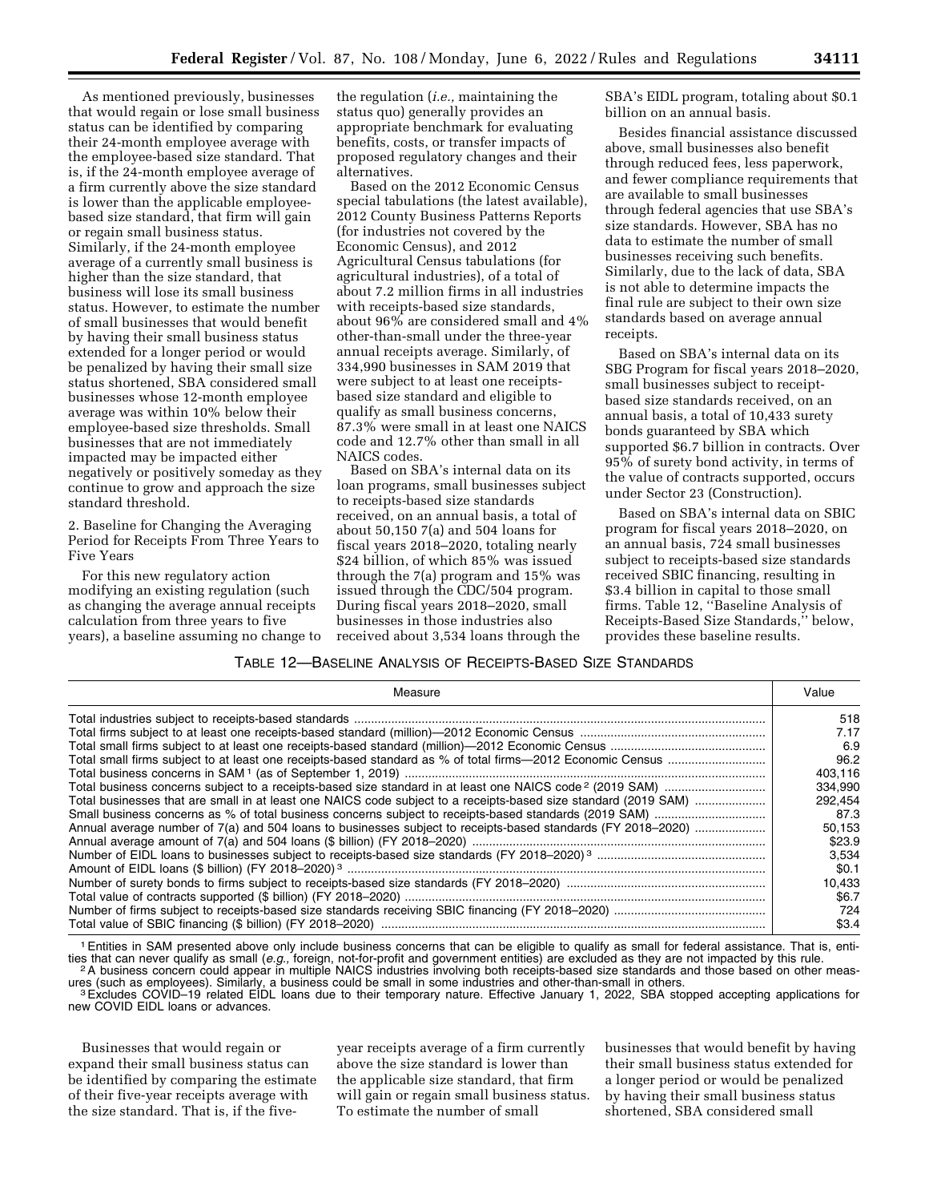As mentioned previously, businesses that would regain or lose small business status can be identified by comparing their 24-month employee average with the employee-based size standard. That is, if the 24-month employee average of a firm currently above the size standard is lower than the applicable employee-based size standard, that firm will gain or regain small business status. Similarly, if the 24-month employee average of a currently small business is higher than the size standard, that business will lose its small business status. However, to estimate the number of small businesses that would benefit by having their small business status extended for a longer period or would be penalized by having their small size status shortened, SBA considered small businesses whose 12-month employee average was within 10% below their employee-based size thresholds. Small businesses that are not immediately impacted may be impacted either negatively or positively someday as they continue to grow and approach the size standard threshold.

2. Baseline for Changing the Averaging Period for Receipts From Three Years to Five Years

For this new regulatory action modifying an existing regulation (such as changing the average annual receipts calculation from three years to five years), a baseline assuming no change to the regulation (*i.e.,* maintaining the status quo) generally provides an appropriate benchmark for evaluating benefits, costs, or transfer impacts of proposed regulatory changes and their alternatives.

Based on the 2012 Economic Census special tabulations (the latest available), 2012 County Business Patterns Reports (for industries not covered by the Economic Census), and 2012 Agricultural Census tabulations (for agricultural industries), of a total of about 7.2 million firms in all industries with receipts-based size standards, about 96% are considered small and 4% other-than-small under the three-year annual receipts average. Similarly, of 334,990 businesses in SAM 2019 that were subject to at least one receipts-based size standard and eligible to qualify as small business concerns, 87.3% were small in at least one NAICS code and 12.7% other than small in all NAICS codes.

Based on SBA's internal data on its loan programs, small businesses subject to receipts-based size standards received, on an annual basis, a total of about 50,150 7(a) and 504 loans for fiscal years 2018–2020, totaling nearly $24 billion, of which 85% was issued through the 7(a) program and 15% was issued through the CDC/504 program. During fiscal years 2018–2020, small businesses in those industries also received about 3,534 loans through the SBA's EIDL program, totaling about $0.1 billion on an annual basis.

Besides financial assistance discussed above, small businesses also benefit through reduced fees, less paperwork, and fewer compliance requirements that are available to small businesses through federal agencies that use SBA's size standards. However, SBA has no data to estimate the number of small businesses receiving such benefits. Similarly, due to the lack of data, SBA is not able to determine impacts the final rule are subject to their own size standards based on average annual receipts.

Based on SBA's internal data on its SBG Program for fiscal years 2018–2020, small businesses subject to receipt-based size standards received, on an annual basis, a total of 10,433 surety bonds guaranteed by SBA which supported $6.7 billion in contracts. Over 95% of surety bond activity, in terms of the value of contracts supported, occurs under Sector 23 (Construction).

Based on SBA's internal data on SBIC program for fiscal years 2018–2020, on an annual basis, 724 small businesses subject to receipts-based size standards received SBIC financing, resulting in $3.4 billion in capital to those small firms. Table 12, "Baseline Analysis of Receipts-Based Size Standards," below, provides these baseline results.

TABLE 12—BASELINE ANALYSIS OF RECEIPTS-BASED SIZE STANDARDS

| Measure | Value |
|---|---|
| Total industries subject to receipts-based standards | 518 |
| Total firms subject to at least one receipts-based standard (million)—2012 Economic Census | 7.17 |
| Total small firms subject to at least one receipts-based standard (million)—2012 Economic Census | 6.9 |
| Total small firms subject to at least one receipts-based standard as % of total firms—2012 Economic Census | 96.2 |
| Total business concerns in SAM [1] (as of September 1, 2019) | 403,116 |
| Total business concerns subject to a receipts-based size standard in at least one NAICS code [2] (2019 SAM) | 334,990 |
| Total businesses that are small in at least one NAICS code subject to a receipts-based size standard (2019 SAM) | 292,454 |
| Small business concerns as % of total business concerns subject to receipts-based standards (2019 SAM) | 87.3 |
| Annual average number of 7(a) and 504 loans to businesses subject to receipts-based standards (FY 2018–2020) | 50,153 |
| Annual average amount of 7(a) and 504 loans ($ billion) (FY 2018–2020) | $23.9 |
| Number of EIDL loans to businesses subject to receipts-based size standards (FY 2018–2020) [3] | 3,534 |
| Amount of EIDL loans ($ billion) (FY 2018–2020) [3] | $0.1 |
| Number of surety bonds to firms subject to receipts-based size standards (FY 2018–2020) | 10,433 |
| Total value of contracts supported ($ billion) (FY 2018–2020) | $6.7 |
| Number of firms subject to receipts-based size standards receiving SBIC financing (FY 2018–2020) | 724 |
| Total value of SBIC financing ($ billion) (FY 2018–2020) | $3.4 |

[1] Entities in SAM presented above only include business concerns that can be eligible to qualify as small for federal assistance. That is, entities that can never qualify as small (*e.g.,* foreign, not-for-profit and government entities) are excluded as they are not impacted by this rule.

[2] A business concern could appear in multiple NAICS industries involving both receipts-based size standards and those based on other measures (such as employees). Similarly, a business could be small in some industries and other-than-small in others.

[3] Excludes COVID–19 related EIDL loans due to their temporary nature. Effective January 1, 2022, SBA stopped accepting applications for new COVID EIDL loans or advances.

Businesses that would regain or expand their small business status can be identified by comparing the estimate of their five-year receipts average with the size standard. That is, if the five-year receipts average of a firm currently above the size standard is lower than the applicable size standard, that firm will gain or regain small business status. To estimate the number of small businesses that would benefit by having their small business status extended for a longer period or would be penalized by having their small business status shortened, SBA considered small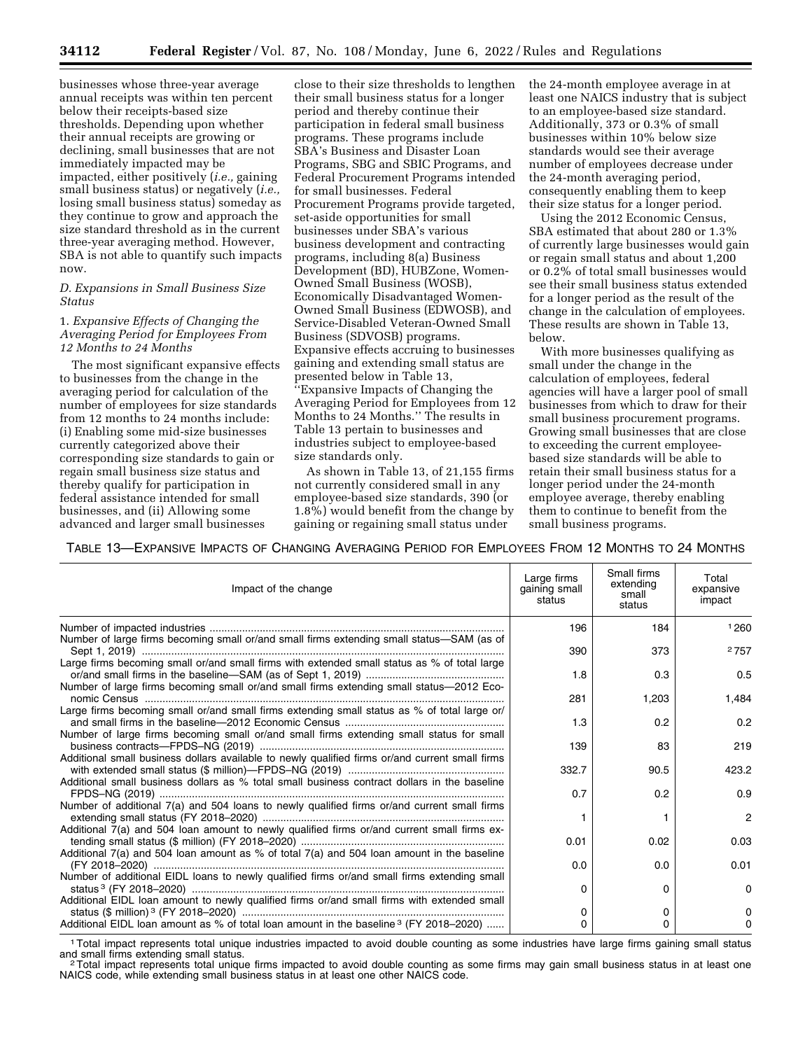businesses whose three-year average annual receipts was within ten percent below their receipts-based size thresholds. Depending upon whether their annual receipts are growing or declining, small businesses that are not immediately impacted may be impacted, either positively (*i.e.,* gaining small business status) or negatively (*i.e.,* losing small business status) someday as they continue to grow and approach the size standard threshold as in the current three-year averaging method. However, SBA is not able to quantify such impacts now.

### *D. Expansions in Small Business Size Status*

#### 1. *Expansive Effects of Changing the Averaging Period for Employees From 12 Months to 24 Months*

The most significant expansive effects to businesses from the change in the averaging period for calculation of the number of employees for size standards from 12 months to 24 months include: (i) Enabling some mid-size businesses currently categorized above their corresponding size standards to gain or regain small business size status and thereby qualify for participation in federal assistance intended for small businesses, and (ii) Allowing some advanced and larger small businesses close to their size thresholds to lengthen their small business status for a longer period and thereby continue their participation in federal small business programs. These programs include SBA's Business and Disaster Loan Programs, SBG and SBIC Programs, and Federal Procurement Programs intended for small businesses. Federal Procurement Programs provide targeted, set-aside opportunities for small businesses under SBA's various business development and contracting programs, including 8(a) Business Development (BD), HUBZone, Women-Owned Small Business (WOSB), Economically Disadvantaged Women-Owned Small Business (EDWOSB), and Service-Disabled Veteran-Owned Small Business (SDVOSB) programs. Expansive effects accruing to businesses gaining and extending small status are presented below in Table 13, ''Expansive Impacts of Changing the Averaging Period for Employees from 12 Months to 24 Months.'' The results in Table 13 pertain to businesses and industries subject to employee-based size standards only.

As shown in Table 13, of 21,155 firms not currently considered small in any employee-based size standards, 390 (or 1.8%) would benefit from the change by gaining or regaining small status under the 24-month employee average in at least one NAICS industry that is subject to an employee-based size standard. Additionally, 373 or 0.3% of small businesses within 10% below size standards would see their average number of employees decrease under the 24-month averaging period, consequently enabling them to keep their size status for a longer period.

Using the 2012 Economic Census, SBA estimated that about 280 or 1.3% of currently large businesses would gain or regain small status and about 1,200 or 0.2% of total small businesses would see their small business status extended for a longer period as the result of the change in the calculation of employees. These results are shown in Table 13, below.

With more businesses qualifying as small under the change in the calculation of employees, federal agencies will have a larger pool of small businesses from which to draw for their small business procurement programs. Growing small businesses that are close to exceeding the current employee-based size standards will be able to retain their small business status for a longer period under the 24-month employee average, thereby enabling them to continue to benefit from the small business programs.

TABLE 13—EXPANSIVE IMPACTS OF CHANGING AVERAGING PERIOD FOR EMPLOYEES FROM 12 MONTHS TO 24 MONTHS

| Impact of the change | Large firms gaining small status | Small firms extending small status | Total expansive impact |
|---|---|---|---|
| Number of impacted industries | 196 | 184 | [1] 260 |
| Number of large firms becoming small or/and small firms extending small status—SAM (as of Sept 1, 2019) | 390 | 373 | [2] 757 |
| Large firms becoming small or/and small firms with extended small status as % of total large or/and small firms in the baseline—SAM (as of Sept 1, 2019) | 1.8 | 0.3 | 0.5 |
| Number of large firms becoming small or/and small firms extending small status—2012 Economic Census | 281 | 1,203 | 1,484 |
| Large firms becoming small or/and small firms extending small status as % of total large or/ and small firms in the baseline—2012 Economic Census | 1.3 | 0.2 | 0.2 |
| Number of large firms becoming small or/and small firms extending small status for small business contracts—FPDS–NG (2019) | 139 | 83 | 219 |
| Additional small business dollars available to newly qualified firms or/and current small firms with extended small status ($ million)—FPDS–NG (2019) | 332.7 | 90.5 | 423.2 |
| Additional small business dollars as % total small business contract dollars in the baseline FPDS–NG (2019) | 0.7 | 0.2 | 0.9 |
| Number of additional 7(a) and 504 loans to newly qualified firms or/and current small firms extending small status (FY 2018–2020) | 1 | 1 | 2 |
| Additional 7(a) and 504 loan amount to newly qualified firms or/and current small firms extending small status ($ million) (FY 2018–2020) | 0.01 | 0.02 | 0.03 |
| Additional 7(a) and 504 loan amount as % of total 7(a) and 504 loan amount in the baseline (FY 2018–2020) | 0.0 | 0.0 | 0.01 |
| Number of additional EIDL loans to newly qualified firms or/and small firms extending small status [3] (FY 2018–2020) | 0 | 0 | 0 |
| Additional EIDL loan amount to newly qualified firms or/and small firms with extended small status ($ million) [3] (FY 2018–2020) | 0 | 0 | 0 |
| Additional EIDL loan amount as % of total loan amount in the baseline [3] (FY 2018–2020) | 0 | 0 | 0 |

[1] Total impact represents total unique industries impacted to avoid double counting as some industries have large firms gaining small status and small firms extending small status.

[2] Total impact represents total unique firms impacted to avoid double counting as some firms may gain small business status in at least one NAICS code, while extending small business status in at least one other NAICS code.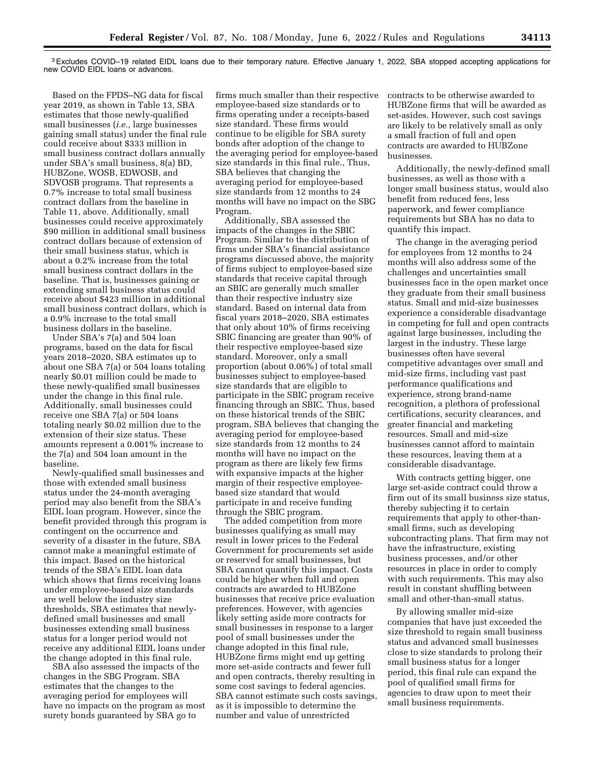[3] Excludes COVID–19 related EIDL loans due to their temporary nature. Effective January 1, 2022, SBA stopped accepting applications for new COVID EIDL loans or advances.

Based on the FPDS–NG data for fiscal year 2019, as shown in Table 13, SBA estimates that those newly-qualified small businesses (*i.e.,* large businesses gaining small status) under the final rule could receive about $333 million in small business contract dollars annually under SBA's small business, 8(a) BD, HUBZone, WOSB, EDWOSB, and SDVOSB programs. That represents a 0.7% increase to total small business contract dollars from the baseline in Table 11, above. Additionally, small businesses could receive approximately $90 million in additional small business contract dollars because of extension of their small business status, which is about a 0.2% increase from the total small business contract dollars in the baseline. That is, businesses gaining or extending small business status could receive about $423 million in additional small business contract dollars, which is a 0.9% increase to the total small business dollars in the baseline.

Under SBA's 7(a) and 504 loan programs, based on the data for fiscal years 2018–2020, SBA estimates up to about one SBA 7(a) or 504 loans totaling nearly $0.01 million could be made to these newly-qualified small businesses under the change in this final rule. Additionally, small businesses could receive one SBA 7(a) or 504 loans totaling nearly $0.02 million due to the extension of their size status. These amounts represent a 0.001% increase to the 7(a) and 504 loan amount in the baseline.

Newly-qualified small businesses and those with extended small business status under the 24-month averaging period may also benefit from the SBA's EIDL loan program. However, since the benefit provided through this program is contingent on the occurrence and severity of a disaster in the future, SBA cannot make a meaningful estimate of this impact. Based on the historical trends of the SBA's EIDL loan data which shows that firms receiving loans under employee-based size standards are well below the industry size thresholds, SBA estimates that newly-defined small businesses and small businesses extending small business status for a longer period would not receive any additional EIDL loans under the change adopted in this final rule.

SBA also assessed the impacts of the changes in the SBG Program. SBA estimates that the changes to the averaging period for employees will have no impacts on the program as most surety bonds guaranteed by SBA go to firms much smaller than their respective employee-based size standards or to firms operating under a receipts-based size standard. These firms would continue to be eligible for SBA surety bonds after adoption of the change to the averaging period for employee-based size standards in this final rule., Thus, SBA believes that changing the averaging period for employee-based size standards from 12 months to 24 months will have no impact on the SBG Program.

Additionally, SBA assessed the impacts of the changes in the SBIC Program. Similar to the distribution of firms under SBA's financial assistance programs discussed above, the majority of firms subject to employee-based size standards that receive capital through an SBIC are generally much smaller than their respective industry size standard. Based on internal data from fiscal years 2018–2020, SBA estimates that only about 10% of firms receiving SBIC financing are greater than 90% of their respective employee-based size standard. Moreover, only a small proportion (about 0.06%) of total small businesses subject to employee-based size standards that are eligible to participate in the SBIC program receive financing through an SBIC. Thus, based on these historical trends of the SBIC program, SBA believes that changing the averaging period for employee-based size standards from 12 months to 24 months will have no impact on the program as there are likely few firms with expansive impacts at the higher margin of their respective employee-based size standard that would participate in and receive funding through the SBIC program.

The added competition from more businesses qualifying as small may result in lower prices to the Federal Government for procurements set aside or reserved for small businesses, but SBA cannot quantify this impact. Costs could be higher when full and open contracts are awarded to HUBZone businesses that receive price evaluation preferences. However, with agencies likely setting aside more contracts for small businesses in response to a larger pool of small businesses under the change adopted in this final rule, HUBZone firms might end up getting more set-aside contracts and fewer full and open contracts, thereby resulting in some cost savings to federal agencies. SBA cannot estimate such costs savings, as it is impossible to determine the number and value of unrestricted contracts to be otherwise awarded to HUBZone firms that will be awarded as set-asides. However, such cost savings are likely to be relatively small as only a small fraction of full and open contracts are awarded to HUBZone businesses.

Additionally, the newly-defined small businesses, as well as those with a longer small business status, would also benefit from reduced fees, less paperwork, and fewer compliance requirements but SBA has no data to quantify this impact.

The change in the averaging period for employees from 12 months to 24 months will also address some of the challenges and uncertainties small businesses face in the open market once they graduate from their small business status. Small and mid-size businesses experience a considerable disadvantage in competing for full and open contracts against large businesses, including the largest in the industry. These large businesses often have several competitive advantages over small and mid-size firms, including vast past performance qualifications and experience, strong brand-name recognition, a plethora of professional certifications, security clearances, and greater financial and marketing resources. Small and mid-size businesses cannot afford to maintain these resources, leaving them at a considerable disadvantage.

With contracts getting bigger, one large set-aside contract could throw a firm out of its small business size status, thereby subjecting it to certain requirements that apply to other-than-small firms, such as developing subcontracting plans. That firm may not have the infrastructure, existing business processes, and/or other resources in place in order to comply with such requirements. This may also result in constant shuffling between small and other-than-small status.

By allowing smaller mid-size companies that have just exceeded the size threshold to regain small business status and advanced small businesses close to size standards to prolong their small business status for a longer period, this final rule can expand the pool of qualified small firms for agencies to draw upon to meet their small business requirements.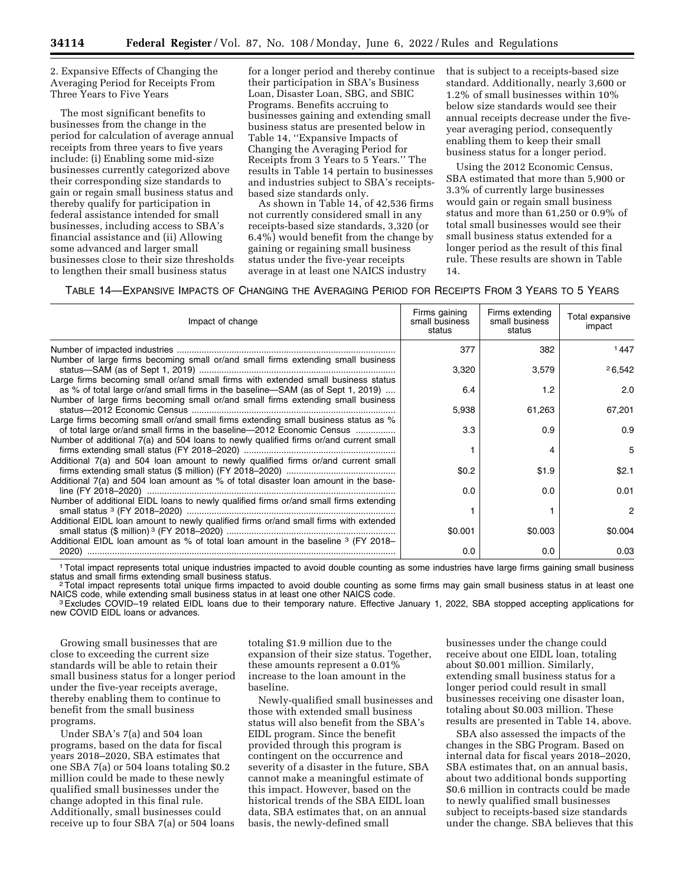2. Expansive Effects of Changing the Averaging Period for Receipts From Three Years to Five Years

The most significant benefits to businesses from the change in the period for calculation of average annual receipts from three years to five years include: (i) Enabling some mid-size businesses currently categorized above their corresponding size standards to gain or regain small business status and thereby qualify for participation in federal assistance intended for small businesses, including access to SBA's financial assistance and (ii) Allowing some advanced and larger small businesses close to their size thresholds to lengthen their small business status for a longer period and thereby continue their participation in SBA's Business Loan, Disaster Loan, SBG, and SBIC Programs. Benefits accruing to businesses gaining and extending small business status are presented below in Table 14, "Expansive Impacts of Changing the Averaging Period for Receipts from 3 Years to 5 Years." The results in Table 14 pertain to businesses and industries subject to SBA's receipts-based size standards only.

As shown in Table 14, of 42,536 firms not currently considered small in any receipts-based size standards, 3,320 (or 6.4%) would benefit from the change by gaining or regaining small business status under the five-year receipts average in at least one NAICS industry that is subject to a receipts-based size standard. Additionally, nearly 3,600 or 1.2% of small businesses within 10% below size standards would see their annual receipts decrease under the five-year averaging period, consequently enabling them to keep their small business status for a longer period.

Using the 2012 Economic Census, SBA estimated that more than 5,900 or 3.3% of currently large businesses would gain or regain small business status and more than 61,250 or 0.9% of total small businesses would see their small business status extended for a longer period as the result of this final rule. These results are shown in Table 14.

TABLE 14—EXPANSIVE IMPACTS OF CHANGING THE AVERAGING PERIOD FOR RECEIPTS FROM 3 YEARS TO 5 YEARS

| Impact of change | Firms gaining small business status | Firms extending small business status | Total expansive impact |
|---|---|---|---|
| Number of impacted industries | 377 | 382 | [1] 447 |
| Number of large firms becoming small or/and small firms extending small business status—SAM (as of Sept 1, 2019) | 3,320 | 3,579 | [2] 6,542 |
| Large firms becoming small or/and small firms with extended small business status as % of total large or/and small firms in the baseline—SAM (as of Sept 1, 2019) | 6.4 | 1.2 | 2.0 |
| Number of large firms becoming small or/and small firms extending small business status—2012 Economic Census | 5,938 | 61,263 | 67,201 |
| Large firms becoming small or/and small firms extending small business status as % of total large or/and small firms in the baseline—2012 Economic Census | 3.3 | 0.9 | 0.9 |
| Number of additional 7(a) and 504 loans to newly qualified firms or/and current small firms extending small status (FY 2018–2020) | 1 | 4 | 5 |
| Additional 7(a) and 504 loan amount to newly qualified firms or/and current small firms extending small status ($ million) (FY 2018–2020) | $0.2 | $1.9 | $2.1 |
| Additional 7(a) and 504 loan amount as % of total disaster loan amount in the baseline (FY 2018–2020) | 0.0 | 0.0 | 0.01 |
| Number of additional EIDL loans to newly qualified firms or/and small firms extending small status [3] (FY 2018–2020) | 1 | 1 | 2 |
| Additional EIDL loan amount to newly qualified firms or/and small firms with extended small status ($ million) [3] (FY 2018–2020) | $0.001 | $0.003 | $0.004 |
| Additional EIDL loan amount as % of total loan amount in the baseline [3] (FY 2018–2020) | 0.0 | 0.0 | 0.03 |

[1] Total impact represents total unique industries impacted to avoid double counting as some industries have large firms gaining small business status and small firms extending small business status.

[2] Total impact represents total unique firms impacted to avoid double counting as some firms may gain small business status in at least one NAICS code, while extending small business status in at least one other NAICS code.

[3] Excludes COVID–19 related EIDL loans due to their temporary nature. Effective January 1, 2022, SBA stopped accepting applications for new COVID EIDL loans or advances.

Growing small businesses that are close to exceeding the current size standards will be able to retain their small business status for a longer period under the five-year receipts average, thereby enabling them to continue to benefit from the small business programs.

Under SBA's 7(a) and 504 loan programs, based on the data for fiscal years 2018–2020, SBA estimates that one SBA 7(a) or 504 loans totaling $0.2 million could be made to these newly qualified small businesses under the change adopted in this final rule. Additionally, small businesses could receive up to four SBA 7(a) or 504 loans totaling $1.9 million due to the expansion of their size status. Together, these amounts represent a 0.01% increase to the loan amount in the baseline.

Newly-qualified small businesses and those with extended small business status will also benefit from the SBA's EIDL program. Since the benefit provided through this program is contingent on the occurrence and severity of a disaster in the future, SBA cannot make a meaningful estimate of this impact. However, based on the historical trends of the SBA EIDL loan data, SBA estimates that, on an annual basis, the newly-defined small businesses under the change could receive about one EIDL loan, totaling about $0.001 million. Similarly, extending small business status for a longer period could result in small businesses receiving one disaster loan, totaling about $0.003 million. These results are presented in Table 14, above.

SBA also assessed the impacts of the changes in the SBG Program. Based on internal data for fiscal years 2018–2020, SBA estimates that, on an annual basis, about two additional bonds supporting $0.6 million in contracts could be made to newly qualified small businesses subject to receipts-based size standards under the change. SBA believes that this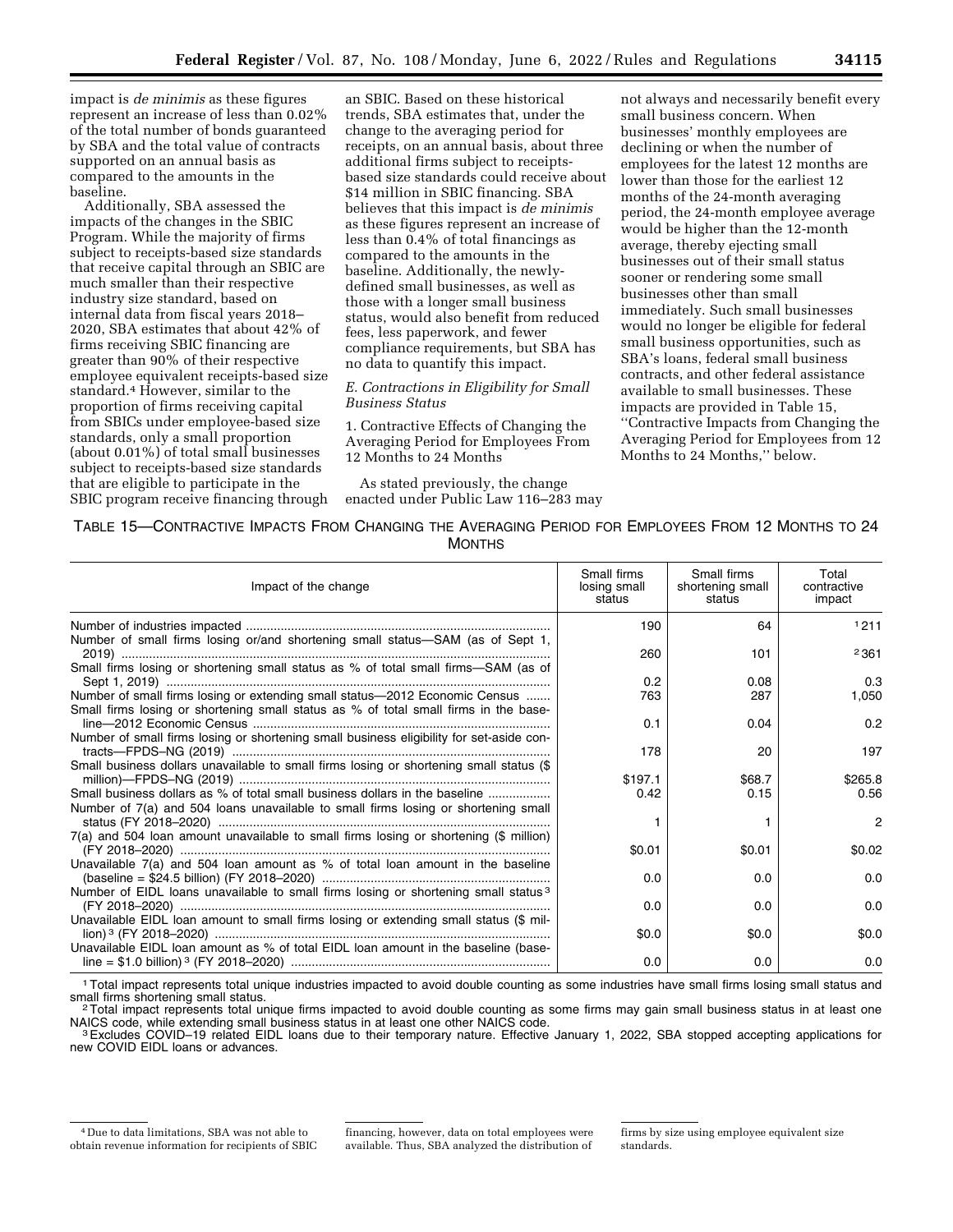impact is *de minimis* as these figures represent an increase of less than 0.02% of the total number of bonds guaranteed by SBA and the total value of contracts supported on an annual basis as compared to the amounts in the baseline.

Additionally, SBA assessed the impacts of the changes in the SBIC Program. While the majority of firms subject to receipts-based size standards that receive capital through an SBIC are much smaller than their respective industry size standard, based on internal data from fiscal years 2018–2020, SBA estimates that about 42% of firms receiving SBIC financing are greater than 90% of their respective employee equivalent receipts-based size standard.[4] However, similar to the proportion of firms receiving capital from SBICs under employee-based size standards, only a small proportion (about 0.01%) of total small businesses subject to receipts-based size standards that are eligible to participate in the SBIC program receive financing through an SBIC. Based on these historical trends, SBA estimates that, under the change to the averaging period for receipts, on an annual basis, about three additional firms subject to receipts-based size standards could receive about $14 million in SBIC financing. SBA believes that this impact is *de minimis* as these figures represent an increase of less than 0.4% of total financings as compared to the amounts in the baseline. Additionally, the newly-defined small businesses, as well as those with a longer small business status, would also benefit from reduced fees, less paperwork, and fewer compliance requirements, but SBA has no data to quantify this impact.

*E. Contractions in Eligibility for Small Business Status*

1. Contractive Effects of Changing the Averaging Period for Employees From 12 Months to 24 Months

As stated previously, the change enacted under Public Law 116–283 may not always and necessarily benefit every small business concern. When businesses' monthly employees are declining or when the number of employees for the latest 12 months are lower than those for the earliest 12 months of the 24-month averaging period, the 24-month employee average would be higher than the 12-month average, thereby ejecting small businesses out of their small status sooner or rendering some small businesses other than small immediately. Such small businesses would no longer be eligible for federal small business opportunities, such as SBA's loans, federal small business contracts, and other federal assistance available to small businesses. These impacts are provided in Table 15, ''Contractive Impacts from Changing the Averaging Period for Employees from 12 Months to 24 Months,'' below.

TABLE 15—CONTRACTIVE IMPACTS FROM CHANGING THE AVERAGING PERIOD FOR EMPLOYEES FROM 12 MONTHS TO 24 MONTHS

| Impact of the change | Small firms losing small status | Small firms shortening small status | Total contractive impact |
|---|---|---|---|
| Number of industries impacted | 190 | 64 | [1]211 |
| Number of small firms losing or/and shortening small status—SAM (as of Sept 1, 2019) | 260 | 101 | [2]361 |
| Small firms losing or shortening small status as % of total small firms—SAM (as of Sept 1, 2019) | 0.2 | 0.08 | 0.3 |
| Number of small firms losing or extending small status—2012 Economic Census | 763 | 287 | 1,050 |
| Small firms losing or shortening small status as % of total small firms in the baseline—2012 Economic Census | 0.1 | 0.04 | 0.2 |
| Number of small firms losing or shortening small business eligibility for set-aside contracts—FPDS–NG (2019) | 178 | 20 | 197 |
| Small business dollars unavailable to small firms losing or shortening small status ($ million)—FPDS–NG (2019) | $197.1 | $68.7 | $265.8 |
| Small business dollars as % of total small business dollars in the baseline | 0.42 | 0.15 | 0.56 |
| Number of 7(a) and 504 loans unavailable to small firms losing or shortening small status (FY 2018–2020) | 1 | 1 | 2 |
| 7(a) and 504 loan amount unavailable to small firms losing or shortening ($ million) (FY 2018–2020) | $0.01 | $0.01 | $0.02 |
| Unavailable 7(a) and 504 loan amount as % of total loan amount in the baseline (baseline = $24.5 billion) (FY 2018–2020) | 0.0 | 0.0 | 0.0 |
| Number of EIDL loans unavailable to small firms losing or shortening small status[3] (FY 2018–2020) | 0.0 | 0.0 | 0.0 |
| Unavailable EIDL loan amount to small firms losing or extending small status ($ million)[3] (FY 2018–2020) | $0.0 | $0.0 | $0.0 |
| Unavailable EIDL loan amount as % of total EIDL loan amount in the baseline (baseline = $1.0 billion)[3] (FY 2018–2020) | 0.0 | 0.0 | 0.0 |

[1] Total impact represents total unique industries impacted to avoid double counting as some industries have small firms losing small status and small firms shortening small status.

[2] Total impact represents total unique firms impacted to avoid double counting as some firms may gain small business status in at least one NAICS code, while extending small business status in at least one other NAICS code.

[3] Excludes COVID–19 related EIDL loans due to their temporary nature. Effective January 1, 2022, SBA stopped accepting applications for new COVID EIDL loans or advances.

[4] Due to data limitations, SBA was not able to obtain revenue information for recipients of SBIC financing, however, data on total employees were available. Thus, SBA analyzed the distribution of firms by size using employee equivalent size standards.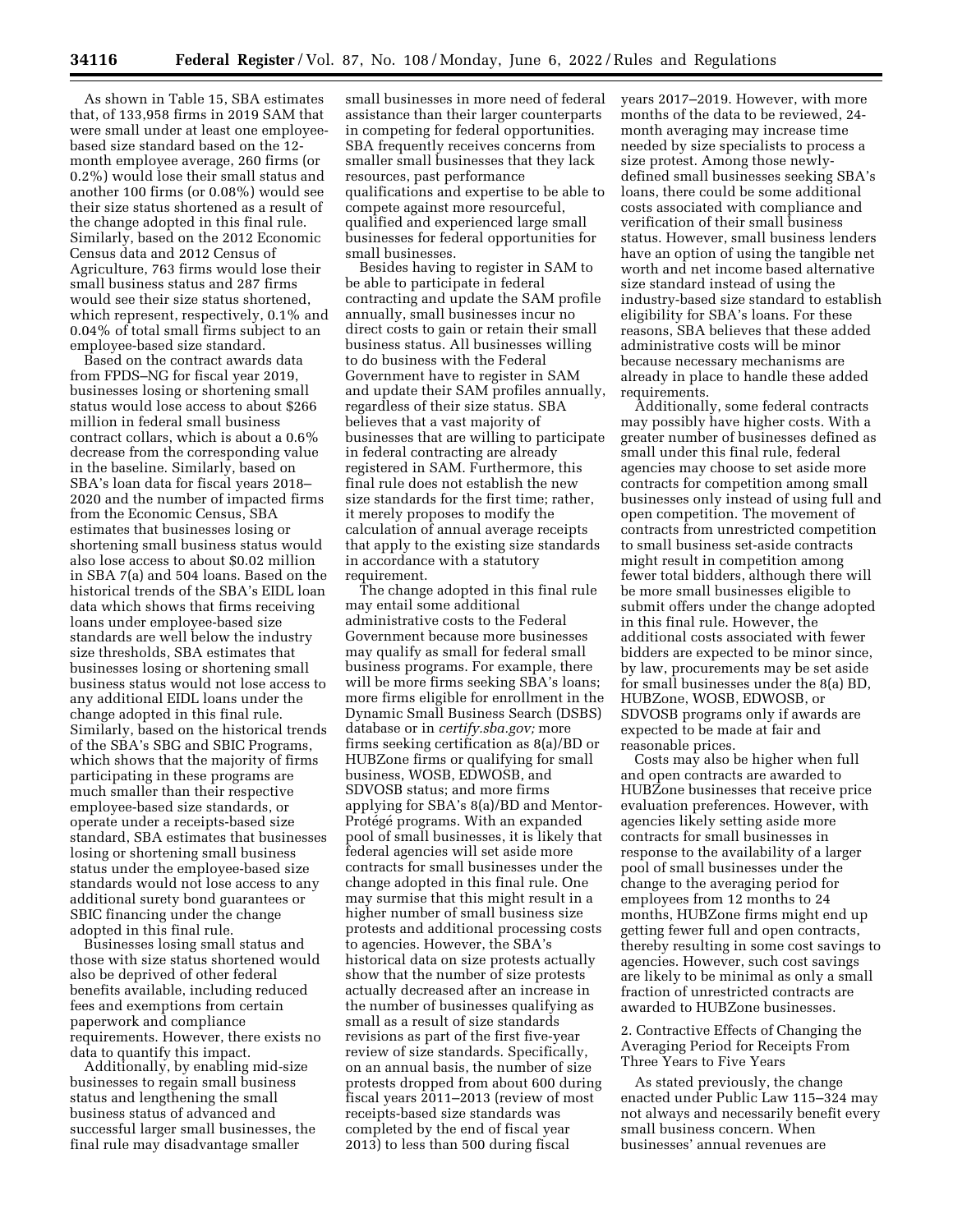As shown in Table 15, SBA estimates that, of 133,958 firms in 2019 SAM that were small under at least one employee-based size standard based on the 12-month employee average, 260 firms (or 0.2%) would lose their small status and another 100 firms (or 0.08%) would see their size status shortened as a result of the change adopted in this final rule. Similarly, based on the 2012 Economic Census data and 2012 Census of Agriculture, 763 firms would lose their small business status and 287 firms would see their size status shortened, which represent, respectively, 0.1% and 0.04% of total small firms subject to an employee-based size standard.

Based on the contract awards data from FPDS–NG for fiscal year 2019, businesses losing or shortening small status would lose access to about $266 million in federal small business contract collars, which is about a 0.6% decrease from the corresponding value in the baseline. Similarly, based on SBA's loan data for fiscal years 2018–2020 and the number of impacted firms from the Economic Census, SBA estimates that businesses losing or shortening small business status would also lose access to about $0.02 million in SBA 7(a) and 504 loans. Based on the historical trends of the SBA's EIDL loan data which shows that firms receiving loans under employee-based size standards are well below the industry size thresholds, SBA estimates that businesses losing or shortening small business status would not lose access to any additional EIDL loans under the change adopted in this final rule. Similarly, based on the historical trends of the SBA's SBG and SBIC Programs, which shows that the majority of firms participating in these programs are much smaller than their respective employee-based size standards, or operate under a receipts-based size standard, SBA estimates that businesses losing or shortening small business status under the employee-based size standards would not lose access to any additional surety bond guarantees or SBIC financing under the change adopted in this final rule.

Businesses losing small status and those with size status shortened would also be deprived of other federal benefits available, including reduced fees and exemptions from certain paperwork and compliance requirements. However, there exists no data to quantify this impact.

Additionally, by enabling mid-size businesses to regain small business status and lengthening the small business status of advanced and successful larger small businesses, the final rule may disadvantage smaller small businesses in more need of federal assistance than their larger counterparts in competing for federal opportunities. SBA frequently receives concerns from smaller small businesses that they lack resources, past performance qualifications and expertise to be able to compete against more resourceful, qualified and experienced large small businesses for federal opportunities for small businesses.

Besides having to register in SAM to be able to participate in federal contracting and update the SAM profile annually, small businesses incur no direct costs to gain or retain their small business status. All businesses willing to do business with the Federal Government have to register in SAM and update their SAM profiles annually, regardless of their size status. SBA believes that a vast majority of businesses that are willing to participate in federal contracting are already registered in SAM. Furthermore, this final rule does not establish the new size standards for the first time; rather, it merely proposes to modify the calculation of annual average receipts that apply to the existing size standards in accordance with a statutory requirement.

The change adopted in this final rule may entail some additional administrative costs to the Federal Government because more businesses may qualify as small for federal small business programs. For example, there will be more firms seeking SBA's loans; more firms eligible for enrollment in the Dynamic Small Business Search (DSBS) database or in *certify.sba.gov;* more firms seeking certification as 8(a)/BD or HUBZone firms or qualifying for small business, WOSB, EDWOSB, and SDVOSB status; and more firms applying for SBA's 8(a)/BD and Mentor-Protégé programs. With an expanded pool of small businesses, it is likely that federal agencies will set aside more contracts for small businesses under the change adopted in this final rule. One may surmise that this might result in a higher number of small business size protests and additional processing costs to agencies. However, the SBA's historical data on size protests actually show that the number of size protests actually decreased after an increase in the number of businesses qualifying as small as a result of size standards revisions as part of the first five-year review of size standards. Specifically, on an annual basis, the number of size protests dropped from about 600 during fiscal years 2011–2013 (review of most receipts-based size standards was completed by the end of fiscal year 2013) to less than 500 during fiscal years 2017–2019. However, with more months of the data to be reviewed, 24-month averaging may increase time needed by size specialists to process a size protest. Among those newly-defined small businesses seeking SBA's loans, there could be some additional costs associated with compliance and verification of their small business status. However, small business lenders have an option of using the tangible net worth and net income based alternative size standard instead of using the industry-based size standard to establish eligibility for SBA's loans. For these reasons, SBA believes that these added administrative costs will be minor because necessary mechanisms are already in place to handle these added requirements.

Additionally, some federal contracts may possibly have higher costs. With a greater number of businesses defined as small under this final rule, federal agencies may choose to set aside more contracts for competition among small businesses only instead of using full and open competition. The movement of contracts from unrestricted competition to small business set-aside contracts might result in competition among fewer total bidders, although there will be more small businesses eligible to submit offers under the change adopted in this final rule. However, the additional costs associated with fewer bidders are expected to be minor since, by law, procurements may be set aside for small businesses under the 8(a) BD, HUBZone, WOSB, EDWOSB, or SDVOSB programs only if awards are expected to be made at fair and reasonable prices.

Costs may also be higher when full and open contracts are awarded to HUBZone businesses that receive price evaluation preferences. However, with agencies likely setting aside more contracts for small businesses in response to the availability of a larger pool of small businesses under the change to the averaging period for employees from 12 months to 24 months, HUBZone firms might end up getting fewer full and open contracts, thereby resulting in some cost savings to agencies. However, such cost savings are likely to be minimal as only a small fraction of unrestricted contracts are awarded to HUBZone businesses.

2. Contractive Effects of Changing the Averaging Period for Receipts From Three Years to Five Years

As stated previously, the change enacted under Public Law 115–324 may not always and necessarily benefit every small business concern. When businesses' annual revenues are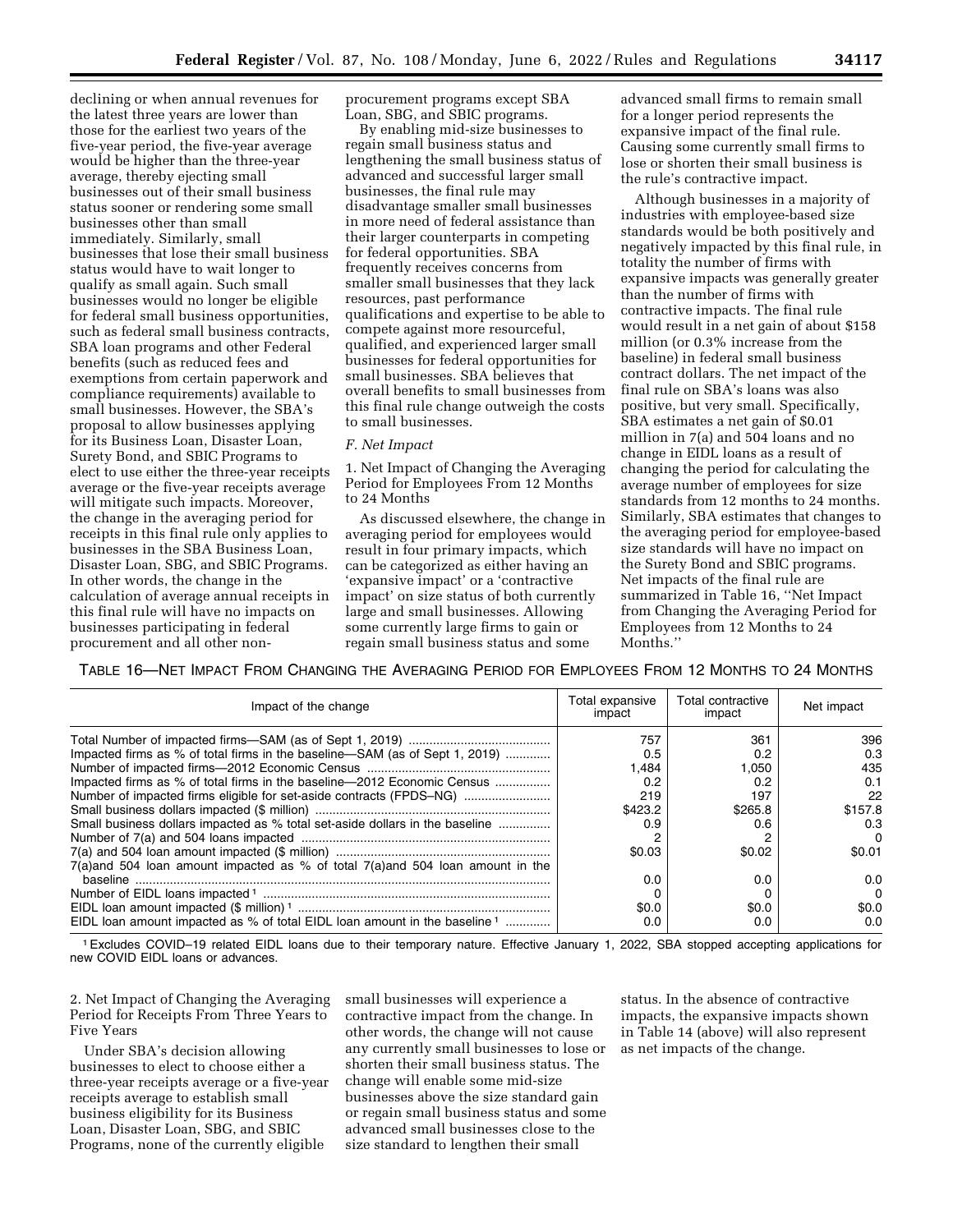declining or when annual revenues for the latest three years are lower than those for the earliest two years of the five-year period, the five-year average would be higher than the three-year average, thereby ejecting small businesses out of their small business status sooner or rendering some small businesses other than small immediately. Similarly, small businesses that lose their small business status would have to wait longer to qualify as small again. Such small businesses would no longer be eligible for federal small business opportunities, such as federal small business contracts, SBA loan programs and other Federal benefits (such as reduced fees and exemptions from certain paperwork and compliance requirements) available to small businesses. However, the SBA's proposal to allow businesses applying for its Business Loan, Disaster Loan, Surety Bond, and SBIC Programs to elect to use either the three-year receipts average or the five-year receipts average will mitigate such impacts. Moreover, the change in the averaging period for receipts in this final rule only applies to businesses in the SBA Business Loan, Disaster Loan, SBG, and SBIC Programs. In other words, the change in the calculation of average annual receipts in this final rule will have no impacts on businesses participating in federal procurement and all other non-procurement programs except SBA Loan, SBG, and SBIC programs.

By enabling mid-size businesses to regain small business status and lengthening the small business status of advanced and successful larger small businesses, the final rule may disadvantage smaller small businesses in more need of federal assistance than their larger counterparts in competing for federal opportunities. SBA frequently receives concerns from smaller small businesses that they lack resources, past performance qualifications and expertise to be able to compete against more resourceful, qualified, and experienced larger small businesses for federal opportunities for small businesses. SBA believes that overall benefits to small businesses from this final rule change outweigh the costs to small businesses.

### *F. Net Impact*

1. Net Impact of Changing the Averaging Period for Employees From 12 Months to 24 Months

As discussed elsewhere, the change in averaging period for employees would result in four primary impacts, which can be categorized as either having an 'expansive impact' or a 'contractive impact' on size status of both currently large and small businesses. Allowing some currently large firms to gain or regain small business status and some advanced small firms to remain small for a longer period represents the expansive impact of the final rule. Causing some currently small firms to lose or shorten their small business is the rule's contractive impact.

Although businesses in a majority of industries with employee-based size standards would be both positively and negatively impacted by this final rule, in totality the number of firms with expansive impacts was generally greater than the number of firms with contractive impacts. The final rule would result in a net gain of about $158 million (or 0.3% increase from the baseline) in federal small business contract dollars. The net impact of the final rule on SBA's loans was also positive, but very small. Specifically, SBA estimates a net gain of $0.01 million in 7(a) and 504 loans and no change in EIDL loans as a result of changing the period for calculating the average number of employees for size standards from 12 months to 24 months. Similarly, SBA estimates that changes to the averaging period for employee-based size standards will have no impact on the Surety Bond and SBIC programs. Net impacts of the final rule are summarized in Table 16, ''Net Impact from Changing the Averaging Period for Employees from 12 Months to 24 Months.''

TABLE 16—NET IMPACT FROM CHANGING THE AVERAGING PERIOD FOR EMPLOYEES FROM 12 MONTHS TO 24 MONTHS

| Impact of the change | Total expansive impact | Total contractive impact | Net impact |
|---|---|---|---|
| Total Number of impacted firms—SAM (as of Sept 1, 2019) | 757 | 361 | 396 |
| Impacted firms as % of total firms in the baseline—SAM (as of Sept 1, 2019) | 0.5 | 0.2 | 0.3 |
| Number of impacted firms—2012 Economic Census | 1,484 | 1,050 | 435 |
| Impacted firms as % of total firms in the baseline—2012 Economic Census | 0.2 | 0.2 | 0.1 |
| Number of impacted firms eligible for set-aside contracts (FPDS–NG) | 219 | 197 | 22 |
| Small business dollars impacted ($ million) | $423.2 | $265.8 | $157.8 |
| Small business dollars impacted as % total set-aside dollars in the baseline | 0.9 | 0.6 | 0.3 |
| Number of 7(a) and 504 loans impacted | 2 | 2 | 0 |
| 7(a) and 504 loan amount impacted ($ million) | $0.03 | $0.02 | $0.01 |
| 7(a)and 504 loan amount impacted as % of total 7(a)and 504 loan amount in the baseline | 0.0 | 0.0 | 0.0 |
| Number of EIDL loans impacted [1] | 0 | 0 | 0 |
| EIDL loan amount impacted ($ million) [1] | $0.0 | $0.0 | $0.0 |
| EIDL loan amount impacted as % of total EIDL loan amount in the baseline [1] | 0.0 | 0.0 | 0.0 |

[1] Excludes COVID–19 related EIDL loans due to their temporary nature. Effective January 1, 2022, SBA stopped accepting applications for new COVID EIDL loans or advances.

2. Net Impact of Changing the Averaging Period for Receipts From Three Years to Five Years

Under SBA's decision allowing businesses to elect to choose either a three-year receipts average or a five-year receipts average to establish small business eligibility for its Business Loan, Disaster Loan, SBG, and SBIC Programs, none of the currently eligible small businesses will experience a contractive impact from the change. In other words, the change will not cause any currently small businesses to lose or shorten their small business status. The change will enable some mid-size businesses above the size standard gain or regain small business status and some advanced small businesses close to the size standard to lengthen their small status. In the absence of contractive impacts, the expansive impacts shown in Table 14 (above) will also represent as net impacts of the change.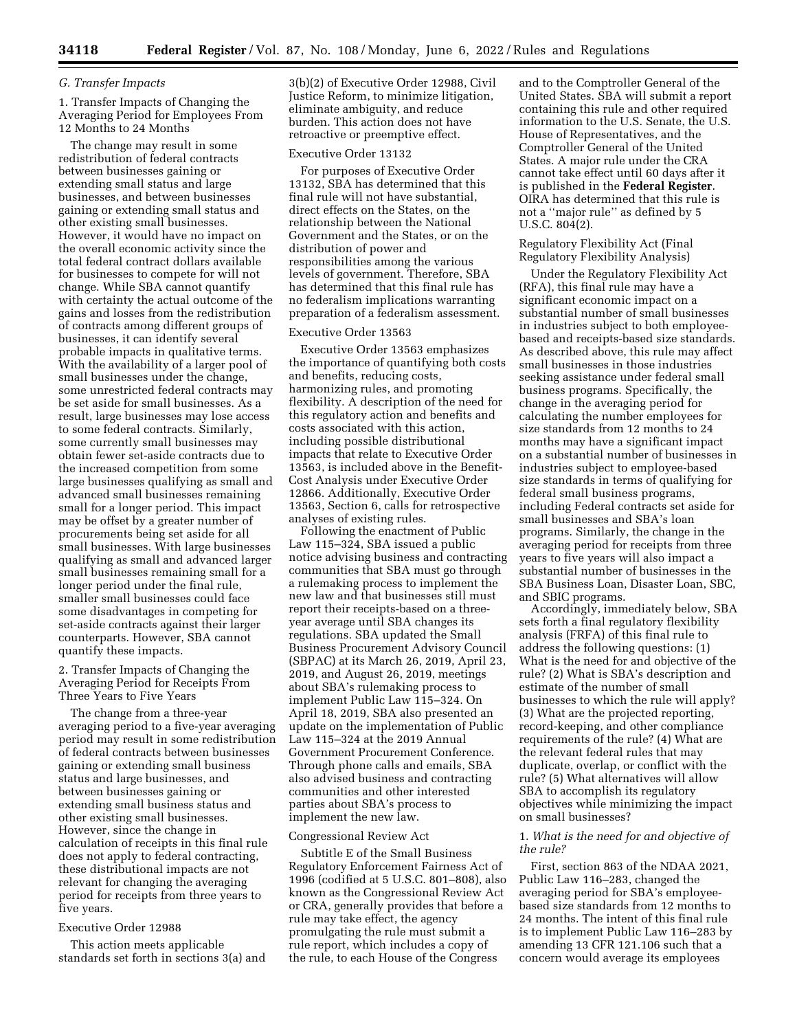### G. Transfer Impacts

1. Transfer Impacts of Changing the Averaging Period for Employees From 12 Months to 24 Months

The change may result in some redistribution of federal contracts between businesses gaining or extending small status and large businesses, and between businesses gaining or extending small status and other existing small businesses. However, it would have no impact on the overall economic activity since the total federal contract dollars available for businesses to compete for will not change. While SBA cannot quantify with certainty the actual outcome of the gains and losses from the redistribution of contracts among different groups of businesses, it can identify several probable impacts in qualitative terms. With the availability of a larger pool of small businesses under the change, some unrestricted federal contracts may be set aside for small businesses. As a result, large businesses may lose access to some federal contracts. Similarly, some currently small businesses may obtain fewer set-aside contracts due to the increased competition from some large businesses qualifying as small and advanced small businesses remaining small for a longer period. This impact may be offset by a greater number of procurements being set aside for all small businesses. With large businesses qualifying as small and advanced larger small businesses remaining small for a longer period under the final rule, smaller small businesses could face some disadvantages in competing for set-aside contracts against their larger counterparts. However, SBA cannot quantify these impacts.

2. Transfer Impacts of Changing the Averaging Period for Receipts From Three Years to Five Years

The change from a three-year averaging period to a five-year averaging period may result in some redistribution of federal contracts between businesses gaining or extending small business status and large businesses, and between businesses gaining or extending small business status and other existing small businesses. However, since the change in calculation of receipts in this final rule does not apply to federal contracting, these distributional impacts are not relevant for changing the averaging period for receipts from three years to five years.

Executive Order 12988

This action meets applicable standards set forth in sections 3(a) and 3(b)(2) of Executive Order 12988, Civil Justice Reform, to minimize litigation, eliminate ambiguity, and reduce burden. This action does not have retroactive or preemptive effect.

Executive Order 13132

For purposes of Executive Order 13132, SBA has determined that this final rule will not have substantial, direct effects on the States, on the relationship between the National Government and the States, or on the distribution of power and responsibilities among the various levels of government. Therefore, SBA has determined that this final rule has no federalism implications warranting preparation of a federalism assessment.

Executive Order 13563

Executive Order 13563 emphasizes the importance of quantifying both costs and benefits, reducing costs, harmonizing rules, and promoting flexibility. A description of the need for this regulatory action and benefits and costs associated with this action, including possible distributional impacts that relate to Executive Order 13563, is included above in the Benefit-Cost Analysis under Executive Order 12866. Additionally, Executive Order 13563, Section 6, calls for retrospective analyses of existing rules.

Following the enactment of Public Law 115–324, SBA issued a public notice advising business and contracting communities that SBA must go through a rulemaking process to implement the new law and that businesses still must report their receipts-based on a three-year average until SBA changes its regulations. SBA updated the Small Business Procurement Advisory Council (SBPAC) at its March 26, 2019, April 23, 2019, and August 26, 2019, meetings about SBA's rulemaking process to implement Public Law 115–324. On April 18, 2019, SBA also presented an update on the implementation of Public Law 115–324 at the 2019 Annual Government Procurement Conference. Through phone calls and emails, SBA also advised business and contracting communities and other interested parties about SBA's process to implement the new law.

Congressional Review Act

Subtitle E of the Small Business Regulatory Enforcement Fairness Act of 1996 (codified at 5 U.S.C. 801–808), also known as the Congressional Review Act or CRA, generally provides that before a rule may take effect, the agency promulgating the rule must submit a rule report, which includes a copy of the rule, to each House of the Congress and to the Comptroller General of the United States. SBA will submit a report containing this rule and other required information to the U.S. Senate, the U.S. House of Representatives, and the Comptroller General of the United States. A major rule under the CRA cannot take effect until 60 days after it is published in the **Federal Register**. OIRA has determined that this rule is not a ''major rule'' as defined by 5 U.S.C. 804(2).

Regulatory Flexibility Act (Final Regulatory Flexibility Analysis)

Under the Regulatory Flexibility Act (RFA), this final rule may have a significant economic impact on a substantial number of small businesses in industries subject to both employee-based and receipts-based size standards. As described above, this rule may affect small businesses in those industries seeking assistance under federal small business programs. Specifically, the change in the averaging period for calculating the number employees for size standards from 12 months to 24 months may have a significant impact on a substantial number of businesses in industries subject to employee-based size standards in terms of qualifying for federal small business programs, including Federal contracts set aside for small businesses and SBA's loan programs. Similarly, the change in the averaging period for receipts from three years to five years will also impact a substantial number of businesses in the SBA Business Loan, Disaster Loan, SBC, and SBIC programs.

Accordingly, immediately below, SBA sets forth a final regulatory flexibility analysis (FRFA) of this final rule to address the following questions: (1) What is the need for and objective of the rule? (2) What is SBA's description and estimate of the number of small businesses to which the rule will apply? (3) What are the projected reporting, record-keeping, and other compliance requirements of the rule? (4) What are the relevant federal rules that may duplicate, overlap, or conflict with the rule? (5) What alternatives will allow SBA to accomplish its regulatory objectives while minimizing the impact on small businesses?

1. *What is the need for and objective of the rule?*

First, section 863 of the NDAA 2021, Public Law 116–283, changed the averaging period for SBA's employee-based size standards from 12 months to 24 months. The intent of this final rule is to implement Public Law 116–283 by amending 13 CFR 121.106 such that a concern would average its employees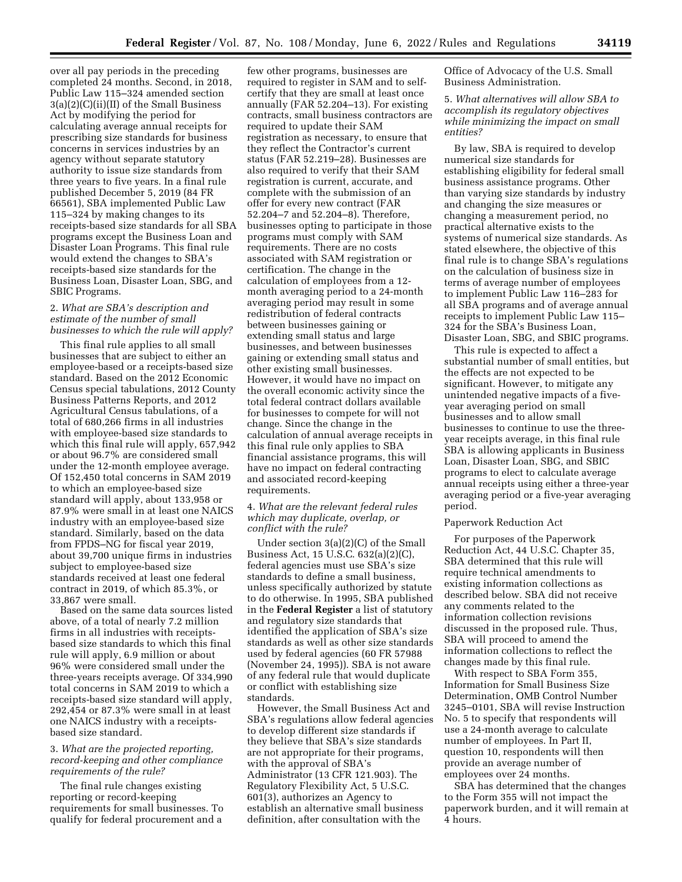over all pay periods in the preceding completed 24 months. Second, in 2018, Public Law 115–324 amended section 3(a)(2)(C)(ii)(II) of the Small Business Act by modifying the period for calculating average annual receipts for prescribing size standards for business concerns in services industries by an agency without separate statutory authority to issue size standards from three years to five years. In a final rule published December 5, 2019 (84 FR 66561), SBA implemented Public Law 115–324 by making changes to its receipts-based size standards for all SBA programs except the Business Loan and Disaster Loan Programs. This final rule would extend the changes to SBA's receipts-based size standards for the Business Loan, Disaster Loan, SBG, and SBIC Programs.

2. *What are SBA's description and estimate of the number of small businesses to which the rule will apply?*

This final rule applies to all small businesses that are subject to either an employee-based or a receipts-based size standard. Based on the 2012 Economic Census special tabulations, 2012 County Business Patterns Reports, and 2012 Agricultural Census tabulations, of a total of 680,266 firms in all industries with employee-based size standards to which this final rule will apply, 657,942 or about 96.7% are considered small under the 12-month employee average. Of 152,450 total concerns in SAM 2019 to which an employee-based size standard will apply, about 133,958 or 87.9% were small in at least one NAICS industry with an employee-based size standard. Similarly, based on the data from FPDS–NG for fiscal year 2019, about 39,700 unique firms in industries subject to employee-based size standards received at least one federal contract in 2019, of which 85.3%, or 33,867 were small.

Based on the same data sources listed above, of a total of nearly 7.2 million firms in all industries with receipts-based size standards to which this final rule will apply, 6.9 million or about 96% were considered small under the three-years receipts average. Of 334,990 total concerns in SAM 2019 to which a receipts-based size standard will apply, 292,454 or 87.3% were small in at least one NAICS industry with a receipts-based size standard.

3. *What are the projected reporting, record-keeping and other compliance requirements of the rule?*

The final rule changes existing reporting or record-keeping requirements for small businesses. To qualify for federal procurement and a few other programs, businesses are required to register in SAM and to self-certify that they are small at least once annually (FAR 52.204–13). For existing contracts, small business contractors are required to update their SAM registration as necessary, to ensure that they reflect the Contractor's current status (FAR 52.219–28). Businesses are also required to verify that their SAM registration is current, accurate, and complete with the submission of an offer for every new contract (FAR 52.204–7 and 52.204–8). Therefore, businesses opting to participate in those programs must comply with SAM requirements. There are no costs associated with SAM registration or certification. The change in the calculation of employees from a 12-month averaging period to a 24-month averaging period may result in some redistribution of federal contracts between businesses gaining or extending small status and large businesses, and between businesses gaining or extending small status and other existing small businesses. However, it would have no impact on the overall economic activity since the total federal contract dollars available for businesses to compete for will not change. Since the change in the calculation of annual average receipts in this final rule only applies to SBA financial assistance programs, this will have no impact on federal contracting and associated record-keeping requirements.

4. *What are the relevant federal rules which may duplicate, overlap, or conflict with the rule?*

Under section 3(a)(2)(C) of the Small Business Act, 15 U.S.C. 632(a)(2)(C), federal agencies must use SBA's size standards to define a small business, unless specifically authorized by statute to do otherwise. In 1995, SBA published in the **Federal Register** a list of statutory and regulatory size standards that identified the application of SBA's size standards as well as other size standards used by federal agencies (60 FR 57988 (November 24, 1995)). SBA is not aware of any federal rule that would duplicate or conflict with establishing size standards.

However, the Small Business Act and SBA's regulations allow federal agencies to develop different size standards if they believe that SBA's size standards are not appropriate for their programs, with the approval of SBA's Administrator (13 CFR 121.903). The Regulatory Flexibility Act, 5 U.S.C. 601(3), authorizes an Agency to establish an alternative small business definition, after consultation with the Office of Advocacy of the U.S. Small Business Administration.

5. *What alternatives will allow SBA to accomplish its regulatory objectives while minimizing the impact on small entities?*

By law, SBA is required to develop numerical size standards for establishing eligibility for federal small business assistance programs. Other than varying size standards by industry and changing the size measures or changing a measurement period, no practical alternative exists to the systems of numerical size standards. As stated elsewhere, the objective of this final rule is to change SBA's regulations on the calculation of business size in terms of average number of employees to implement Public Law 116–283 for all SBA programs and of average annual receipts to implement Public Law 115–324 for the SBA's Business Loan, Disaster Loan, SBG, and SBIC programs.

This rule is expected to affect a substantial number of small entities, but the effects are not expected to be significant. However, to mitigate any unintended negative impacts of a five-year averaging period on small businesses and to allow small businesses to continue to use the three-year receipts average, in this final rule SBA is allowing applicants in Business Loan, Disaster Loan, SBG, and SBIC programs to elect to calculate average annual receipts using either a three-year averaging period or a five-year averaging period.

## Paperwork Reduction Act

For purposes of the Paperwork Reduction Act, 44 U.S.C. Chapter 35, SBA determined that this rule will require technical amendments to existing information collections as described below. SBA did not receive any comments related to the information collection revisions discussed in the proposed rule. Thus, SBA will proceed to amend the information collections to reflect the changes made by this final rule.

With respect to SBA Form 355, Information for Small Business Size Determination, OMB Control Number 3245–0101, SBA will revise Instruction No. 5 to specify that respondents will use a 24-month average to calculate number of employees. In Part II, question 10, respondents will then provide an average number of employees over 24 months.

SBA has determined that the changes to the Form 355 will not impact the paperwork burden, and it will remain at 4 hours.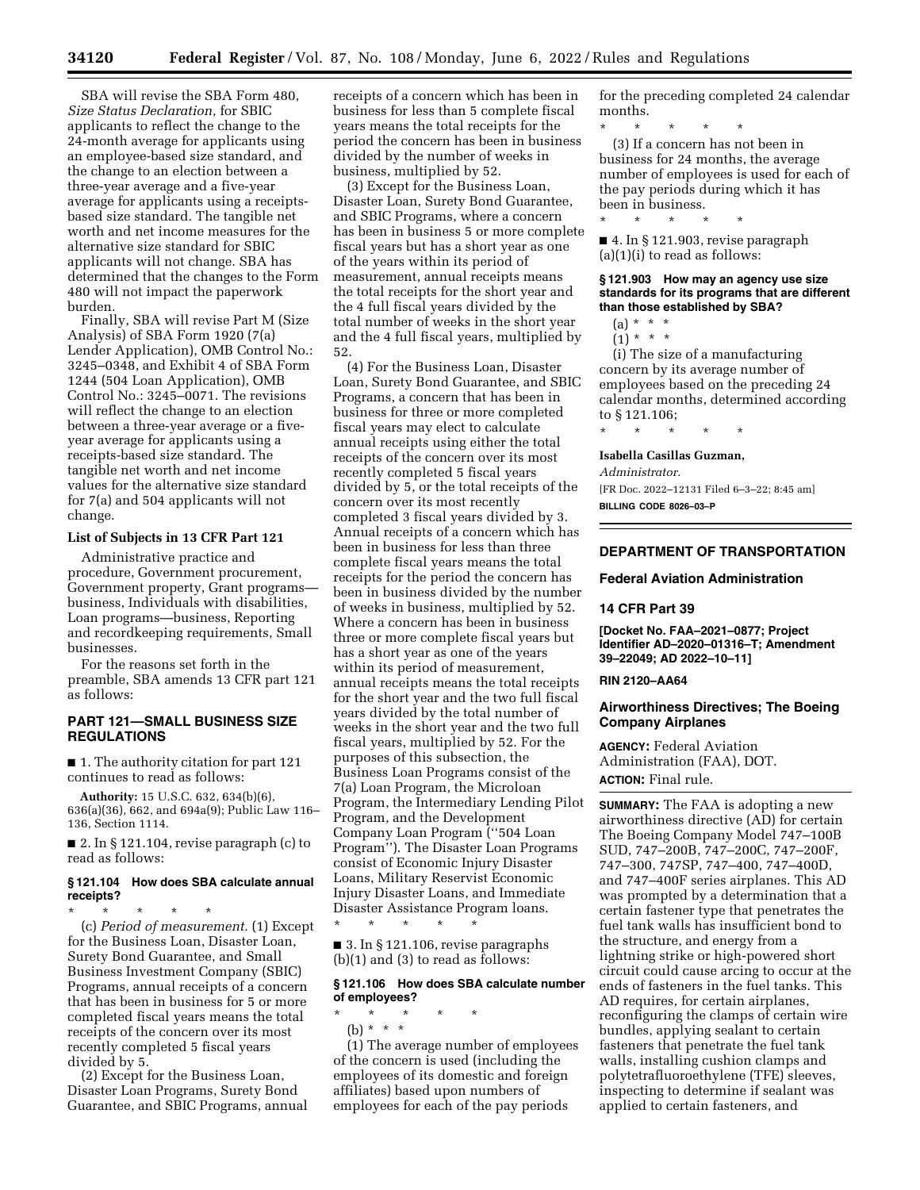SBA will revise the SBA Form 480, *Size Status Declaration,* for SBIC applicants to reflect the change to the 24-month average for applicants using an employee-based size standard, and the change to an election between a three-year average and a five-year average for applicants using a receipts-based size standard. The tangible net worth and net income measures for the alternative size standard for SBIC applicants will not change. SBA has determined that the changes to the Form 480 will not impact the paperwork burden.

Finally, SBA will revise Part M (Size Analysis) of SBA Form 1920 (7(a) Lender Application), OMB Control No.: 3245–0348, and Exhibit 4 of SBA Form 1244 (504 Loan Application), OMB Control No.: 3245–0071. The revisions will reflect the change to an election between a three-year average or a five-year average for applicants using a receipts-based size standard. The tangible net worth and net income values for the alternative size standard for 7(a) and 504 applicants will not change.

### List of Subjects in 13 CFR Part 121

Administrative practice and procedure, Government procurement, Government property, Grant programs—business, Individuals with disabilities, Loan programs—business, Reporting and recordkeeping requirements, Small businesses.

For the reasons set forth in the preamble, SBA amends 13 CFR part 121 as follows:

## PART 121—SMALL BUSINESS SIZE REGULATIONS

■ 1. The authority citation for part 121 continues to read as follows:

**Authority:** 15 U.S.C. 632, 634(b)(6), 636(a)(36), 662, and 694a(9); Public Law 116–136, Section 1114.

■ 2. In § 121.104, revise paragraph (c) to read as follows:

#### § 121.104 How does SBA calculate annual receipts?

\* \* \* \* \*

(c) *Period of measurement.* (1) Except for the Business Loan, Disaster Loan, Surety Bond Guarantee, and Small Business Investment Company (SBIC) Programs, annual receipts of a concern that has been in business for 5 or more completed fiscal years means the total receipts of the concern over its most recently completed 5 fiscal years divided by 5.

(2) Except for the Business Loan, Disaster Loan Programs, Surety Bond Guarantee, and SBIC Programs, annual receipts of a concern which has been in business for less than 5 complete fiscal years means the total receipts for the period the concern has been in business divided by the number of weeks in business, multiplied by 52.

(3) Except for the Business Loan, Disaster Loan, Surety Bond Guarantee, and SBIC Programs, where a concern has been in business 5 or more complete fiscal years but has a short year as one of the years within its period of measurement, annual receipts means the total receipts for the short year and the 4 full fiscal years divided by the total number of weeks in the short year and the 4 full fiscal years, multiplied by 52.

(4) For the Business Loan, Disaster Loan, Surety Bond Guarantee, and SBIC Programs, a concern that has been in business for three or more completed fiscal years may elect to calculate annual receipts using either the total receipts of the concern over its most recently completed 5 fiscal years divided by 5, or the total receipts of the concern over its most recently completed 3 fiscal years divided by 3. Annual receipts of a concern which has been in business for less than three complete fiscal years means the total receipts for the period the concern has been in business divided by the number of weeks in business, multiplied by 52. Where a concern has been in business three or more complete fiscal years but has a short year as one of the years within its period of measurement, annual receipts means the total receipts for the short year and the two full fiscal years divided by the total number of weeks in the short year and the two full fiscal years, multiplied by 52. For the purposes of this subsection, the Business Loan Programs consist of the 7(a) Loan Program, the Microloan Program, the Intermediary Lending Pilot Program, and the Development Company Loan Program (''504 Loan Program''). The Disaster Loan Programs consist of Economic Injury Disaster Loans, Military Reservist Economic Injury Disaster Loans, and Immediate Disaster Assistance Program loans.

\* \* \* \* \*

■ 3. In § 121.106, revise paragraphs (b)(1) and (3) to read as follows:

#### § 121.106 How does SBA calculate number of employees?

\* \* \* \* \*

(b) \* \* \*

(1) The average number of employees of the concern is used (including the employees of its domestic and foreign affiliates) based upon numbers of employees for each of the pay periods for the preceding completed 24 calendar months.

\* \* \* \* \*

(3) If a concern has not been in business for 24 months, the average number of employees is used for each of the pay periods during which it has been in business.

\* \* \* \* \*

■ 4. In § 121.903, revise paragraph (a)(1)(i) to read as follows:

#### § 121.903 How may an agency use size standards for its programs that are different than those established by SBA?

(a) \* \* \*

(1) \* \* \*

(i) The size of a manufacturing concern by its average number of employees based on the preceding 24 calendar months, determined according to § 121.106;

\* \* \* \* \*

**Isabella Casillas Guzman,**

*Administrator.*

[FR Doc. 2022–12131 Filed 6–3–22; 8:45 am]

**BILLING CODE 8026–03–P**

---

## DEPARTMENT OF TRANSPORTATION

## Federal Aviation Administration

## 14 CFR Part 39

**[Docket No. FAA–2021–0877; Project Identifier AD–2020–01316–T; Amendment 39–22049; AD 2022–10–11]**

**RIN 2120–AA64**

## Airworthiness Directives; The Boeing Company Airplanes

**AGENCY:** Federal Aviation Administration (FAA), DOT.

**ACTION:** Final rule.

**SUMMARY:** The FAA is adopting a new airworthiness directive (AD) for certain The Boeing Company Model 747–100B SUD, 747–200B, 747–200C, 747–200F, 747–300, 747SP, 747–400, 747–400D, and 747–400F series airplanes. This AD was prompted by a determination that a certain fastener type that penetrates the fuel tank walls has insufficient bond to the structure, and energy from a lightning strike or high-powered short circuit could cause arcing to occur at the ends of fasteners in the fuel tanks. This AD requires, for certain airplanes, reconfiguring the clamps of certain wire bundles, applying sealant to certain fasteners that penetrate the fuel tank walls, installing cushion clamps and polytetrafluoroethylene (TFE) sleeves, inspecting to determine if sealant was applied to certain fasteners, and